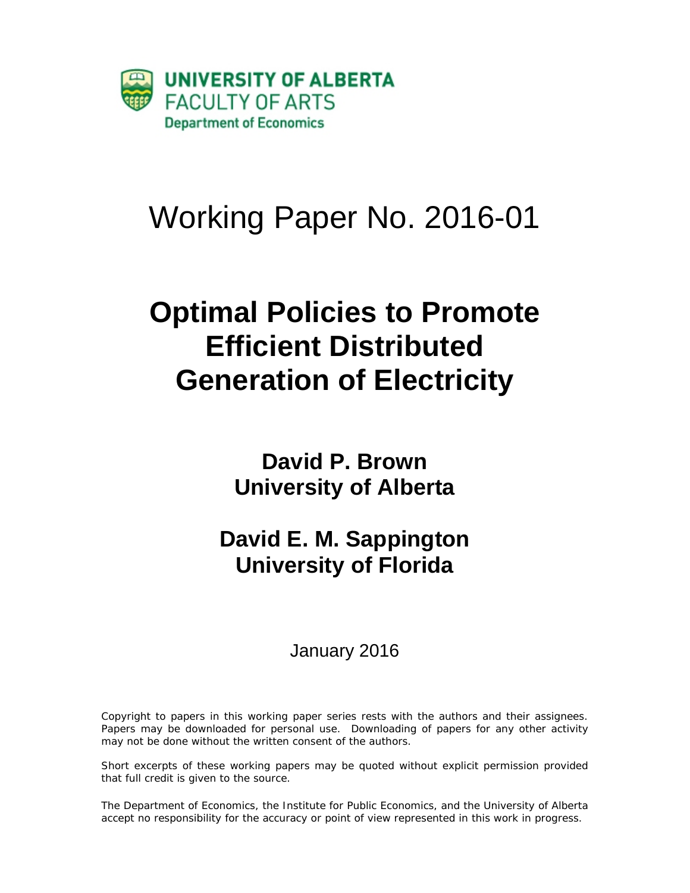UNIVERSITY OF ALBERTA
FACULTY OF ARTS
Department of Economics

# Working Paper No. 2016-01

# Optimal Policies to Promote Efficient Distributed Generation of Electricity

**David P. Brown**
**University of Alberta**

**David E. M. Sappington**
**University of Florida**

January 2016

Copyright to papers in this working paper series rests with the authors and their assignees. Papers may be downloaded for personal use. Downloading of papers for any other activity may not be done without the written consent of the authors.

Short excerpts of these working papers may be quoted without explicit permission provided that full credit is given to the source.

The Department of Economics, the Institute for Public Economics, and the University of Alberta accept no responsibility for the accuracy or point of view represented in this work in progress.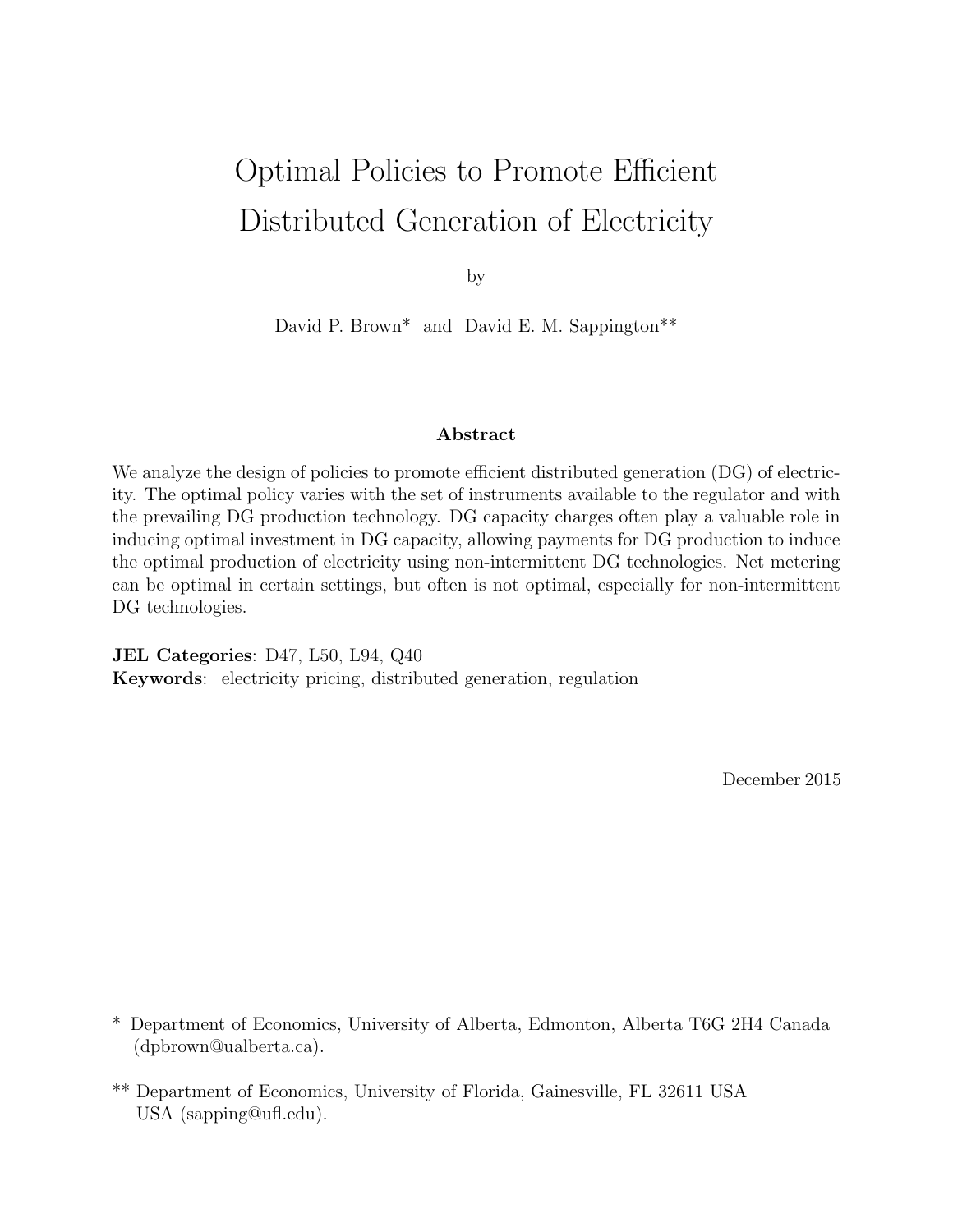# Optimal Policies to Promote Efficient Distributed Generation of Electricity

by

David P. Brown* and David E. M. Sappington**

### Abstract

We analyze the design of policies to promote efficient distributed generation (DG) of electricity. The optimal policy varies with the set of instruments available to the regulator and with the prevailing DG production technology. DG capacity charges often play a valuable role in inducing optimal investment in DG capacity, allowing payments for DG production to induce the optimal production of electricity using non-intermittent DG technologies. Net metering can be optimal in certain settings, but often is not optimal, especially for non-intermittent DG technologies.

**JEL Categories**: D47, L50, L94, Q40

**Keywords**: electricity pricing, distributed generation, regulation

December 2015

\* Department of Economics, University of Alberta, Edmonton, Alberta T6G 2H4 Canada (dpbrown@ualberta.ca).

\*\* Department of Economics, University of Florida, Gainesville, FL 32611 USA USA (sapping@ufl.edu).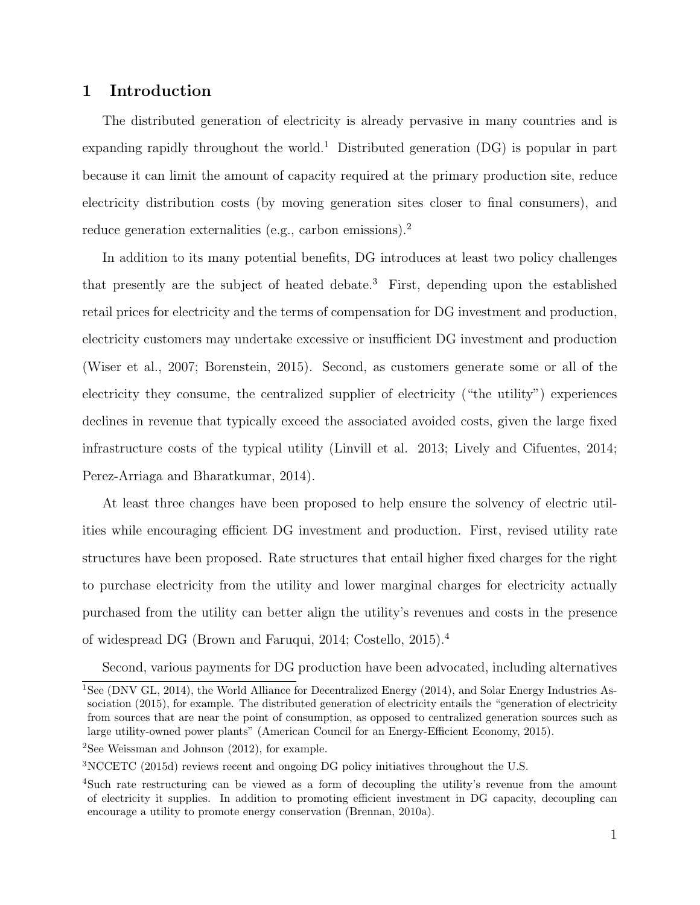# 1 Introduction

The distributed generation of electricity is already pervasive in many countries and is expanding rapidly throughout the world.[1] Distributed generation (DG) is popular in part because it can limit the amount of capacity required at the primary production site, reduce electricity distribution costs (by moving generation sites closer to final consumers), and reduce generation externalities (e.g., carbon emissions).[2]

In addition to its many potential benefits, DG introduces at least two policy challenges that presently are the subject of heated debate.[3] First, depending upon the established retail prices for electricity and the terms of compensation for DG investment and production, electricity customers may undertake excessive or insufficient DG investment and production (Wiser et al., 2007; Borenstein, 2015). Second, as customers generate some or all of the electricity they consume, the centralized supplier of electricity ("the utility") experiences declines in revenue that typically exceed the associated avoided costs, given the large fixed infrastructure costs of the typical utility (Linvill et al. 2013; Lively and Cifuentes, 2014; Perez-Arriaga and Bharatkumar, 2014).

At least three changes have been proposed to help ensure the solvency of electric utilities while encouraging efficient DG investment and production. First, revised utility rate structures have been proposed. Rate structures that entail higher fixed charges for the right to purchase electricity from the utility and lower marginal charges for electricity actually purchased from the utility can better align the utility's revenues and costs in the presence of widespread DG (Brown and Faruqui, 2014; Costello, 2015).[4]

Second, various payments for DG production have been advocated, including alternatives

[1] See (DNV GL, 2014), the World Alliance for Decentralized Energy (2014), and Solar Energy Industries Association (2015), for example. The distributed generation of electricity entails the "generation of electricity from sources that are near the point of consumption, as opposed to centralized generation sources such as large utility-owned power plants" (American Council for an Energy-Efficient Economy, 2015).

[2] See Weissman and Johnson (2012), for example.

[3] NCCETC (2015d) reviews recent and ongoing DG policy initiatives throughout the U.S.

[4] Such rate restructuring can be viewed as a form of decoupling the utility's revenue from the amount of electricity it supplies. In addition to promoting efficient investment in DG capacity, decoupling can encourage a utility to promote energy conservation (Brennan, 2010a).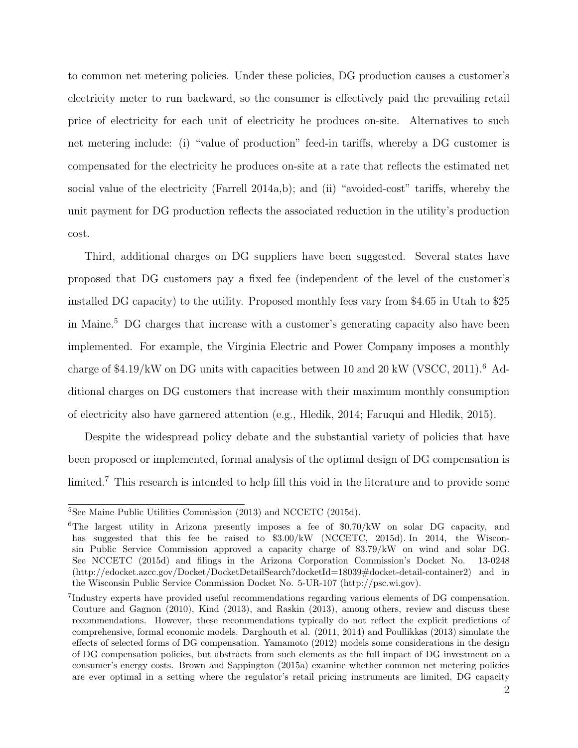to common net metering policies. Under these policies, DG production causes a customer's electricity meter to run backward, so the consumer is effectively paid the prevailing retail price of electricity for each unit of electricity he produces on-site. Alternatives to such net metering include: (i) "value of production" feed-in tariffs, whereby a DG customer is compensated for the electricity he produces on-site at a rate that reflects the estimated net social value of the electricity (Farrell 2014a,b); and (ii) "avoided-cost" tariffs, whereby the unit payment for DG production reflects the associated reduction in the utility's production cost.

Third, additional charges on DG suppliers have been suggested. Several states have proposed that DG customers pay a fixed fee (independent of the level of the customer's installed DG capacity) to the utility. Proposed monthly fees vary from $4.65 in Utah to $25 in Maine.[5] DG charges that increase with a customer's generating capacity also have been implemented. For example, the Virginia Electric and Power Company imposes a monthly charge of $4.19/kW on DG units with capacities between 10 and 20 kW (VSCC, 2011).[6] Additional charges on DG customers that increase with their maximum monthly consumption of electricity also have garnered attention (e.g., Hledik, 2014; Faruqui and Hledik, 2015).

Despite the widespread policy debate and the substantial variety of policies that have been proposed or implemented, formal analysis of the optimal design of DG compensation is limited.[7] This research is intended to help fill this void in the literature and to provide some

---

[5] See Maine Public Utilities Commission (2013) and NCCETC (2015d).

[6] The largest utility in Arizona presently imposes a fee of $0.70/kW on solar DG capacity, and has suggested that this fee be raised to $3.00/kW (NCCETC, 2015d). In 2014, the Wisconsin Public Service Commission approved a capacity charge of $3.79/kW on wind and solar DG. See NCCETC (2015d) and filings in the Arizona Corporation Commission's Docket No. 13-0248 (http://edocket.azcc.gov/Docket/DocketDetailSearch?docketId=18039#docket-detail-container2) and in the Wisconsin Public Service Commission Docket No. 5-UR-107 (http://psc.wi.gov).

[7] Industry experts have provided useful recommendations regarding various elements of DG compensation. Couture and Gagnon (2010), Kind (2013), and Raskin (2013), among others, review and discuss these recommendations. However, these recommendations typically do not reflect the explicit predictions of comprehensive, formal economic models. Darghouth et al. (2011, 2014) and Poullikkas (2013) simulate the effects of selected forms of DG compensation. Yamamoto (2012) models some considerations in the design of DG compensation policies, but abstracts from such elements as the full impact of DG investment on a consumer's energy costs. Brown and Sappington (2015a) examine whether common net metering policies are ever optimal in a setting where the regulator's retail pricing instruments are limited, DG capacity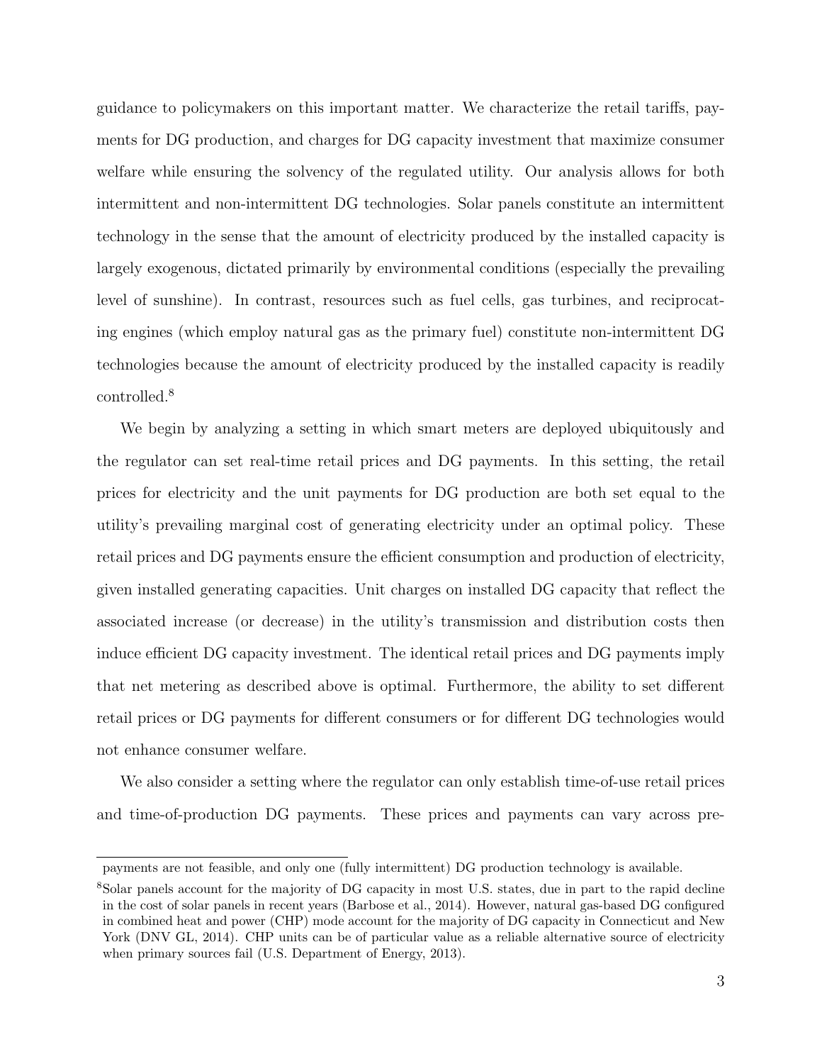guidance to policymakers on this important matter. We characterize the retail tariffs, payments for DG production, and charges for DG capacity investment that maximize consumer welfare while ensuring the solvency of the regulated utility. Our analysis allows for both intermittent and non-intermittent DG technologies. Solar panels constitute an intermittent technology in the sense that the amount of electricity produced by the installed capacity is largely exogenous, dictated primarily by environmental conditions (especially the prevailing level of sunshine). In contrast, resources such as fuel cells, gas turbines, and reciprocating engines (which employ natural gas as the primary fuel) constitute non-intermittent DG technologies because the amount of electricity produced by the installed capacity is readily controlled.[8]

We begin by analyzing a setting in which smart meters are deployed ubiquitously and the regulator can set real-time retail prices and DG payments. In this setting, the retail prices for electricity and the unit payments for DG production are both set equal to the utility's prevailing marginal cost of generating electricity under an optimal policy. These retail prices and DG payments ensure the efficient consumption and production of electricity, given installed generating capacities. Unit charges on installed DG capacity that reflect the associated increase (or decrease) in the utility's transmission and distribution costs then induce efficient DG capacity investment. The identical retail prices and DG payments imply that net metering as described above is optimal. Furthermore, the ability to set different retail prices or DG payments for different consumers or for different DG technologies would not enhance consumer welfare.

We also consider a setting where the regulator can only establish time-of-use retail prices and time-of-production DG payments. These prices and payments can vary across pre-

payments are not feasible, and only one (fully intermittent) DG production technology is available.

[8]Solar panels account for the majority of DG capacity in most U.S. states, due in part to the rapid decline in the cost of solar panels in recent years (Barbose et al., 2014). However, natural gas-based DG configured in combined heat and power (CHP) mode account for the majority of DG capacity in Connecticut and New York (DNV GL, 2014). CHP units can be of particular value as a reliable alternative source of electricity when primary sources fail (U.S. Department of Energy, 2013).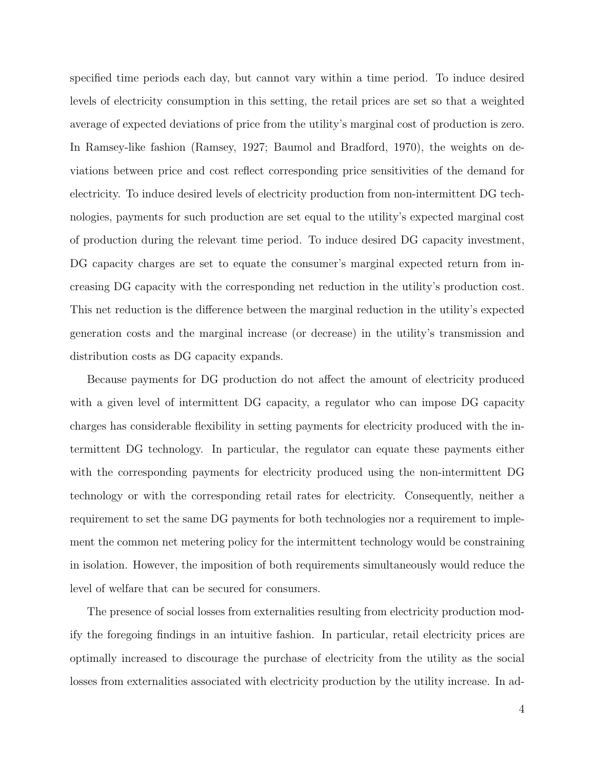specified time periods each day, but cannot vary within a time period. To induce desired levels of electricity consumption in this setting, the retail prices are set so that a weighted average of expected deviations of price from the utility's marginal cost of production is zero. In Ramsey-like fashion (Ramsey, 1927; Baumol and Bradford, 1970), the weights on deviations between price and cost reflect corresponding price sensitivities of the demand for electricity. To induce desired levels of electricity production from non-intermittent DG technologies, payments for such production are set equal to the utility's expected marginal cost of production during the relevant time period. To induce desired DG capacity investment, DG capacity charges are set to equate the consumer's marginal expected return from increasing DG capacity with the corresponding net reduction in the utility's production cost. This net reduction is the difference between the marginal reduction in the utility's expected generation costs and the marginal increase (or decrease) in the utility's transmission and distribution costs as DG capacity expands.

Because payments for DG production do not affect the amount of electricity produced with a given level of intermittent DG capacity, a regulator who can impose DG capacity charges has considerable flexibility in setting payments for electricity produced with the intermittent DG technology. In particular, the regulator can equate these payments either with the corresponding payments for electricity produced using the non-intermittent DG technology or with the corresponding retail rates for electricity. Consequently, neither a requirement to set the same DG payments for both technologies nor a requirement to implement the common net metering policy for the intermittent technology would be constraining in isolation. However, the imposition of both requirements simultaneously would reduce the level of welfare that can be secured for consumers.

The presence of social losses from externalities resulting from electricity production modify the foregoing findings in an intuitive fashion. In particular, retail electricity prices are optimally increased to discourage the purchase of electricity from the utility as the social losses from externalities associated with electricity production by the utility increase. In ad-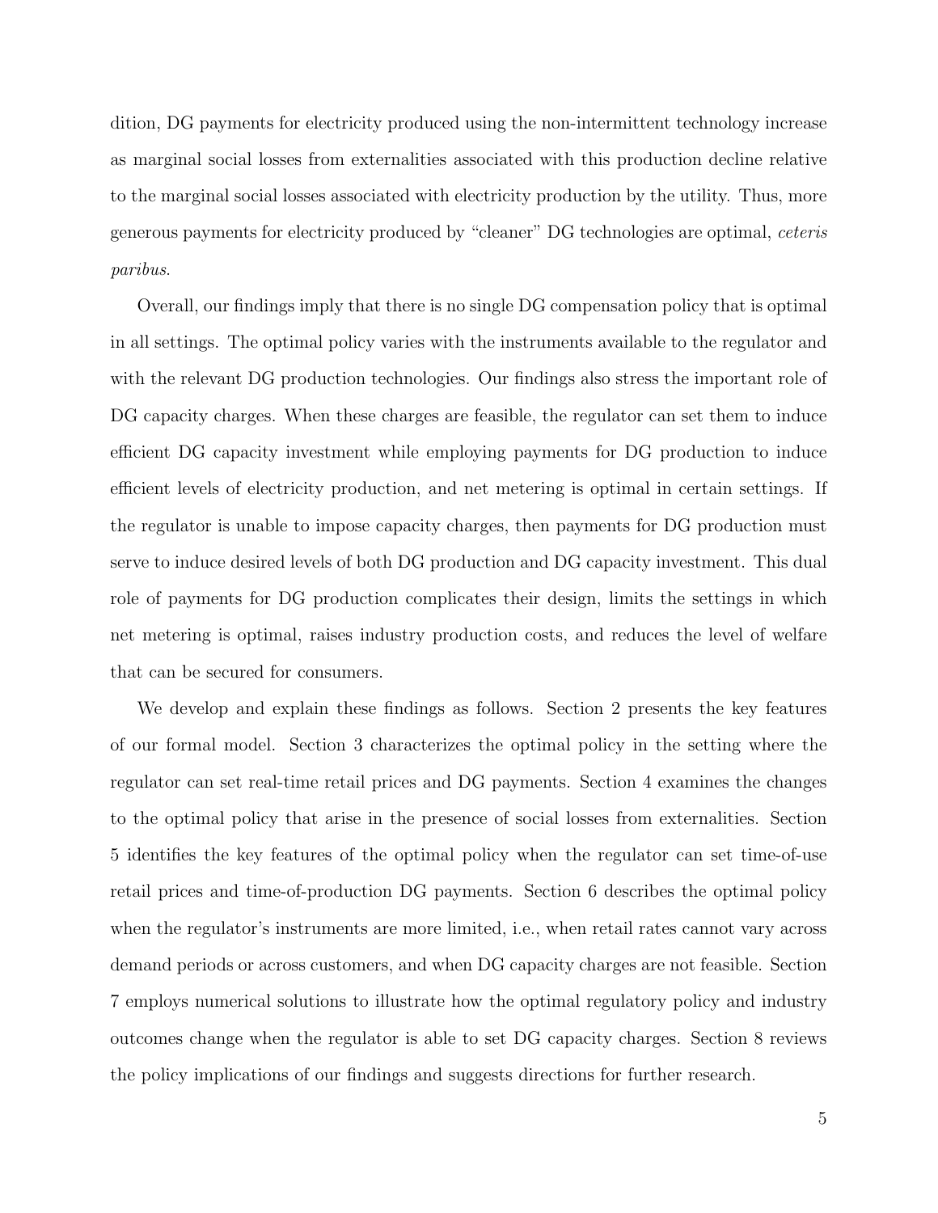dition, DG payments for electricity produced using the non-intermittent technology increase as marginal social losses from externalities associated with this production decline relative to the marginal social losses associated with electricity production by the utility. Thus, more generous payments for electricity produced by "cleaner" DG technologies are optimal, *ceteris paribus*.

Overall, our findings imply that there is no single DG compensation policy that is optimal in all settings. The optimal policy varies with the instruments available to the regulator and with the relevant DG production technologies. Our findings also stress the important role of DG capacity charges. When these charges are feasible, the regulator can set them to induce efficient DG capacity investment while employing payments for DG production to induce efficient levels of electricity production, and net metering is optimal in certain settings. If the regulator is unable to impose capacity charges, then payments for DG production must serve to induce desired levels of both DG production and DG capacity investment. This dual role of payments for DG production complicates their design, limits the settings in which net metering is optimal, raises industry production costs, and reduces the level of welfare that can be secured for consumers.

We develop and explain these findings as follows. Section 2 presents the key features of our formal model. Section 3 characterizes the optimal policy in the setting where the regulator can set real-time retail prices and DG payments. Section 4 examines the changes to the optimal policy that arise in the presence of social losses from externalities. Section 5 identifies the key features of the optimal policy when the regulator can set time-of-use retail prices and time-of-production DG payments. Section 6 describes the optimal policy when the regulator's instruments are more limited, i.e., when retail rates cannot vary across demand periods or across customers, and when DG capacity charges are not feasible. Section 7 employs numerical solutions to illustrate how the optimal regulatory policy and industry outcomes change when the regulator is able to set DG capacity charges. Section 8 reviews the policy implications of our findings and suggests directions for further research.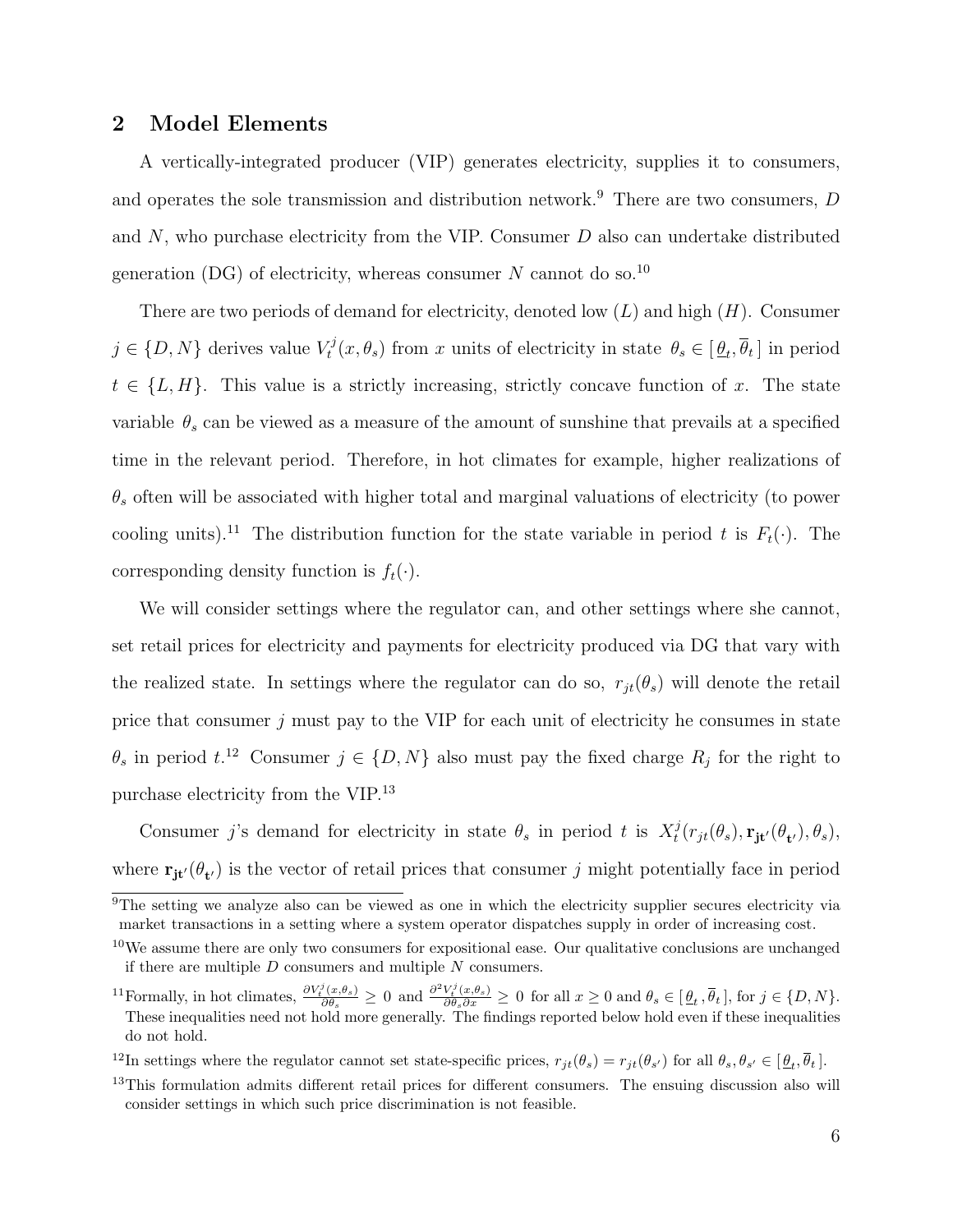## 2 Model Elements

A vertically-integrated producer (VIP) generates electricity, supplies it to consumers, and operates the sole transmission and distribution network.[9] There are two consumers, $D$ and $N$, who purchase electricity from the VIP. Consumer $D$ also can undertake distributed generation (DG) of electricity, whereas consumer $N$ cannot do so.[10]

There are two periods of demand for electricity, denoted low ($L$) and high ($H$). Consumer $j \in \{D, N\}$ derives value $V_t^j(x, \theta_s)$ from $x$ units of electricity in state $\theta_s \in [\underline{\theta}_t, \overline{\theta}_t]$ in period $t \in \{L, H\}$. This value is a strictly increasing, strictly concave function of $x$. The state variable $\theta_s$ can be viewed as a measure of the amount of sunshine that prevails at a specified time in the relevant period. Therefore, in hot climates for example, higher realizations of $\theta_s$ often will be associated with higher total and marginal valuations of electricity (to power cooling units).[11] The distribution function for the state variable in period $t$ is $F_t(\cdot)$. The corresponding density function is $f_t(\cdot)$.

We will consider settings where the regulator can, and other settings where she cannot, set retail prices for electricity and payments for electricity produced via DG that vary with the realized state. In settings where the regulator can do so, $r_{jt}(\theta_s)$ will denote the retail price that consumer $j$ must pay to the VIP for each unit of electricity he consumes in state $\theta_s$ in period $t$.[12] Consumer $j \in \{D, N\}$ also must pay the fixed charge $R_j$ for the right to purchase electricity from the VIP.[13]

Consumer $j$'s demand for electricity in state $\theta_s$ in period $t$ is $X_t^j(r_{jt}(\theta_s), \mathbf{r_{jt'}}(\theta_{\mathbf{t'}}), \theta_s)$, where $\mathbf{r_{jt'}}(\theta_{\mathbf{t'}})$ is the vector of retail prices that consumer $j$ might potentially face in period

---

[9] The setting we analyze also can be viewed as one in which the electricity supplier secures electricity via market transactions in a setting where a system operator dispatches supply in order of increasing cost.

[10] We assume there are only two consumers for expositional ease. Our qualitative conclusions are unchanged if there are multiple $D$ consumers and multiple $N$ consumers.

[11] Formally, in hot climates, $\frac{\partial V_t^j(x,\theta_s)}{\partial \theta_s} \geq 0$ and $\frac{\partial^2 V_t^j(x,\theta_s)}{\partial \theta_s \partial x} \geq 0$ for all $x \geq 0$ and $\theta_s \in [\underline{\theta}_t, \overline{\theta}_t]$, for $j \in \{D, N\}$. These inequalities need not hold more generally. The findings reported below hold even if these inequalities do not hold.

[12] In settings where the regulator cannot set state-specific prices, $r_{jt}(\theta_s) = r_{jt}(\theta_{s'})$ for all $\theta_s, \theta_{s'} \in [\underline{\theta}_t, \overline{\theta}_t]$.

[13] This formulation admits different retail prices for different consumers. The ensuing discussion also will consider settings in which such price discrimination is not feasible.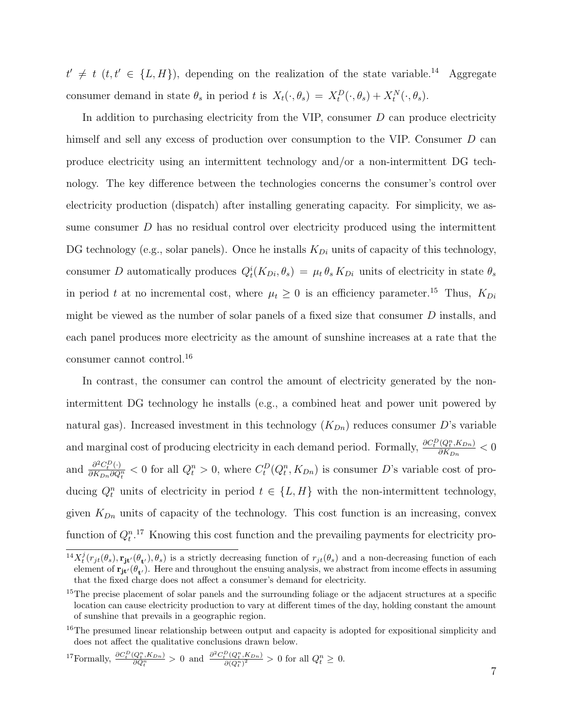$t' \neq t$ $(t, t' \in \{L, H\})$, depending on the realization of the state variable.[14] Aggregate consumer demand in state $\theta_s$ in period $t$ is $X_t(\cdot, \theta_s) = X_t^D(\cdot, \theta_s) + X_t^N(\cdot, \theta_s)$.

In addition to purchasing electricity from the VIP, consumer $D$ can produce electricity himself and sell any excess of production over consumption to the VIP. Consumer $D$ can produce electricity using an intermittent technology and/or a non-intermittent DG technology. The key difference between the technologies concerns the consumer's control over electricity production (dispatch) after installing generating capacity. For simplicity, we assume consumer $D$ has no residual control over electricity produced using the intermittent DG technology (e.g., solar panels). Once he installs $K_{Di}$ units of capacity of this technology, consumer $D$ automatically produces $Q_t^i(K_{Di}, \theta_s) = \mu_t \, \theta_s \, K_{Di}$ units of electricity in state $\theta_s$ in period $t$ at no incremental cost, where $\mu_t \geq 0$ is an efficiency parameter.[15] Thus, $K_{Di}$ might be viewed as the number of solar panels of a fixed size that consumer $D$ installs, and each panel produces more electricity as the amount of sunshine increases at a rate that the consumer cannot control.[16]

In contrast, the consumer can control the amount of electricity generated by the non-intermittent DG technology he installs (e.g., a combined heat and power unit powered by natural gas). Increased investment in this technology ($K_{Dn}$) reduces consumer $D$'s variable and marginal cost of producing electricity in each demand period. Formally, $\frac{\partial C_t^D(Q_t^n, K_{Dn})}{\partial K_{Dn}} < 0$ and $\frac{\partial^2 C_t^D(\cdot)}{\partial K_{Dn} \partial Q_t^n} < 0$ for all $Q_t^n > 0$, where $C_t^D(Q_t^n, K_{Dn})$ is consumer $D$'s variable cost of producing $Q_t^n$ units of electricity in period $t \in \{L, H\}$ with the non-intermittent technology, given $K_{Dn}$ units of capacity of the technology. This cost function is an increasing, convex function of $Q_t^n$.[17] Knowing this cost function and the prevailing payments for electricity pro-

[14] $X_t^j(r_{jt}(\theta_s), \mathbf{r_{jt'}}(\theta_{\mathbf{t'}}), \theta_s)$ is a strictly decreasing function of $r_{jt}(\theta_s)$ and a non-decreasing function of each element of $\mathbf{r_{jt'}}(\theta_{\mathbf{t'}})$. Here and throughout the ensuing analysis, we abstract from income effects in assuming that the fixed charge does not affect a consumer's demand for electricity.

[15] The precise placement of solar panels and the surrounding foliage or the adjacent structures at a specific location can cause electricity production to vary at different times of the day, holding constant the amount of sunshine that prevails in a geographic region.

[16] The presumed linear relationship between output and capacity is adopted for expositional simplicity and does not affect the qualitative conclusions drawn below.

[17] Formally, $\frac{\partial C_t^D(Q_t^n, K_{Dn})}{\partial Q_t^n} > 0$ and $\frac{\partial^2 C_t^D(Q_t^n, K_{Dn})}{\partial (Q_t^n)^2} > 0$ for all $Q_t^n \geq 0$.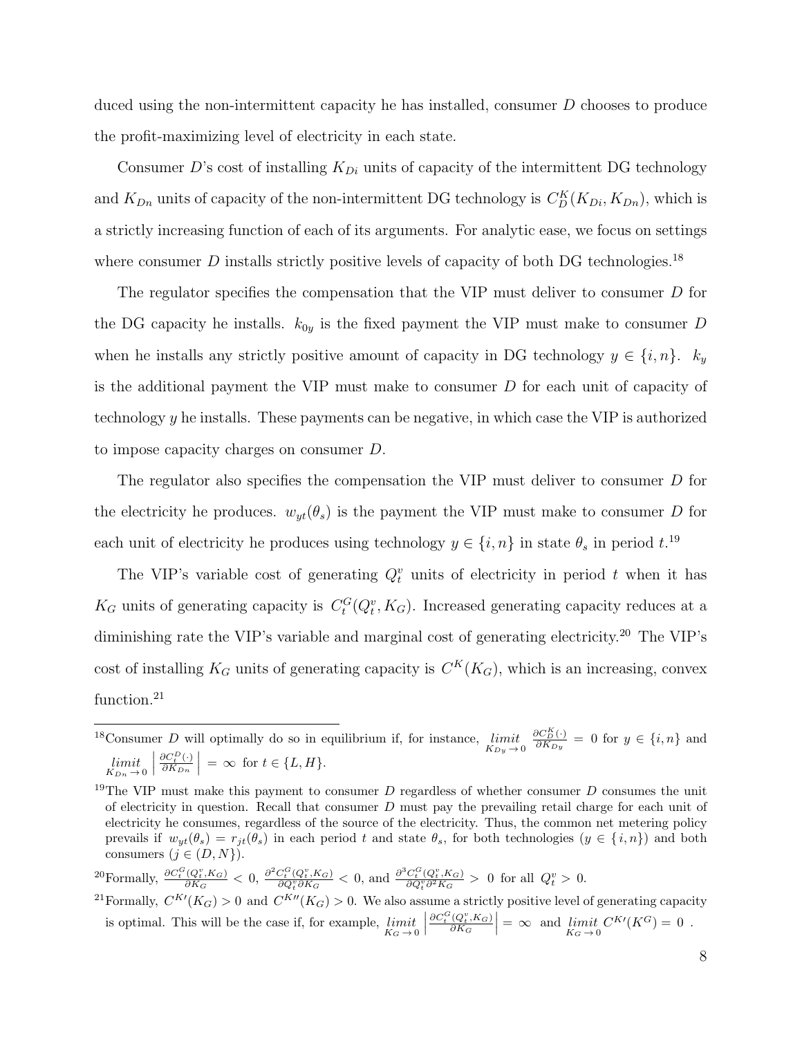duced using the non-intermittent capacity he has installed, consumer $D$ chooses to produce the profit-maximizing level of electricity in each state.

Consumer $D$'s cost of installing $K_{Di}$ units of capacity of the intermittent DG technology and $K_{Dn}$ units of capacity of the non-intermittent DG technology is $C_D^K(K_{Di}, K_{Dn})$, which is a strictly increasing function of each of its arguments. For analytic ease, we focus on settings where consumer $D$ installs strictly positive levels of capacity of both DG technologies.[18]

The regulator specifies the compensation that the VIP must deliver to consumer $D$ for the DG capacity he installs. $k_{0y}$ is the fixed payment the VIP must make to consumer $D$ when he installs any strictly positive amount of capacity in DG technology $y \in \{i, n\}$. $k_y$ is the additional payment the VIP must make to consumer $D$ for each unit of capacity of technology $y$ he installs. These payments can be negative, in which case the VIP is authorized to impose capacity charges on consumer $D$.

The regulator also specifies the compensation the VIP must deliver to consumer $D$ for the electricity he produces. $w_{yt}(\theta_s)$ is the payment the VIP must make to consumer $D$ for each unit of electricity he produces using technology $y \in \{i, n\}$ in state $\theta_s$ in period $t$.[19]

The VIP's variable cost of generating $Q_t^v$ units of electricity in period $t$ when it has $K_G$ units of generating capacity is $C_t^G(Q_t^v, K_G)$. Increased generating capacity reduces at a diminishing rate the VIP's variable and marginal cost of generating electricity.[20] The VIP's cost of installing $K_G$ units of generating capacity is $C^K(K_G)$, which is an increasing, convex function.[21]

---

[18]Consumer $D$ will optimally do so in equilibrium if, for instance, $\underset{K_{Dy} \to 0}{limit} \; \frac{\partial C_D^K(\cdot)}{\partial K_{Dy}} = 0$ for $y \in \{i, n\}$ and $\underset{K_{Dn} \to 0}{limit} \left| \frac{\partial C_t^D(\cdot)}{\partial K_{Dn}} \right| = \infty$ for $t \in \{L, H\}$.

[19]The VIP must make this payment to consumer $D$ regardless of whether consumer $D$ consumes the unit of electricity in question. Recall that consumer $D$ must pay the prevailing retail charge for each unit of electricity he consumes, regardless of the source of the electricity. Thus, the common net metering policy prevails if $w_{yt}(\theta_s) = r_{jt}(\theta_s)$ in each period $t$ and state $\theta_s$, for both technologies ($y \in \{i, n\}$) and both consumers ($j \in (D, N\}$).

[20]Formally, $\frac{\partial C_t^G(Q_t^v, K_G)}{\partial K_G} < 0$, $\frac{\partial^2 C_t^G(Q_t^v, K_G)}{\partial Q_t^v \partial K_G} < 0$, and $\frac{\partial^3 C_t^G(Q_t^v, K_G)}{\partial Q_t^v \partial^2 K_G} > 0$ for all $Q_t^v > 0$.

[21]Formally, $C^{K\prime}(K_G) > 0$ and $C^{K\prime\prime}(K_G) > 0$. We also assume a strictly positive level of generating capacity is optimal. This will be the case if, for example, $\underset{K_G \to 0}{limit} \left| \frac{\partial C_t^G(Q_t^v, K_G)}{\partial K_G} \right| = \infty$ and $\underset{K_G \to 0}{limit} \; C^{K\prime}(K^G) = 0$ .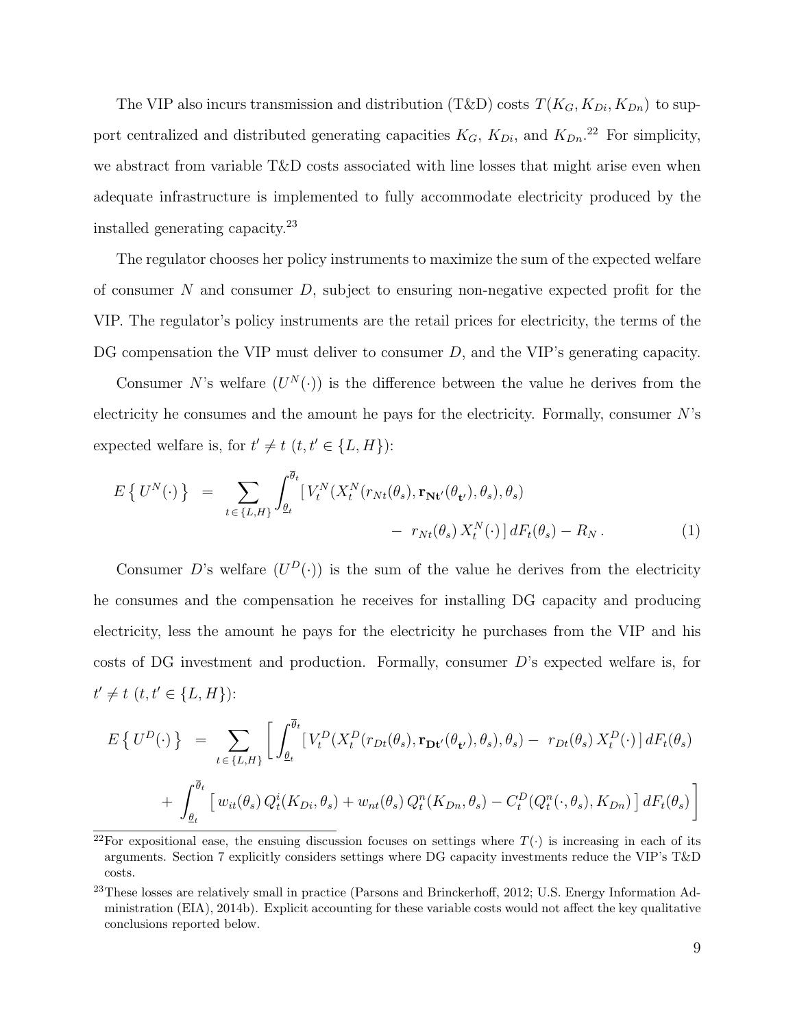The VIP also incurs transmission and distribution (T&D) costs $T(K_G, K_{Di}, K_{Dn})$ to support centralized and distributed generating capacities $K_G$, $K_{Di}$, and $K_{Dn}$.[22] For simplicity, we abstract from variable T&D costs associated with line losses that might arise even when adequate infrastructure is implemented to fully accommodate electricity produced by the installed generating capacity.[23]

The regulator chooses her policy instruments to maximize the sum of the expected welfare of consumer $N$ and consumer $D$, subject to ensuring non-negative expected profit for the VIP. The regulator's policy instruments are the retail prices for electricity, the terms of the DG compensation the VIP must deliver to consumer $D$, and the VIP's generating capacity.

Consumer $N$'s welfare ($U^N(\cdot)$) is the difference between the value he derives from the electricity he consumes and the amount he pays for the electricity. Formally, consumer $N$'s expected welfare is, for $t' \neq t$ $(t, t' \in \{L, H\})$:

$$
\begin{aligned}
E\left\{ U^N(\cdot) \right\} \;\; = \;\; \sum_{t \in \{L,H\}} \int_{\underline{\theta}_t}^{\overline{\theta}_t} [\, & V_t^N(X_t^N(r_{Nt}(\theta_s), \mathbf{r_{Nt'}}(\theta_{\mathbf{t'}}), \theta_s), \theta_s) \\
& - \; r_{Nt}(\theta_s)\, X_t^N(\cdot)\,]\, dF_t(\theta_s) - R_N \, . \qquad (1)
\end{aligned}
$$

Consumer $D$'s welfare ($U^D(\cdot)$) is the sum of the value he derives from the electricity he consumes and the compensation he receives for installing DG capacity and producing electricity, less the amount he pays for the electricity he purchases from the VIP and his costs of DG investment and production. Formally, consumer $D$'s expected welfare is, for $t' \neq t$ $(t, t' \in \{L, H\})$:

$$
\begin{aligned}
E\left\{ U^D(\cdot) \right\} \;\; = \;\; \sum_{t \in \{L,H\}} \Bigg[ & \int_{\underline{\theta}_t}^{\overline{\theta}_t} [\, V_t^D(X_t^D(r_{Dt}(\theta_s), \mathbf{r_{Dt'}}(\theta_{\mathbf{t'}}), \theta_s), \theta_s) - \; r_{Dt}(\theta_s)\, X_t^D(\cdot)\,]\, dF_t(\theta_s) \\
& + \int_{\underline{\theta}_t}^{\overline{\theta}_t} \left[\, w_{it}(\theta_s)\, Q_t^i(K_{Di}, \theta_s) + w_{nt}(\theta_s)\, Q_t^n(K_{Dn}, \theta_s) - C_t^D(Q_t^n(\cdot, \theta_s), K_{Dn}) \,\right] dF_t(\theta_s) \Bigg]
\end{aligned}
$$

[22] For expositional ease, the ensuing discussion focuses on settings where $T(\cdot)$ is increasing in each of its arguments. Section 7 explicitly considers settings where DG capacity investments reduce the VIP's T&D costs.

[23] These losses are relatively small in practice (Parsons and Brinckerhoff, 2012; U.S. Energy Information Administration (EIA), 2014b). Explicit accounting for these variable costs would not affect the key qualitative conclusions reported below.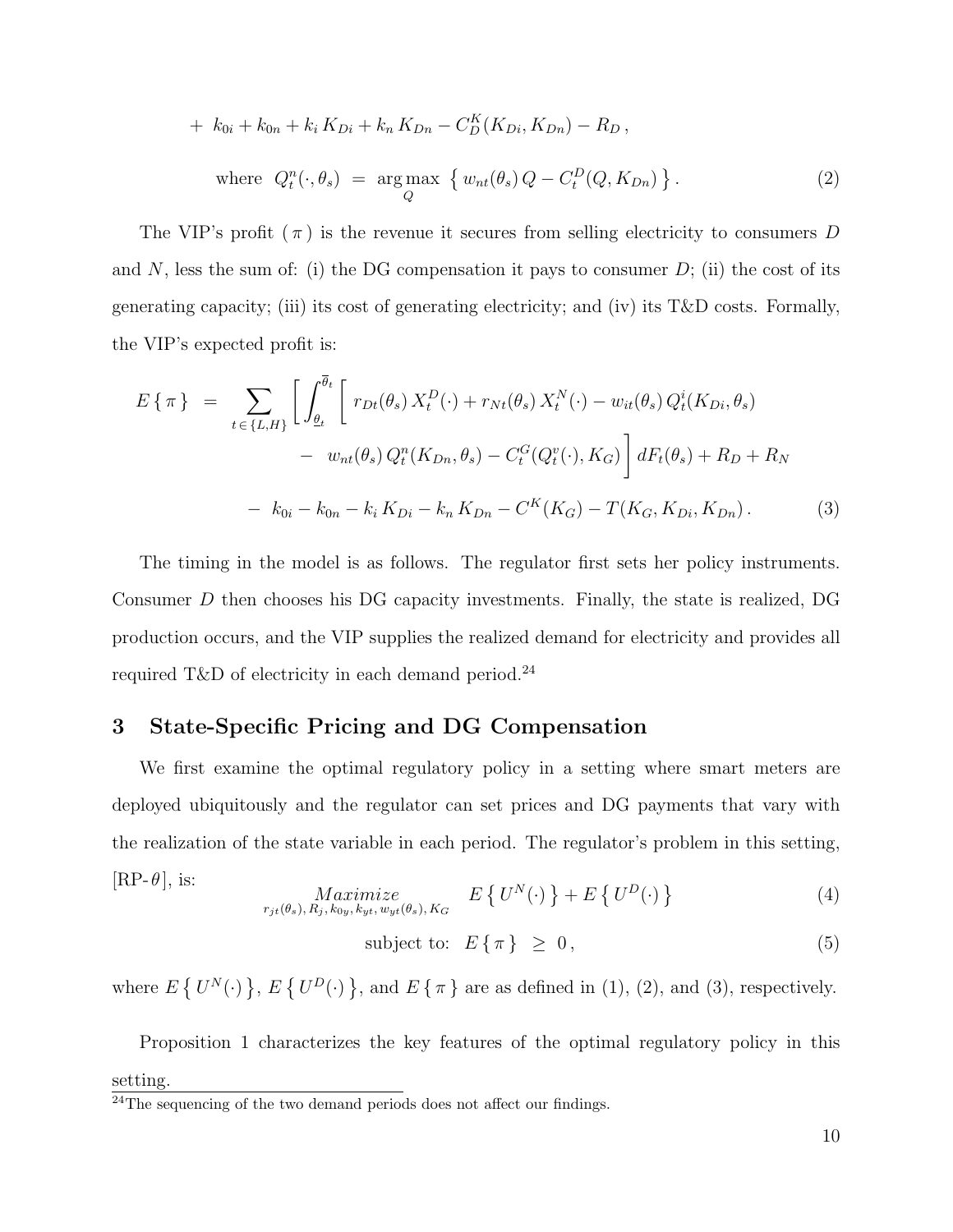$$+ \;\; k_{0i} + k_{0n} + k_i \, K_{Di} + k_n \, K_{Dn} - C_D^K(K_{Di}, K_{Dn}) - R_D \, ,$$

$$\text{where} \;\; Q_t^n(\cdot, \theta_s) \;=\; \underset{Q}{\arg\max} \; \left\{ \, w_{nt}(\theta_s) \, Q - C_t^D(Q, K_{Dn}) \, \right\}. \tag{2}$$

The VIP's profit ( $\pi$ ) is the revenue it secures from selling electricity to consumers $D$ and $N$, less the sum of: (i) the DG compensation it pays to consumer $D$; (ii) the cost of its generating capacity; (iii) its cost of generating electricity; and (iv) its T&D costs. Formally, the VIP's expected profit is:

$$\begin{aligned} E\{\,\pi\,\} \;\;=\;\; & \sum_{t\,\in\,\{L,H\}} \left[ \int_{\underline{\theta}_t}^{\overline{\theta}_t} \left[ \; r_{Dt}(\theta_s)\, X_t^D(\cdot) + r_{Nt}(\theta_s)\, X_t^N(\cdot) - w_{it}(\theta_s)\, Q_t^i(K_{Di}, \theta_s) \right. \right. \\ & \left. \left. \quad - \;\; w_{nt}(\theta_s)\, Q_t^n(K_{Dn}, \theta_s) - C_t^G(Q_t^v(\cdot), K_G) \right] dF_t(\theta_s) + R_D + R_N \right. \\ & - \;\; k_{0i} - k_{0n} - k_i\, K_{Di} - k_n\, K_{Dn} - C^K(K_G) - T(K_G, K_{Di}, K_{Dn})\,. \end{aligned} \tag{3}$$

The timing in the model is as follows. The regulator first sets her policy instruments. Consumer $D$ then chooses his DG capacity investments. Finally, the state is realized, DG production occurs, and the VIP supplies the realized demand for electricity and provides all required T&D of electricity in each demand period.[24]

## 3 State-Specific Pricing and DG Compensation

We first examine the optimal regulatory policy in a setting where smart meters are deployed ubiquitously and the regulator can set prices and DG payments that vary with the realization of the state variable in each period. The regulator's problem in this setting, [RP-$\theta$], is:

$$\underset{r_{jt}(\theta_s),\, R_j,\, k_{0y},\, k_{yt},\, w_{yt}(\theta_s),\, K_G}{Maximize} \quad E\left\{\, U^N(\cdot)\,\right\} + E\left\{\, U^D(\cdot)\,\right\} \tag{4}$$

$$\text{subject to:} \;\; E\{\,\pi\,\} \;\geq\; 0\,, \tag{5}$$

where $E\left\{\, U^N(\cdot)\,\right\}$, $E\left\{\, U^D(\cdot)\,\right\}$, and $E\{\,\pi\,\}$ are as defined in (1), (2), and (3), respectively.

Proposition 1 characterizes the key features of the optimal regulatory policy in this setting.

[24]The sequencing of the two demand periods does not affect our findings.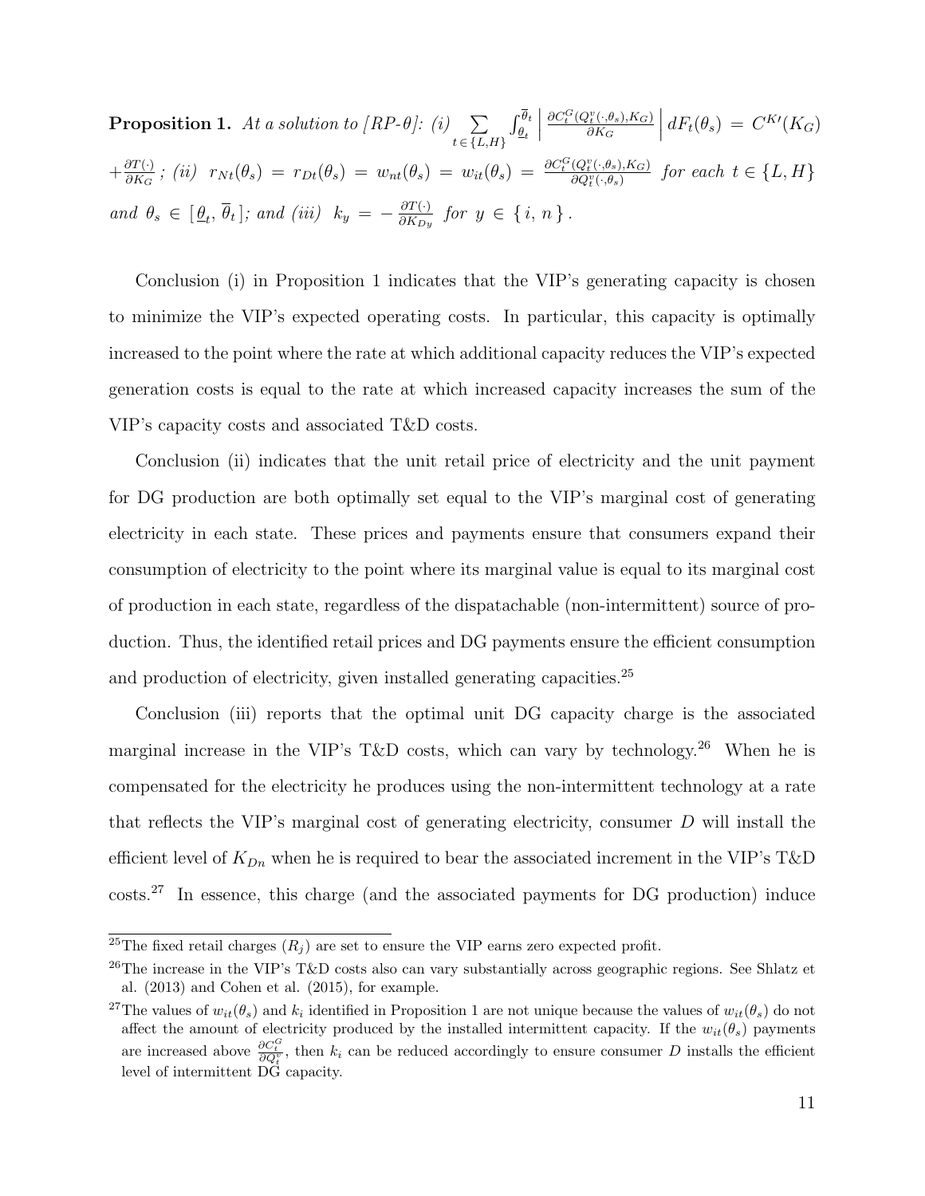**Proposition 1.** *At a solution to [RP-θ]: (i)* $\sum_{t \in \{L,H\}} \int_{\underline{\theta}_t}^{\overline{\theta}_t} \left| \frac{\partial C_t^G(Q_t^v(\cdot,\theta_s),K_G)}{\partial K_G} \right| dF_t(\theta_s) = C^{K\prime}(K_G) + \frac{\partial T(\cdot)}{\partial K_G}$ *; (ii)* $r_{Nt}(\theta_s) = r_{Dt}(\theta_s) = w_{nt}(\theta_s) = w_{it}(\theta_s) = \frac{\partial C_t^G(Q_t^v(\cdot,\theta_s),K_G)}{\partial Q_t^v(\cdot,\theta_s)}$ *for each* $t \in \{L, H\}$ *and* $\theta_s \in [\underline{\theta}_t, \overline{\theta}_t]$*; and (iii)* $k_y = -\frac{\partial T(\cdot)}{\partial K_{Dy}}$ *for* $y \in \{i, n\}$.

Conclusion (i) in Proposition 1 indicates that the VIP's generating capacity is chosen to minimize the VIP's expected operating costs. In particular, this capacity is optimally increased to the point where the rate at which additional capacity reduces the VIP's expected generation costs is equal to the rate at which increased capacity increases the sum of the VIP's capacity costs and associated T&D costs.

Conclusion (ii) indicates that the unit retail price of electricity and the unit payment for DG production are both optimally set equal to the VIP's marginal cost of generating electricity in each state. These prices and payments ensure that consumers expand their consumption of electricity to the point where its marginal value is equal to its marginal cost of production in each state, regardless of the dispatachable (non-intermittent) source of production. Thus, the identified retail prices and DG payments ensure the efficient consumption and production of electricity, given installed generating capacities.[25]

Conclusion (iii) reports that the optimal unit DG capacity charge is the associated marginal increase in the VIP's T&D costs, which can vary by technology.[26] When he is compensated for the electricity he produces using the non-intermittent technology at a rate that reflects the VIP's marginal cost of generating electricity, consumer $D$ will install the efficient level of $K_{Dn}$ when he is required to bear the associated increment in the VIP's T&D costs.[27] In essence, this charge (and the associated payments for DG production) induce

---

[25] The fixed retail charges ($R_j$) are set to ensure the VIP earns zero expected profit.

[26] The increase in the VIP's T&D costs also can vary substantially across geographic regions. See Shlatz et al. (2013) and Cohen et al. (2015), for example.

[27] The values of $w_{it}(\theta_s)$ and $k_i$ identified in Proposition 1 are not unique because the values of $w_{it}(\theta_s)$ do not affect the amount of electricity produced by the installed intermittent capacity. If the $w_{it}(\theta_s)$ payments are increased above $\frac{\partial C_t^G}{\partial Q_t^v}$, then $k_i$ can be reduced accordingly to ensure consumer $D$ installs the efficient level of intermittent DG capacity.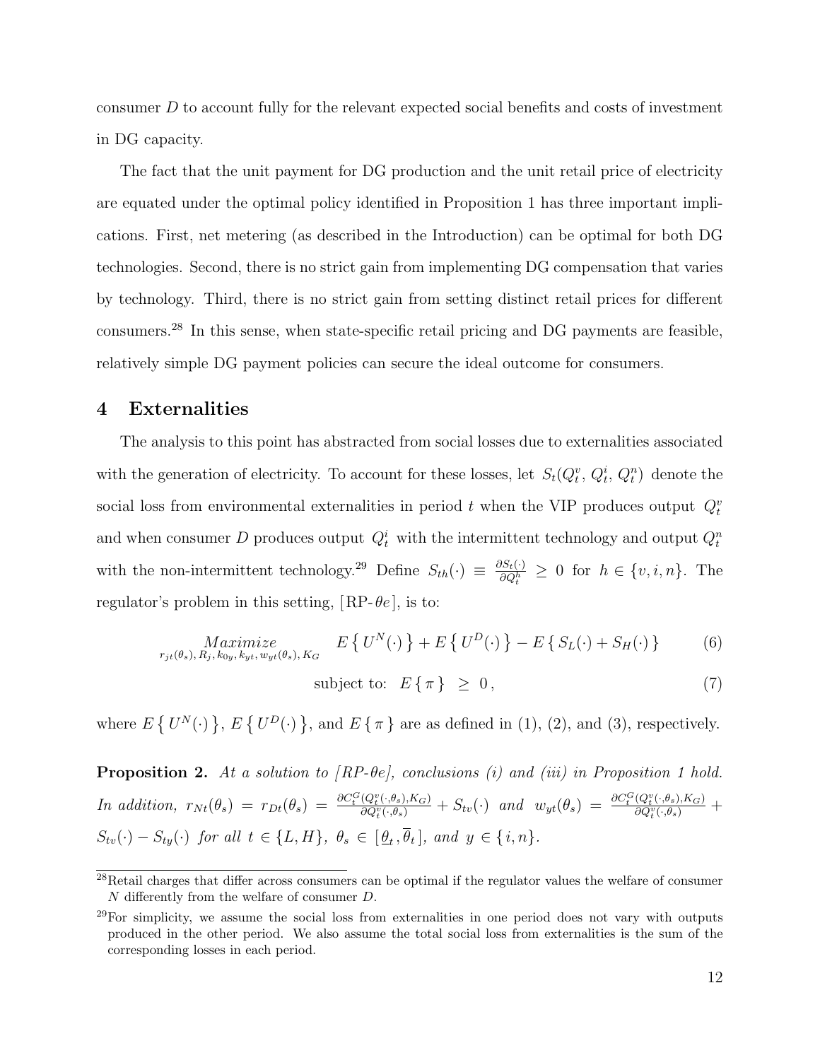consumer $D$ to account fully for the relevant expected social benefits and costs of investment in DG capacity.

The fact that the unit payment for DG production and the unit retail price of electricity are equated under the optimal policy identified in Proposition 1 has three important implications. First, net metering (as described in the Introduction) can be optimal for both DG technologies. Second, there is no strict gain from implementing DG compensation that varies by technology. Third, there is no strict gain from setting distinct retail prices for different consumers.[28] In this sense, when state-specific retail pricing and DG payments are feasible, relatively simple DG payment policies can secure the ideal outcome for consumers.

## 4 Externalities

The analysis to this point has abstracted from social losses due to externalities associated with the generation of electricity. To account for these losses, let $S_t(Q_t^v, Q_t^i, Q_t^n)$ denote the social loss from environmental externalities in period $t$ when the VIP produces output $Q_t^v$ and when consumer $D$ produces output $Q_t^i$ with the intermittent technology and output $Q_t^n$ with the non-intermittent technology.[29] Define $S_{th}(\cdot) \equiv \frac{\partial S_t(\cdot)}{\partial Q_t^h} \geq 0$ for $h \in \{v, i, n\}$. The regulator's problem in this setting, [RP-$\theta e$], is to:

$$\underset{r_{jt}(\theta_s),\, R_j,\, k_{0y},\, k_{yt},\, w_{yt}(\theta_s),\, K_G}{Maximize} \quad E\left\{\, U^N(\cdot)\,\right\} + E\left\{\, U^D(\cdot)\,\right\} - E\left\{\, S_L(\cdot) + S_H(\cdot)\,\right\} \tag{6}$$

$$\text{subject to:} \quad E\{\,\pi\,\} \;\geq\; 0\,, \tag{7}$$

where $E\left\{\, U^N(\cdot)\,\right\}$, $E\left\{\, U^D(\cdot)\,\right\}$, and $E\{\,\pi\,\}$ are as defined in (1), (2), and (3), respectively.

**Proposition 2.** *At a solution to [RP-$\theta e$], conclusions (i) and (iii) in Proposition 1 hold. In addition,* $r_{Nt}(\theta_s) = r_{Dt}(\theta_s) = \frac{\partial C_t^G(Q_t^v(\cdot,\theta_s),K_G)}{\partial Q_t^v(\cdot,\theta_s)} + S_{tv}(\cdot)$ *and* $w_{yt}(\theta_s) = \frac{\partial C_t^G(Q_t^v(\cdot,\theta_s),K_G)}{\partial Q_t^v(\cdot,\theta_s)} + S_{tv}(\cdot) - S_{ty}(\cdot)$ *for all* $t \in \{L, H\}$*,* $\theta_s \in [\,\underline{\theta}_t, \overline{\theta}_t\,]$*, and* $y \in \{\,i, n\}$*.*

---

[28] Retail charges that differ across consumers can be optimal if the regulator values the welfare of consumer $N$ differently from the welfare of consumer $D$.

[29] For simplicity, we assume the social loss from externalities in one period does not vary with outputs produced in the other period. We also assume the total social loss from externalities is the sum of the corresponding losses in each period.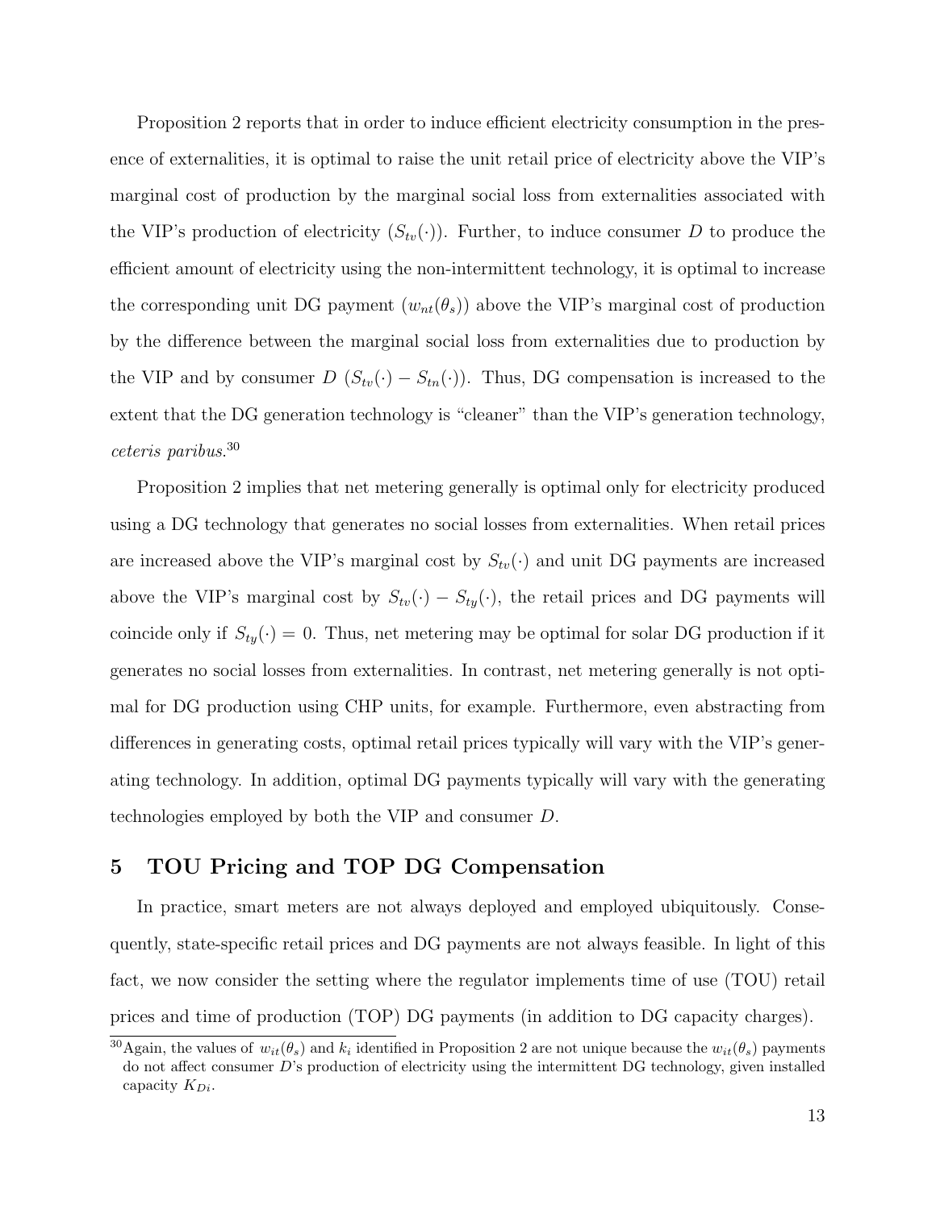Proposition 2 reports that in order to induce efficient electricity consumption in the presence of externalities, it is optimal to raise the unit retail price of electricity above the VIP's marginal cost of production by the marginal social loss from externalities associated with the VIP's production of electricity ($S_{tv}(\cdot)$). Further, to induce consumer $D$ to produce the efficient amount of electricity using the non-intermittent technology, it is optimal to increase the corresponding unit DG payment ($w_{nt}(\theta_s)$) above the VIP's marginal cost of production by the difference between the marginal social loss from externalities due to production by the VIP and by consumer $D$ ($S_{tv}(\cdot) - S_{tn}(\cdot)$). Thus, DG compensation is increased to the extent that the DG generation technology is "cleaner" than the VIP's generation technology, *ceteris paribus*.[30]

Proposition 2 implies that net metering generally is optimal only for electricity produced using a DG technology that generates no social losses from externalities. When retail prices are increased above the VIP's marginal cost by $S_{tv}(\cdot)$ and unit DG payments are increased above the VIP's marginal cost by $S_{tv}(\cdot) - S_{ty}(\cdot)$, the retail prices and DG payments will coincide only if $S_{ty}(\cdot) = 0$. Thus, net metering may be optimal for solar DG production if it generates no social losses from externalities. In contrast, net metering generally is not optimal for DG production using CHP units, for example. Furthermore, even abstracting from differences in generating costs, optimal retail prices typically will vary with the VIP's generating technology. In addition, optimal DG payments typically will vary with the generating technologies employed by both the VIP and consumer $D$.

## 5 TOU Pricing and TOP DG Compensation

In practice, smart meters are not always deployed and employed ubiquitously. Consequently, state-specific retail prices and DG payments are not always feasible. In light of this fact, we now consider the setting where the regulator implements time of use (TOU) retail prices and time of production (TOP) DG payments (in addition to DG capacity charges).

[30] Again, the values of $w_{it}(\theta_s)$ and $k_i$ identified in Proposition 2 are not unique because the $w_{it}(\theta_s)$ payments do not affect consumer $D$'s production of electricity using the intermittent DG technology, given installed capacity $K_{Di}$.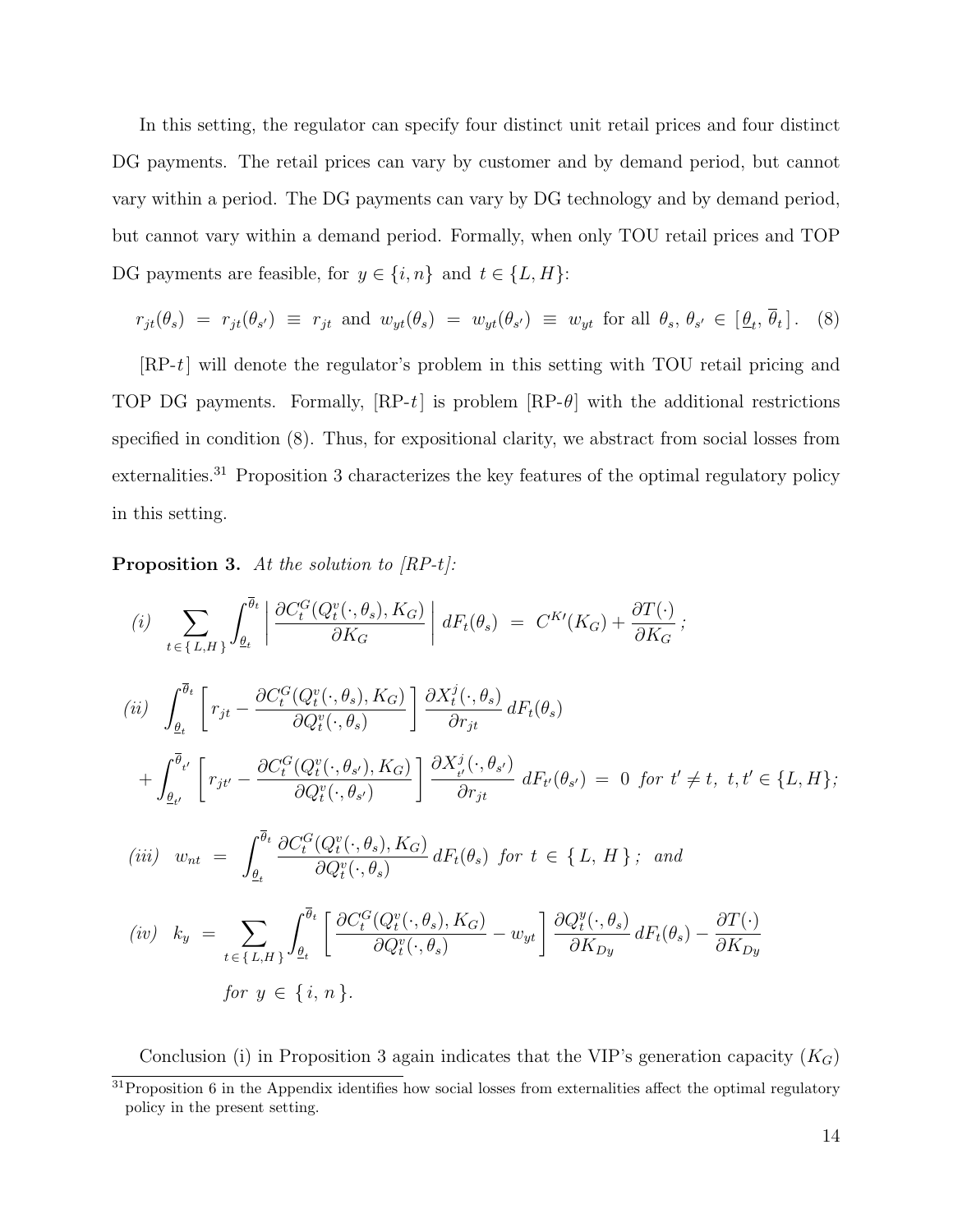In this setting, the regulator can specify four distinct unit retail prices and four distinct DG payments. The retail prices can vary by customer and by demand period, but cannot vary within a period. The DG payments can vary by DG technology and by demand period, but cannot vary within a demand period. Formally, when only TOU retail prices and TOP DG payments are feasible, for $y \in \{i, n\}$ and $t \in \{L, H\}$:

$$r_{jt}(\theta_s) \;=\; r_{jt}(\theta_{s'}) \;\equiv\; r_{jt} \;\text{ and }\; w_{yt}(\theta_s) \;=\; w_{yt}(\theta_{s'}) \;\equiv\; w_{yt} \;\text{ for all }\; \theta_s,\, \theta_{s'} \in [\,\underline{\theta}_t,\, \overline{\theta}_t\,]. \quad (8)$$

[RP-$t$] will denote the regulator's problem in this setting with TOU retail pricing and TOP DG payments. Formally, [RP-$t$] is problem [RP-$\theta$] with the additional restrictions specified in condition (8). Thus, for expositional clarity, we abstract from social losses from externalities.[31] Proposition 3 characterizes the key features of the optimal regulatory policy in this setting.

**Proposition 3.** *At the solution to [RP-t]:*

$$\textit{(i)} \quad \sum_{t \in \{L, H\}} \int_{\underline{\theta}_t}^{\overline{\theta}_t} \left| \frac{\partial C_t^G(Q_t^v(\cdot, \theta_s), K_G)}{\partial K_G} \right| dF_t(\theta_s) \;=\; C^{K\prime}(K_G) + \frac{\partial T(\cdot)}{\partial K_G}\,;$$

$$\textit{(ii)} \quad \int_{\underline{\theta}_t}^{\overline{\theta}_t} \left[ r_{jt} - \frac{\partial C_t^G(Q_t^v(\cdot, \theta_s), K_G)}{\partial Q_t^v(\cdot, \theta_s)} \right] \frac{\partial X_t^j(\cdot, \theta_s)}{\partial r_{jt}}\, dF_t(\theta_s)$$

$$+ \int_{\underline{\theta}_{t'}}^{\overline{\theta}_{t'}} \left[ r_{jt'} - \frac{\partial C_t^G(Q_t^v(\cdot, \theta_{s'}), K_G)}{\partial Q_t^v(\cdot, \theta_{s'})} \right] \frac{\partial X_{t'}^j(\cdot, \theta_{s'})}{\partial r_{jt}}\, dF_{t'}(\theta_{s'}) \;=\; 0 \;\; \textit{for } t' \neq t,\; t, t' \in \{L, H\};$$

$$\textit{(iii)} \quad w_{nt} \;=\; \int_{\underline{\theta}_t}^{\overline{\theta}_t} \frac{\partial C_t^G(Q_t^v(\cdot, \theta_s), K_G)}{\partial Q_t^v(\cdot, \theta_s)}\, dF_t(\theta_s) \;\; \textit{for } t \in \{\, L,\, H \,\}\,; \;\; \textit{and}$$

$$\textit{(iv)} \quad k_y \;=\; \sum_{t \in \{L, H\}} \int_{\underline{\theta}_t}^{\overline{\theta}_t} \left[ \frac{\partial C_t^G(Q_t^v(\cdot, \theta_s), K_G)}{\partial Q_t^v(\cdot, \theta_s)} - w_{yt} \right] \frac{\partial Q_t^y(\cdot, \theta_s)}{\partial K_{Dy}}\, dF_t(\theta_s) - \frac{\partial T(\cdot)}{\partial K_{Dy}}$$

*for* $y \in \{\, i,\, n \,\}$.

Conclusion (i) in Proposition 3 again indicates that the VIP's generation capacity ($K_G$)

[31] Proposition 6 in the Appendix identifies how social losses from externalities affect the optimal regulatory policy in the present setting.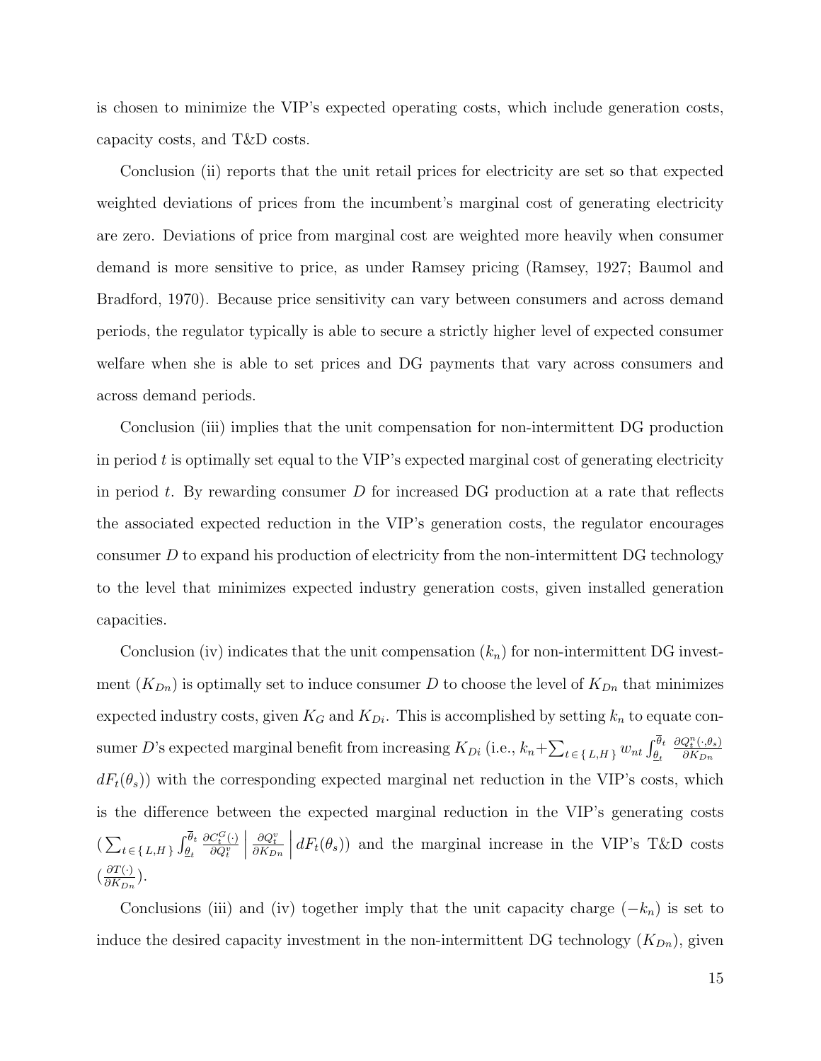is chosen to minimize the VIP's expected operating costs, which include generation costs, capacity costs, and T&D costs.

Conclusion (ii) reports that the unit retail prices for electricity are set so that expected weighted deviations of prices from the incumbent's marginal cost of generating electricity are zero. Deviations of price from marginal cost are weighted more heavily when consumer demand is more sensitive to price, as under Ramsey pricing (Ramsey, 1927; Baumol and Bradford, 1970). Because price sensitivity can vary between consumers and across demand periods, the regulator typically is able to secure a strictly higher level of expected consumer welfare when she is able to set prices and DG payments that vary across consumers and across demand periods.

Conclusion (iii) implies that the unit compensation for non-intermittent DG production in period $t$ is optimally set equal to the VIP's expected marginal cost of generating electricity in period $t$. By rewarding consumer $D$ for increased DG production at a rate that reflects the associated expected reduction in the VIP's generation costs, the regulator encourages consumer $D$ to expand his production of electricity from the non-intermittent DG technology to the level that minimizes expected industry generation costs, given installed generation capacities.

Conclusion (iv) indicates that the unit compensation ($k_n$) for non-intermittent DG investment ($K_{Dn}$) is optimally set to induce consumer $D$ to choose the level of $K_{Dn}$ that minimizes expected industry costs, given $K_G$ and $K_{Di}$. This is accomplished by setting $k_n$ to equate consumer $D$'s expected marginal benefit from increasing $K_{Di}$ (i.e., $k_n + \sum_{t \in \{L,H\}} w_{nt} \int_{\underline{\theta}_t}^{\overline{\theta}_t} \frac{\partial Q_t^n(\cdot, \theta_s)}{\partial K_{Dn}} dF_t(\theta_s)$) with the corresponding expected marginal net reduction in the VIP's costs, which is the difference between the expected marginal reduction in the VIP's generating costs ($\sum_{t \in \{L,H\}} \int_{\underline{\theta}_t}^{\overline{\theta}_t} \frac{\partial C_t^G(\cdot)}{\partial Q_t^v} \left| \frac{\partial Q_t^v}{\partial K_{Dn}} \right| dF_t(\theta_s)$) and the marginal increase in the VIP's T&D costs ($\frac{\partial T(\cdot)}{\partial K_{Dn}}$).

Conclusions (iii) and (iv) together imply that the unit capacity charge ($-k_n$) is set to induce the desired capacity investment in the non-intermittent DG technology ($K_{Dn}$), given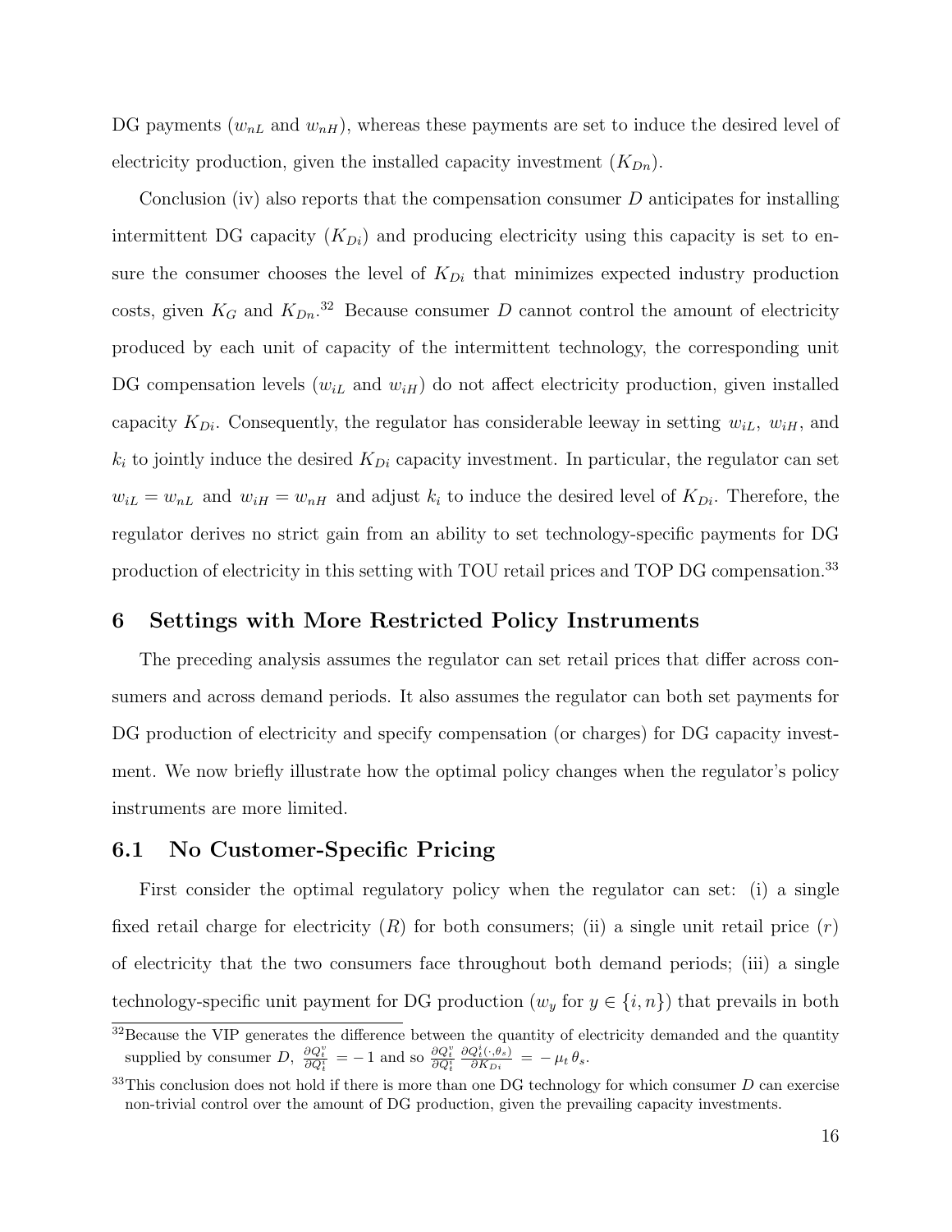DG payments ($w_{nL}$ and $w_{nH}$), whereas these payments are set to induce the desired level of electricity production, given the installed capacity investment ($K_{Dn}$).

Conclusion (iv) also reports that the compensation consumer $D$ anticipates for installing intermittent DG capacity ($K_{Di}$) and producing electricity using this capacity is set to ensure the consumer chooses the level of $K_{Di}$ that minimizes expected industry production costs, given $K_G$ and $K_{Dn}$.[32] Because consumer $D$ cannot control the amount of electricity produced by each unit of capacity of the intermittent technology, the corresponding unit DG compensation levels ($w_{iL}$ and $w_{iH}$) do not affect electricity production, given installed capacity $K_{Di}$. Consequently, the regulator has considerable leeway in setting $w_{iL}$, $w_{iH}$, and $k_i$ to jointly induce the desired $K_{Di}$ capacity investment. In particular, the regulator can set $w_{iL} = w_{nL}$ and $w_{iH} = w_{nH}$ and adjust $k_i$ to induce the desired level of $K_{Di}$. Therefore, the regulator derives no strict gain from an ability to set technology-specific payments for DG production of electricity in this setting with TOU retail prices and TOP DG compensation.[33]

## 6 Settings with More Restricted Policy Instruments

The preceding analysis assumes the regulator can set retail prices that differ across consumers and across demand periods. It also assumes the regulator can both set payments for DG production of electricity and specify compensation (or charges) for DG capacity investment. We now briefly illustrate how the optimal policy changes when the regulator's policy instruments are more limited.

### 6.1 No Customer-Specific Pricing

First consider the optimal regulatory policy when the regulator can set: (i) a single fixed retail charge for electricity ($R$) for both consumers; (ii) a single unit retail price ($r$) of electricity that the two consumers face throughout both demand periods; (iii) a single technology-specific unit payment for DG production ($w_y$ for $y \in \{i, n\}$) that prevails in both

---

[32] Because the VIP generates the difference between the quantity of electricity demanded and the quantity supplied by consumer $D$, $\frac{\partial Q_t^v}{\partial Q_t^i} = -1$ and so $\frac{\partial Q_t^v}{\partial Q_t^i} \frac{\partial Q_t^i(\cdot, \theta_s)}{\partial K_{Di}} = -\mu_t \theta_s$.

[33] This conclusion does not hold if there is more than one DG technology for which consumer $D$ can exercise non-trivial control over the amount of DG production, given the prevailing capacity investments.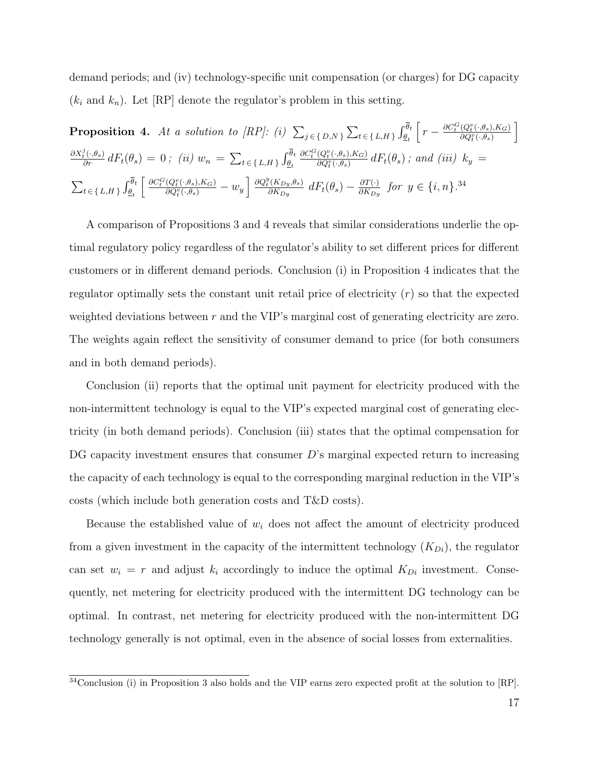demand periods; and (iv) technology-specific unit compensation (or charges) for DG capacity ($k_i$ and $k_n$). Let [RP] denote the regulator's problem in this setting.

**Proposition 4.** *At a solution to [RP]: (i)* $\sum_{j \in \{D,N\}} \sum_{t \in \{L,H\}} \int_{\underline{\theta}_t}^{\overline{\theta}_t} \left[ r - \frac{\partial C_t^G(Q_t^v(\cdot,\theta_s),K_G)}{\partial Q_t^v(\cdot,\theta_s)} \right] \frac{\partial X_t^j(\cdot,\theta_s)}{\partial r} \, dF_t(\theta_s) = 0$ *; (ii)* $w_n = \sum_{t \in \{L,H\}} \int_{\underline{\theta}_t}^{\overline{\theta}_t} \frac{\partial C_t^G(Q_t^v(\cdot,\theta_s),K_G)}{\partial Q_t^v(\cdot,\theta_s)} \, dF_t(\theta_s)$ *; and (iii)* $k_y = \sum_{t \in \{L,H\}} \int_{\underline{\theta}_t}^{\overline{\theta}_t} \left[ \frac{\partial C_t^G(Q_t^v(\cdot,\theta_s),K_G)}{\partial Q_t^v(\cdot,\theta_s)} - w_y \right] \frac{\partial Q_t^y(K_{Dy},\theta_s)}{\partial K_{Dy}} \, dF_t(\theta_s) - \frac{\partial T(\cdot)}{\partial K_{Dy}}$ *for* $y \in \{i,n\}$.[34]

A comparison of Propositions 3 and 4 reveals that similar considerations underlie the optimal regulatory policy regardless of the regulator's ability to set different prices for different customers or in different demand periods. Conclusion (i) in Proposition 4 indicates that the regulator optimally sets the constant unit retail price of electricity ($r$) so that the expected weighted deviations between $r$ and the VIP's marginal cost of generating electricity are zero. The weights again reflect the sensitivity of consumer demand to price (for both consumers and in both demand periods).

Conclusion (ii) reports that the optimal unit payment for electricity produced with the non-intermittent technology is equal to the VIP's expected marginal cost of generating electricity (in both demand periods). Conclusion (iii) states that the optimal compensation for DG capacity investment ensures that consumer $D$'s marginal expected return to increasing the capacity of each technology is equal to the corresponding marginal reduction in the VIP's costs (which include both generation costs and T&D costs).

Because the established value of $w_i$ does not affect the amount of electricity produced from a given investment in the capacity of the intermittent technology ($K_{Di}$), the regulator can set $w_i = r$ and adjust $k_i$ accordingly to induce the optimal $K_{Di}$ investment. Consequently, net metering for electricity produced with the intermittent DG technology can be optimal. In contrast, net metering for electricity produced with the non-intermittent DG technology generally is not optimal, even in the absence of social losses from externalities.

[34] Conclusion (i) in Proposition 3 also holds and the VIP earns zero expected profit at the solution to [RP].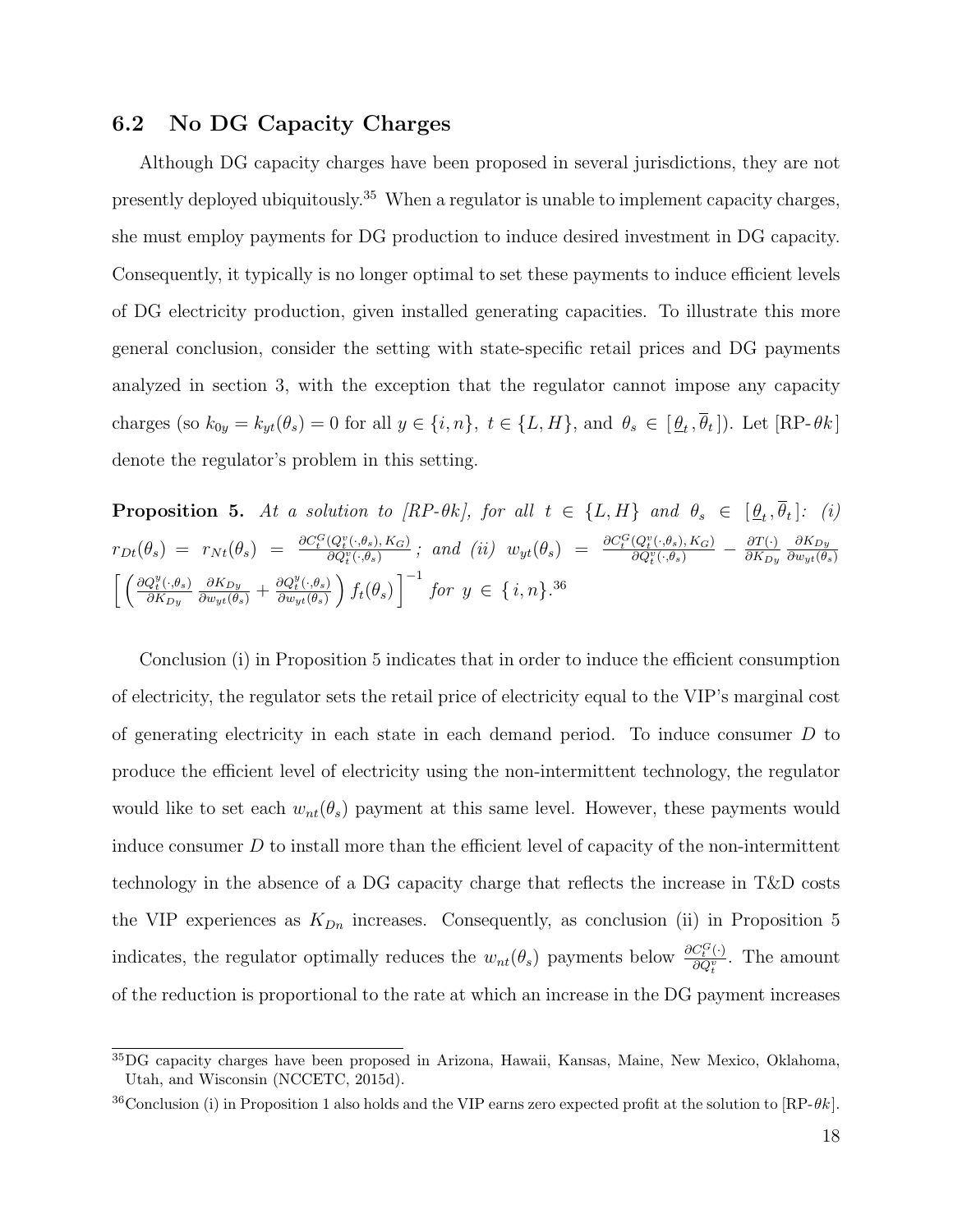## 6.2 No DG Capacity Charges

Although DG capacity charges have been proposed in several jurisdictions, they are not presently deployed ubiquitously.[35] When a regulator is unable to implement capacity charges, she must employ payments for DG production to induce desired investment in DG capacity. Consequently, it typically is no longer optimal to set these payments to induce efficient levels of DG electricity production, given installed generating capacities. To illustrate this more general conclusion, consider the setting with state-specific retail prices and DG payments analyzed in section 3, with the exception that the regulator cannot impose any capacity charges (so $k_{0y} = k_{yt}(\theta_s) = 0$ for all $y \in \{i, n\},\ t \in \{L, H\}$, and $\theta_s \in [\,\underline{\theta}_t, \overline{\theta}_t\,]$). Let [RP-$\theta k$] denote the regulator's problem in this setting.

**Proposition 5.** *At a solution to [RP-$\theta k$], for all $t \in \{L, H\}$ and $\theta_s \in [\,\underline{\theta}_t, \overline{\theta}_t\,]$: (i) $r_{Dt}(\theta_s) = r_{Nt}(\theta_s) = \frac{\partial C_t^G(Q_t^v(\cdot,\theta_s), K_G)}{\partial Q_t^v(\cdot,\theta_s)}$; and (ii) $w_{yt}(\theta_s) = \frac{\partial C_t^G(Q_t^v(\cdot,\theta_s), K_G)}{\partial Q_t^v(\cdot,\theta_s)} - \frac{\partial T(\cdot)}{\partial K_{Dy}} \frac{\partial K_{Dy}}{\partial w_{yt}(\theta_s)}$ $\left[ \left( \frac{\partial Q_t^y(\cdot,\theta_s)}{\partial K_{Dy}} \frac{\partial K_{Dy}}{\partial w_{yt}(\theta_s)} + \frac{\partial Q_t^y(\cdot,\theta_s)}{\partial w_{yt}(\theta_s)} \right) f_t(\theta_s) \right]^{-1}$ for $y \in \{i, n\}$.*[36]

Conclusion (i) in Proposition 5 indicates that in order to induce the efficient consumption of electricity, the regulator sets the retail price of electricity equal to the VIP's marginal cost of generating electricity in each state in each demand period. To induce consumer $D$ to produce the efficient level of electricity using the non-intermittent technology, the regulator would like to set each $w_{nt}(\theta_s)$ payment at this same level. However, these payments would induce consumer $D$ to install more than the efficient level of capacity of the non-intermittent technology in the absence of a DG capacity charge that reflects the increase in T&D costs the VIP experiences as $K_{Dn}$ increases. Consequently, as conclusion (ii) in Proposition 5 indicates, the regulator optimally reduces the $w_{nt}(\theta_s)$ payments below $\frac{\partial C_t^G(\cdot)}{\partial Q_t^v}$. The amount of the reduction is proportional to the rate at which an increase in the DG payment increases

[35] DG capacity charges have been proposed in Arizona, Hawaii, Kansas, Maine, New Mexico, Oklahoma, Utah, and Wisconsin (NCCETC, 2015d).

[36] Conclusion (i) in Proposition 1 also holds and the VIP earns zero expected profit at the solution to [RP-$\theta k$].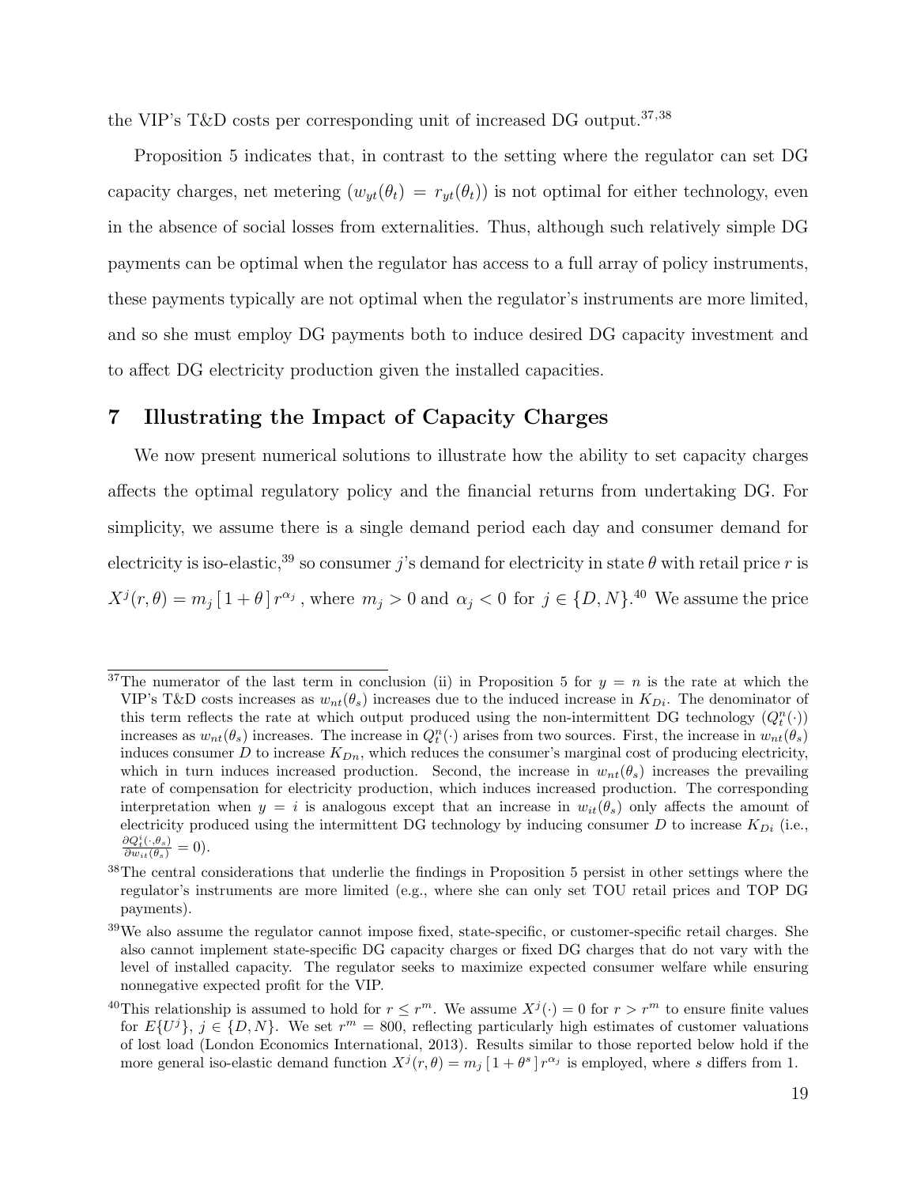the VIP's T&D costs per corresponding unit of increased DG output.[37,38]

Proposition 5 indicates that, in contrast to the setting where the regulator can set DG capacity charges, net metering ($w_{yt}(\theta_t) = r_{yt}(\theta_t)$) is not optimal for either technology, even in the absence of social losses from externalities. Thus, although such relatively simple DG payments can be optimal when the regulator has access to a full array of policy instruments, these payments typically are not optimal when the regulator's instruments are more limited, and so she must employ DG payments both to induce desired DG capacity investment and to affect DG electricity production given the installed capacities.

## 7 Illustrating the Impact of Capacity Charges

We now present numerical solutions to illustrate how the ability to set capacity charges affects the optimal regulatory policy and the financial returns from undertaking DG. For simplicity, we assume there is a single demand period each day and consumer demand for electricity is iso-elastic,[39] so consumer $j$'s demand for electricity in state $\theta$ with retail price $r$ is $X^j(r, \theta) = m_j \, [\, 1 + \theta \,] \, r^{\alpha_j}$ , where $m_j > 0$ and $\alpha_j < 0$ for $j \in \{D, N\}$.[40] We assume the price

---

[37] The numerator of the last term in conclusion (ii) in Proposition 5 for $y = n$ is the rate at which the VIP's T&D costs increases as $w_{nt}(\theta_s)$ increases due to the induced increase in $K_{Di}$. The denominator of this term reflects the rate at which output produced using the non-intermittent DG technology ($Q_t^n(\cdot)$) increases as $w_{nt}(\theta_s)$ increases. The increase in $Q_t^n(\cdot)$ arises from two sources. First, the increase in $w_{nt}(\theta_s)$ induces consumer $D$ to increase $K_{Dn}$, which reduces the consumer's marginal cost of producing electricity, which in turn induces increased production. Second, the increase in $w_{nt}(\theta_s)$ increases the prevailing rate of compensation for electricity production, which induces increased production. The corresponding interpretation when $y = i$ is analogous except that an increase in $w_{it}(\theta_s)$ only affects the amount of electricity produced using the intermittent DG technology by inducing consumer $D$ to increase $K_{Di}$ (i.e., $\frac{\partial Q_t^i(\cdot, \theta_s)}{\partial w_{it}(\theta_s)} = 0$).

[38] The central considerations that underlie the findings in Proposition 5 persist in other settings where the regulator's instruments are more limited (e.g., where she can only set TOU retail prices and TOP DG payments).

[39] We also assume the regulator cannot impose fixed, state-specific, or customer-specific retail charges. She also cannot implement state-specific DG capacity charges or fixed DG charges that do not vary with the level of installed capacity. The regulator seeks to maximize expected consumer welfare while ensuring nonnegative expected profit for the VIP.

[40] This relationship is assumed to hold for $r \leq r^m$. We assume $X^j(\cdot) = 0$ for $r > r^m$ to ensure finite values for $E\{U^j\}$, $j \in \{D, N\}$. We set $r^m = 800$, reflecting particularly high estimates of customer valuations of lost load (London Economics International, 2013). Results similar to those reported below hold if the more general iso-elastic demand function $X^j(r, \theta) = m_j \, [\, 1 + \theta^s \,] \, r^{\alpha_j}$ is employed, where $s$ differs from 1.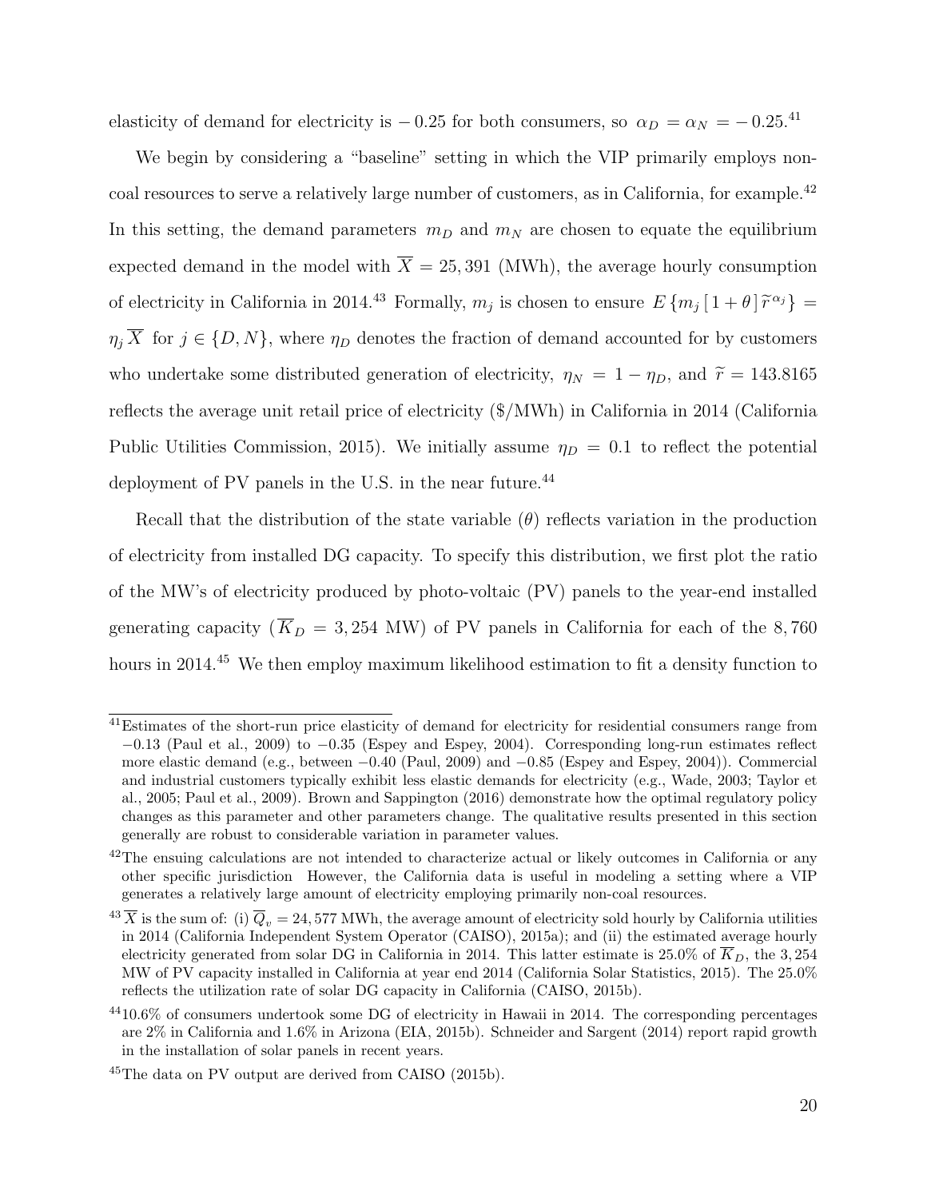elasticity of demand for electricity is $-0.25$ for both consumers, so $\alpha_D = \alpha_N = -0.25$.[41]

We begin by considering a "baseline" setting in which the VIP primarily employs non-coal resources to serve a relatively large number of customers, as in California, for example.[42] In this setting, the demand parameters $m_D$ and $m_N$ are chosen to equate the equilibrium expected demand in the model with $\overline{X} = 25,391$ (MWh), the average hourly consumption of electricity in California in 2014.[43] Formally, $m_j$ is chosen to ensure $E\{m_j [1+\theta] \widetilde{r}^{\alpha_j}\} = \eta_j \overline{X}$ for $j \in \{D, N\}$, where $\eta_D$ denotes the fraction of demand accounted for by customers who undertake some distributed generation of electricity, $\eta_N = 1 - \eta_D$, and $\widetilde{r} = 143.8165$ reflects the average unit retail price of electricity (\$/MWh) in California in 2014 (California Public Utilities Commission, 2015). We initially assume $\eta_D = 0.1$ to reflect the potential deployment of PV panels in the U.S. in the near future.[44]

Recall that the distribution of the state variable ($\theta$) reflects variation in the production of electricity from installed DG capacity. To specify this distribution, we first plot the ratio of the MW's of electricity produced by photo-voltaic (PV) panels to the year-end installed generating capacity ($\overline{K}_D = 3,254$ MW) of PV panels in California for each of the 8,760 hours in 2014.[45] We then employ maximum likelihood estimation to fit a density function to

---

[41] Estimates of the short-run price elasticity of demand for electricity for residential consumers range from $-0.13$ (Paul et al., 2009) to $-0.35$ (Espey and Espey, 2004). Corresponding long-run estimates reflect more elastic demand (e.g., between $-0.40$ (Paul, 2009) and $-0.85$ (Espey and Espey, 2004)). Commercial and industrial customers typically exhibit less elastic demands for electricity (e.g., Wade, 2003; Taylor et al., 2005; Paul et al., 2009). Brown and Sappington (2016) demonstrate how the optimal regulatory policy changes as this parameter and other parameters change. The qualitative results presented in this section generally are robust to considerable variation in parameter values.

[42] The ensuing calculations are not intended to characterize actual or likely outcomes in California or any other specific jurisdiction However, the California data is useful in modeling a setting where a VIP generates a relatively large amount of electricity employing primarily non-coal resources.

[43] $\overline{X}$ is the sum of: (i) $\overline{Q}_v = 24,577$ MWh, the average amount of electricity sold hourly by California utilities in 2014 (California Independent System Operator (CAISO), 2015a); and (ii) the estimated average hourly electricity generated from solar DG in California in 2014. This latter estimate is 25.0% of $\overline{K}_D$, the 3,254 MW of PV capacity installed in California at year end 2014 (California Solar Statistics, 2015). The 25.0% reflects the utilization rate of solar DG capacity in California (CAISO, 2015b).

[44] 10.6% of consumers undertook some DG of electricity in Hawaii in 2014. The corresponding percentages are 2% in California and 1.6% in Arizona (EIA, 2015b). Schneider and Sargent (2014) report rapid growth in the installation of solar panels in recent years.

[45] The data on PV output are derived from CAISO (2015b).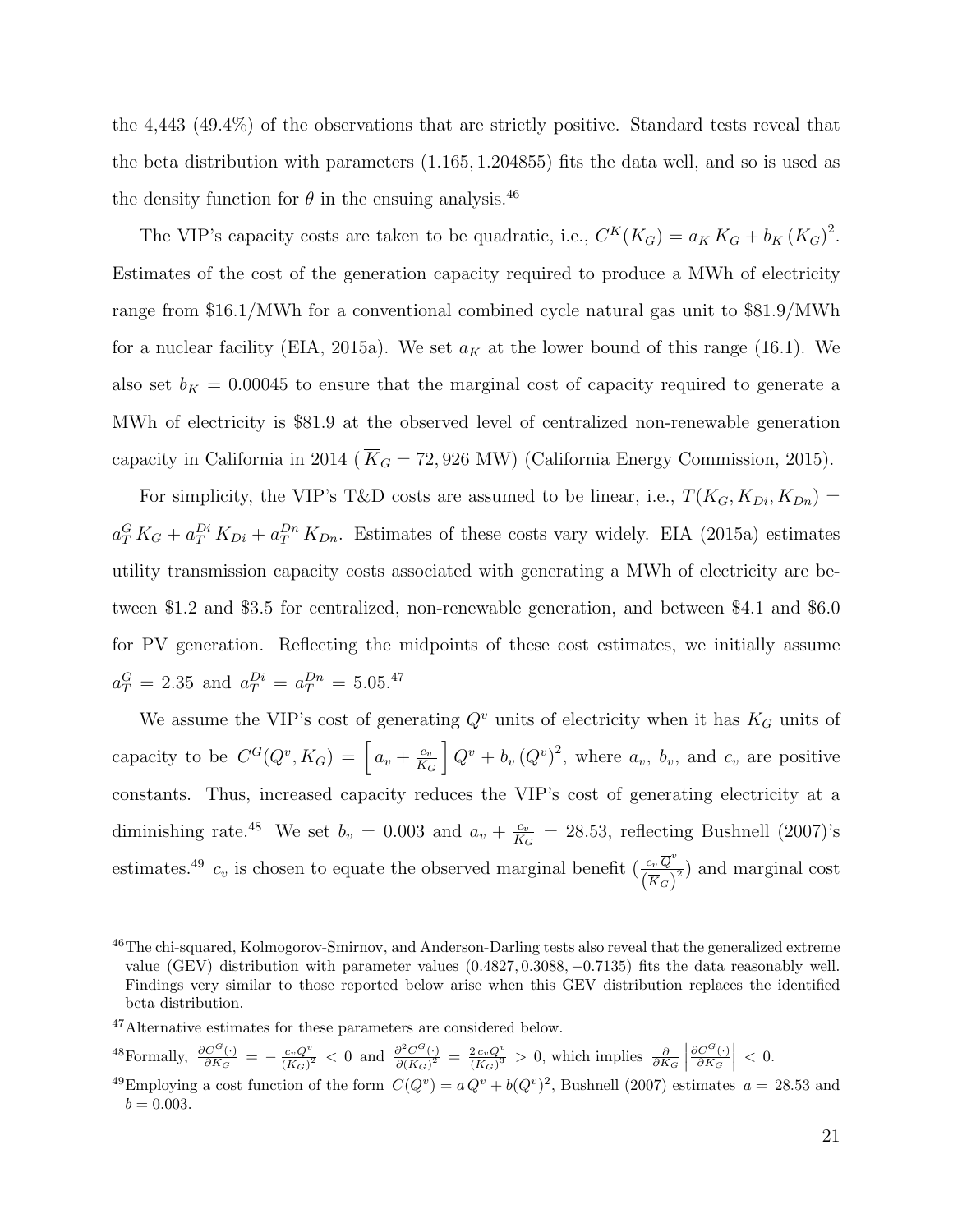the 4,443 (49.4%) of the observations that are strictly positive. Standard tests reveal that the beta distribution with parameters $(1.165, 1.204855)$ fits the data well, and so is used as the density function for $\theta$ in the ensuing analysis.[46]

The VIP's capacity costs are taken to be quadratic, i.e., $C^K(K_G) = a_K\, K_G + b_K\, (K_G)^2$. Estimates of the cost of the generation capacity required to produce a MWh of electricity range from \$16.1/MWh for a conventional combined cycle natural gas unit to \$81.9/MWh for a nuclear facility (EIA, 2015a). We set $a_K$ at the lower bound of this range (16.1). We also set $b_K = 0.00045$ to ensure that the marginal cost of capacity required to generate a MWh of electricity is \$81.9 at the observed level of centralized non-renewable generation capacity in California in 2014 ( $\overline{K}_G = 72,926$ MW) (California Energy Commission, 2015).

For simplicity, the VIP's T&D costs are assumed to be linear, i.e., $T(K_G, K_{Di}, K_{Dn}) = a_T^G\, K_G + a_T^{Di}\, K_{Di} + a_T^{Dn}\, K_{Dn}$. Estimates of these costs vary widely. EIA (2015a) estimates utility transmission capacity costs associated with generating a MWh of electricity are between \$1.2 and \$3.5 for centralized, non-renewable generation, and between \$4.1 and \$6.0 for PV generation. Reflecting the midpoints of these cost estimates, we initially assume $a_T^G = 2.35$ and $a_T^{Di} = a_T^{Dn} = 5.05$.[47]

We assume the VIP's cost of generating $Q^v$ units of electricity when it has $K_G$ units of capacity to be $C^G(Q^v, K_G) = \left[ a_v + \frac{c_v}{K_G} \right] Q^v + b_v\, (Q^v)^2$, where $a_v$, $b_v$, and $c_v$ are positive constants. Thus, increased capacity reduces the VIP's cost of generating electricity at a diminishing rate.[48] We set $b_v = 0.003$ and $a_v + \frac{c_v}{K_G} = 28.53$, reflecting Bushnell (2007)'s estimates.[49] $c_v$ is chosen to equate the observed marginal benefit $\left(\frac{c_v\, \overline{Q}^v}{(\overline{K}_G)^2}\right)$ and marginal cost

---

[46] The chi-squared, Kolmogorov-Smirnov, and Anderson-Darling tests also reveal that the generalized extreme value (GEV) distribution with parameter values $(0.4827, 0.3088, -0.7135)$ fits the data reasonably well. Findings very similar to those reported below arise when this GEV distribution replaces the identified beta distribution.

[47] Alternative estimates for these parameters are considered below.

[48] Formally, $\frac{\partial C^G(\cdot)}{\partial K_G} = -\frac{c_v Q^v}{(K_G)^2} < 0$ and $\frac{\partial^2 C^G(\cdot)}{\partial (K_G)^2} = \frac{2\, c_v Q^v}{(K_G)^3} > 0$, which implies $\frac{\partial}{\partial K_G} \left| \frac{\partial C^G(\cdot)}{\partial K_G} \right| < 0$.

[49] Employing a cost function of the form $C(Q^v) = a\, Q^v + b(Q^v)^2$, Bushnell (2007) estimates $a = 28.53$ and $b = 0.003$.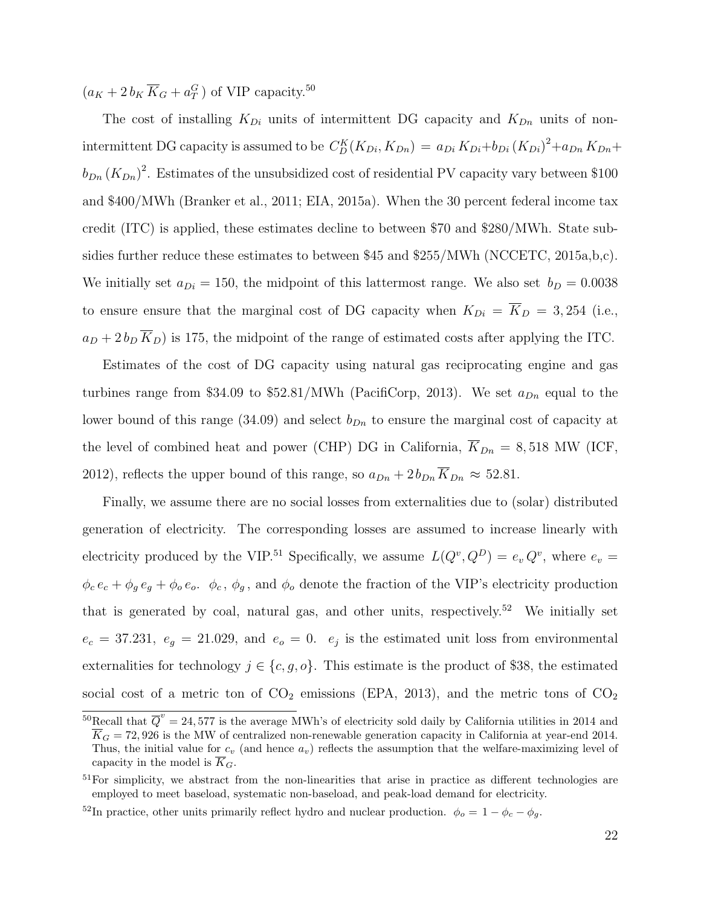$(a_K + 2\, b_K\, \overline{K}_G + a_T^G\,)$ of VIP capacity.[50]

The cost of installing $K_{Di}$ units of intermittent DG capacity and $K_{Dn}$ units of non-intermittent DG capacity is assumed to be $C_D^K(K_{Di}, K_{Dn}) = a_{Di}\, K_{Di} + b_{Di}\, (K_{Di})^2 + a_{Dn}\, K_{Dn} + b_{Dn}\, (K_{Dn})^2$. Estimates of the unsubsidized cost of residential PV capacity vary between \$100 and \$400/MWh (Branker et al., 2011; EIA, 2015a). When the 30 percent federal income tax credit (ITC) is applied, these estimates decline to between \$70 and \$280/MWh. State subsidies further reduce these estimates to between \$45 and \$255/MWh (NCCETC, 2015a,b,c). We initially set $a_{Di} = 150$, the midpoint of this lattermost range. We also set $b_D = 0.0038$ to ensure ensure that the marginal cost of DG capacity when $K_{Di} = \overline{K}_D = 3,254$ (i.e., $a_D + 2\, b_D\, \overline{K}_D$) is 175, the midpoint of the range of estimated costs after applying the ITC.

Estimates of the cost of DG capacity using natural gas reciprocating engine and gas turbines range from \$34.09 to \$52.81/MWh (PacifiCorp, 2013). We set $a_{Dn}$ equal to the lower bound of this range (34.09) and select $b_{Dn}$ to ensure the marginal cost of capacity at the level of combined heat and power (CHP) DG in California, $\overline{K}_{Dn} = 8,518$ MW (ICF, 2012), reflects the upper bound of this range, so $a_{Dn} + 2\, b_{Dn}\, \overline{K}_{Dn} \approx 52.81$.

Finally, we assume there are no social losses from externalities due to (solar) distributed generation of electricity. The corresponding losses are assumed to increase linearly with electricity produced by the VIP.[51] Specifically, we assume $L(Q^v, Q^D) = e_v\, Q^v$, where $e_v = \phi_c\, e_c + \phi_g\, e_g + \phi_o\, e_o$. $\phi_c$, $\phi_g$, and $\phi_o$ denote the fraction of the VIP's electricity production that is generated by coal, natural gas, and other units, respectively.[52] We initially set $e_c = 37.231$, $e_g = 21.029$, and $e_o = 0$. $e_j$ is the estimated unit loss from environmental externalities for technology $j \in \{c, g, o\}$. This estimate is the product of \$38, the estimated social cost of a metric ton of $CO_2$ emissions (EPA, 2013), and the metric tons of $CO_2$

---

[50] Recall that $\overline{Q}^v = 24,577$ is the average MWh's of electricity sold daily by California utilities in 2014 and $\overline{K}_G = 72,926$ is the MW of centralized non-renewable generation capacity in California at year-end 2014. Thus, the initial value for $c_v$ (and hence $a_v$) reflects the assumption that the welfare-maximizing level of capacity in the model is $\overline{K}_G$.

[51] For simplicity, we abstract from the non-linearities that arise in practice as different technologies are employed to meet baseload, systematic non-baseload, and peak-load demand for electricity.

[52] In practice, other units primarily reflect hydro and nuclear production. $\phi_o = 1 - \phi_c - \phi_g$.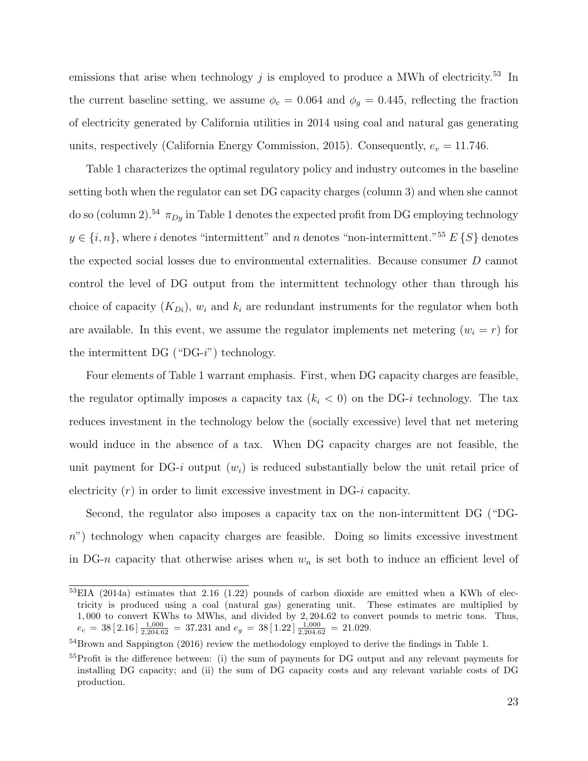emissions that arise when technology $j$ is employed to produce a MWh of electricity.[53] In the current baseline setting, we assume $\phi_c = 0.064$ and $\phi_g = 0.445$, reflecting the fraction of electricity generated by California utilities in 2014 using coal and natural gas generating units, respectively (California Energy Commission, 2015). Consequently, $e_v = 11.746$.

Table 1 characterizes the optimal regulatory policy and industry outcomes in the baseline setting both when the regulator can set DG capacity charges (column 3) and when she cannot do so (column 2).[54] $\pi_{Dy}$ in Table 1 denotes the expected profit from DG employing technology $y \in \{i, n\}$, where $i$ denotes "intermittent" and $n$ denotes "non-intermittent."[55] $E\{S\}$ denotes the expected social losses due to environmental externalities. Because consumer $D$ cannot control the level of DG output from the intermittent technology other than through his choice of capacity ($K_{Di}$), $w_i$ and $k_i$ are redundant instruments for the regulator when both are available. In this event, we assume the regulator implements net metering ($w_i = r$) for the intermittent DG ("DG-$i$") technology.

Four elements of Table 1 warrant emphasis. First, when DG capacity charges are feasible, the regulator optimally imposes a capacity tax ($k_i < 0$) on the DG-$i$ technology. The tax reduces investment in the technology below the (socially excessive) level that net metering would induce in the absence of a tax. When DG capacity charges are not feasible, the unit payment for DG-$i$ output ($w_i$) is reduced substantially below the unit retail price of electricity ($r$) in order to limit excessive investment in DG-$i$ capacity.

Second, the regulator also imposes a capacity tax on the non-intermittent DG ("DG-$n$") technology when capacity charges are feasible. Doing so limits excessive investment in DG-$n$ capacity that otherwise arises when $w_n$ is set both to induce an efficient level of

[53] EIA (2014a) estimates that 2.16 (1.22) pounds of carbon dioxide are emitted when a KWh of electricity is produced using a coal (natural gas) generating unit. These estimates are multiplied by 1,000 to convert KWhs to MWhs, and divided by 2,204.62 to convert pounds to metric tons. Thus, $e_c = 38\,[2.16]\,\frac{1{,}000}{2{,}204.62} = 37.231$ and $e_g = 38\,[1.22]\,\frac{1{,}000}{2{,}204.62} = 21.029$.

[54] Brown and Sappington (2016) review the methodology employed to derive the findings in Table 1.

[55] Profit is the difference between: (i) the sum of payments for DG output and any relevant payments for installing DG capacity; and (ii) the sum of DG capacity costs and any relevant variable costs of DG production.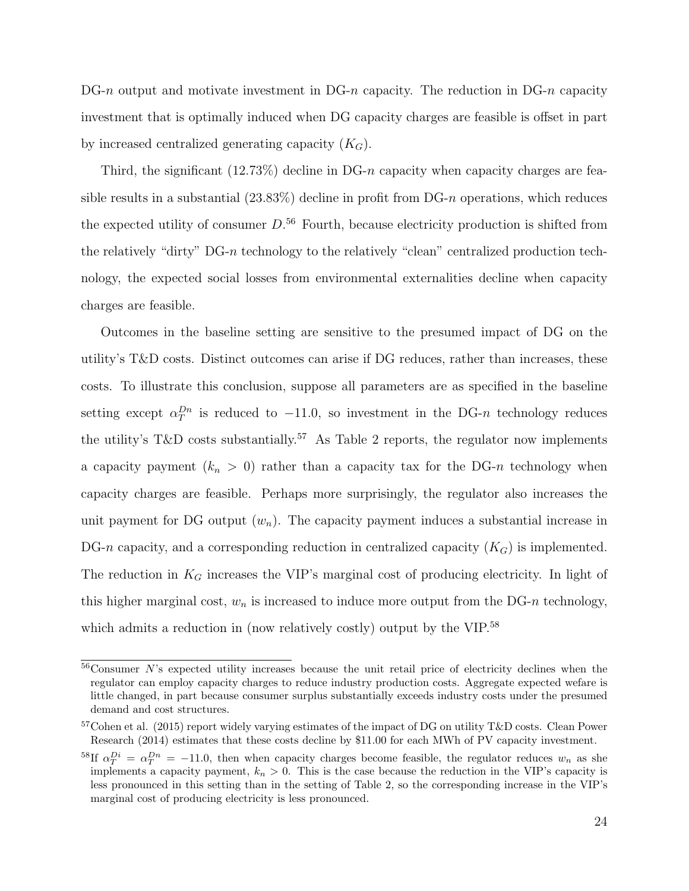DG-$n$ output and motivate investment in DG-$n$ capacity. The reduction in DG-$n$ capacity investment that is optimally induced when DG capacity charges are feasible is offset in part by increased centralized generating capacity ($K_G$).

Third, the significant (12.73%) decline in DG-$n$ capacity when capacity charges are feasible results in a substantial (23.83%) decline in profit from DG-$n$ operations, which reduces the expected utility of consumer $D$.[56] Fourth, because electricity production is shifted from the relatively "dirty" DG-$n$ technology to the relatively "clean" centralized production technology, the expected social losses from environmental externalities decline when capacity charges are feasible.

Outcomes in the baseline setting are sensitive to the presumed impact of DG on the utility's T&D costs. Distinct outcomes can arise if DG reduces, rather than increases, these costs. To illustrate this conclusion, suppose all parameters are as specified in the baseline setting except $\alpha_T^{Dn}$ is reduced to $-11.0$, so investment in the DG-$n$ technology reduces the utility's T&D costs substantially.[57] As Table 2 reports, the regulator now implements a capacity payment ($k_n > 0$) rather than a capacity tax for the DG-$n$ technology when capacity charges are feasible. Perhaps more surprisingly, the regulator also increases the unit payment for DG output ($w_n$). The capacity payment induces a substantial increase in DG-$n$ capacity, and a corresponding reduction in centralized capacity ($K_G$) is implemented. The reduction in $K_G$ increases the VIP's marginal cost of producing electricity. In light of this higher marginal cost, $w_n$ is increased to induce more output from the DG-$n$ technology, which admits a reduction in (now relatively costly) output by the VIP.[58]

---

[56] Consumer $N$'s expected utility increases because the unit retail price of electricity declines when the regulator can employ capacity charges to reduce industry production costs. Aggregate expected wefare is little changed, in part because consumer surplus substantially exceeds industry costs under the presumed demand and cost structures.

[57] Cohen et al. (2015) report widely varying estimates of the impact of DG on utility T&D costs. Clean Power Research (2014) estimates that these costs decline by \$11.00 for each MWh of PV capacity investment.

[58] If $\alpha_T^{Di} = \alpha_T^{Dn} = -11.0$, then when capacity charges become feasible, the regulator reduces $w_n$ as she implements a capacity payment, $k_n > 0$. This is the case because the reduction in the VIP's capacity is less pronounced in this setting than in the setting of Table 2, so the corresponding increase in the VIP's marginal cost of producing electricity is less pronounced.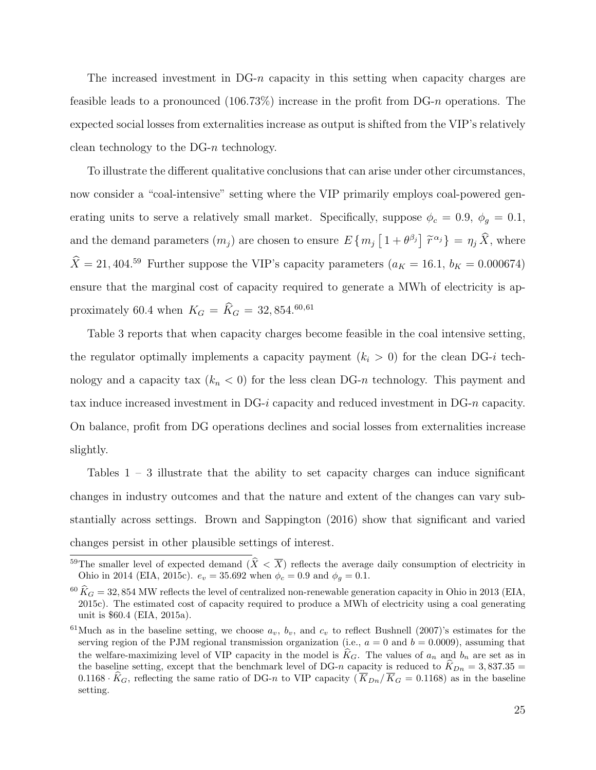The increased investment in DG-$n$ capacity in this setting when capacity charges are feasible leads to a pronounced (106.73%) increase in the profit from DG-$n$ operations. The expected social losses from externalities increase as output is shifted from the VIP's relatively clean technology to the DG-$n$ technology.

To illustrate the different qualitative conclusions that can arise under other circumstances, now consider a "coal-intensive" setting where the VIP primarily employs coal-powered generating units to serve a relatively small market. Specifically, suppose $\phi_c = 0.9$, $\phi_g = 0.1$, and the demand parameters ($m_j$) are chosen to ensure $E\{m_j\left[1+\theta^{\beta_j}\right]\widetilde{r}^{\alpha_j}\} = \eta_j \widehat{X}$, where $\widehat{X} = 21,404$.[59] Further suppose the VIP's capacity parameters ($a_K = 16.1$, $b_K = 0.000674$) ensure that the marginal cost of capacity required to generate a MWh of electricity is approximately 60.4 when $K_G = \widehat{K}_G = 32,854$.[60,61]

Table 3 reports that when capacity charges become feasible in the coal intensive setting, the regulator optimally implements a capacity payment ($k_i > 0$) for the clean DG-$i$ technology and a capacity tax ($k_n < 0$) for the less clean DG-$n$ technology. This payment and tax induce increased investment in DG-$i$ capacity and reduced investment in DG-$n$ capacity. On balance, profit from DG operations declines and social losses from externalities increase slightly.

Tables 1 – 3 illustrate that the ability to set capacity charges can induce significant changes in industry outcomes and that the nature and extent of the changes can vary substantially across settings. Brown and Sappington (2016) show that significant and varied changes persist in other plausible settings of interest.

[59] The smaller level of expected demand ($\widehat{X} < \overline{X}$) reflects the average daily consumption of electricity in Ohio in 2014 (EIA, 2015c). $e_v = 35.692$ when $\phi_c = 0.9$ and $\phi_g = 0.1$.

[60] $\widehat{K}_G = 32,854$ MW reflects the level of centralized non-renewable generation capacity in Ohio in 2013 (EIA, 2015c). The estimated cost of capacity required to produce a MWh of electricity using a coal generating unit is \$60.4 (EIA, 2015a).

[61] Much as in the baseline setting, we choose $a_v$, $b_v$, and $c_v$ to reflect Bushnell (2007)'s estimates for the serving region of the PJM regional transmission organization (i.e., $a = 0$ and $b = 0.0009$), assuming that the welfare-maximizing level of VIP capacity in the model is $\widehat{K}_G$. The values of $a_n$ and $b_n$ are set as in the baseline setting, except that the benchmark level of DG-$n$ capacity is reduced to $\widehat{K}_{Dn} = 3,837.35 = 0.1168 \cdot \widehat{K}_G$, reflecting the same ratio of DG-$n$ to VIP capacity ($\overline{K}_{Dn}/\overline{K}_G = 0.1168$) as in the baseline setting.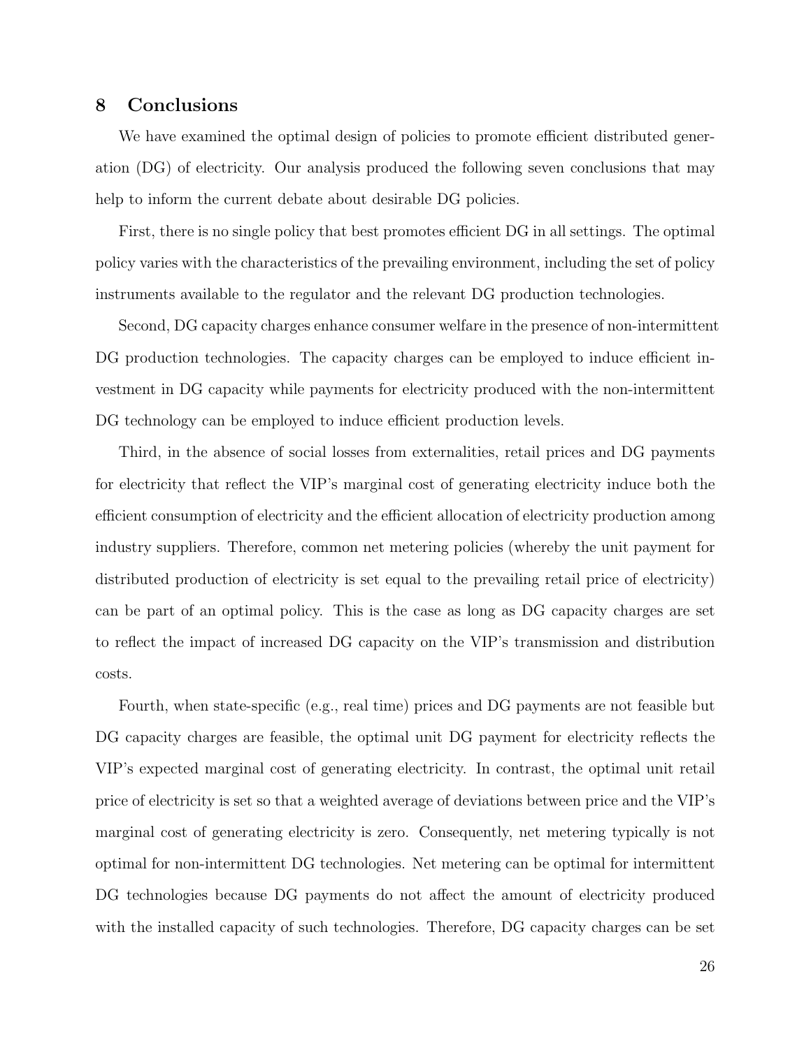## 8 Conclusions

We have examined the optimal design of policies to promote efficient distributed generation (DG) of electricity. Our analysis produced the following seven conclusions that may help to inform the current debate about desirable DG policies.

First, there is no single policy that best promotes efficient DG in all settings. The optimal policy varies with the characteristics of the prevailing environment, including the set of policy instruments available to the regulator and the relevant DG production technologies.

Second, DG capacity charges enhance consumer welfare in the presence of non-intermittent DG production technologies. The capacity charges can be employed to induce efficient investment in DG capacity while payments for electricity produced with the non-intermittent DG technology can be employed to induce efficient production levels.

Third, in the absence of social losses from externalities, retail prices and DG payments for electricity that reflect the VIP's marginal cost of generating electricity induce both the efficient consumption of electricity and the efficient allocation of electricity production among industry suppliers. Therefore, common net metering policies (whereby the unit payment for distributed production of electricity is set equal to the prevailing retail price of electricity) can be part of an optimal policy. This is the case as long as DG capacity charges are set to reflect the impact of increased DG capacity on the VIP's transmission and distribution costs.

Fourth, when state-specific (e.g., real time) prices and DG payments are not feasible but DG capacity charges are feasible, the optimal unit DG payment for electricity reflects the VIP's expected marginal cost of generating electricity. In contrast, the optimal unit retail price of electricity is set so that a weighted average of deviations between price and the VIP's marginal cost of generating electricity is zero. Consequently, net metering typically is not optimal for non-intermittent DG technologies. Net metering can be optimal for intermittent DG technologies because DG payments do not affect the amount of electricity produced with the installed capacity of such technologies. Therefore, DG capacity charges can be set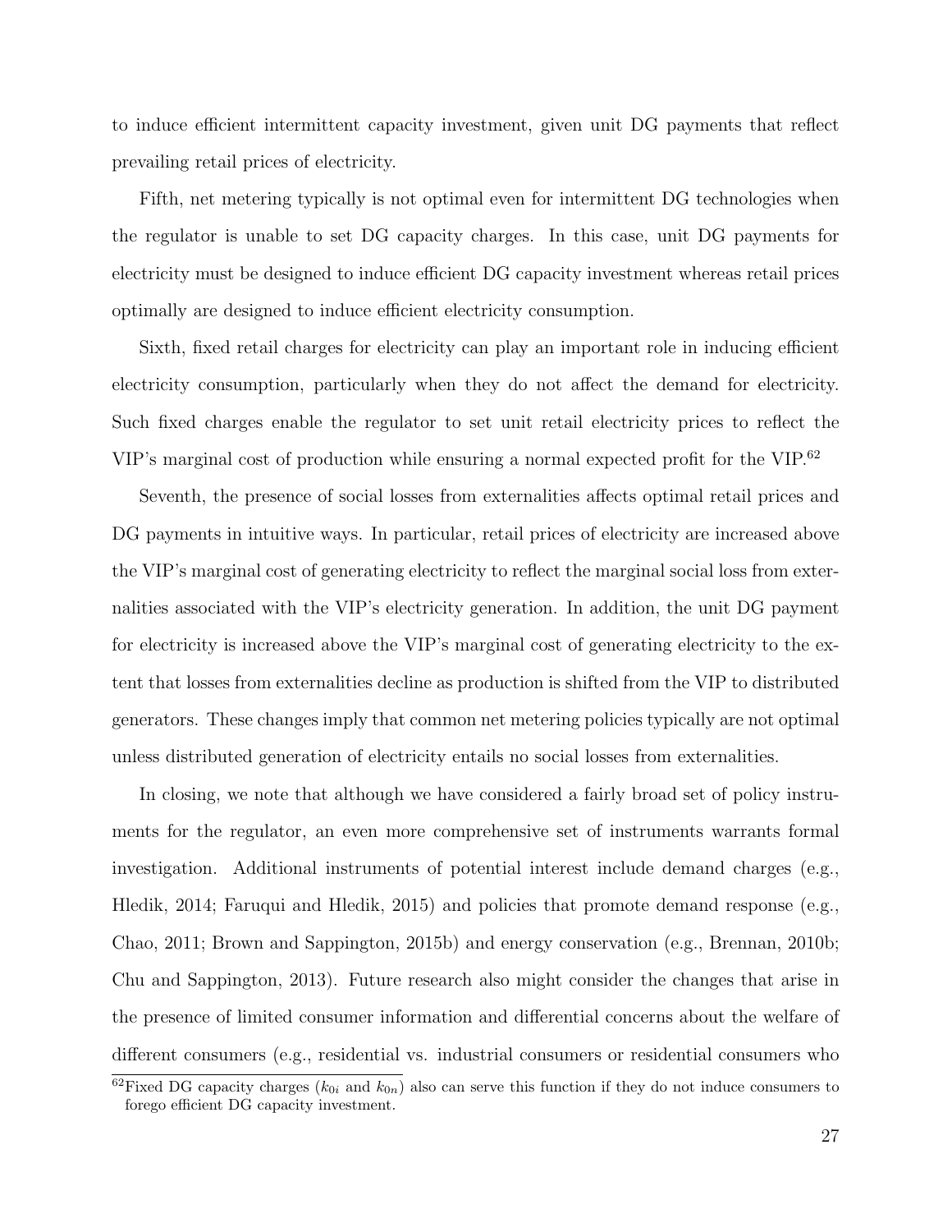to induce efficient intermittent capacity investment, given unit DG payments that reflect prevailing retail prices of electricity.

Fifth, net metering typically is not optimal even for intermittent DG technologies when the regulator is unable to set DG capacity charges. In this case, unit DG payments for electricity must be designed to induce efficient DG capacity investment whereas retail prices optimally are designed to induce efficient electricity consumption.

Sixth, fixed retail charges for electricity can play an important role in inducing efficient electricity consumption, particularly when they do not affect the demand for electricity. Such fixed charges enable the regulator to set unit retail electricity prices to reflect the VIP's marginal cost of production while ensuring a normal expected profit for the VIP.[62]

Seventh, the presence of social losses from externalities affects optimal retail prices and DG payments in intuitive ways. In particular, retail prices of electricity are increased above the VIP's marginal cost of generating electricity to reflect the marginal social loss from externalities associated with the VIP's electricity generation. In addition, the unit DG payment for electricity is increased above the VIP's marginal cost of generating electricity to the extent that losses from externalities decline as production is shifted from the VIP to distributed generators. These changes imply that common net metering policies typically are not optimal unless distributed generation of electricity entails no social losses from externalities.

In closing, we note that although we have considered a fairly broad set of policy instruments for the regulator, an even more comprehensive set of instruments warrants formal investigation. Additional instruments of potential interest include demand charges (e.g., Hledik, 2014; Faruqui and Hledik, 2015) and policies that promote demand response (e.g., Chao, 2011; Brown and Sappington, 2015b) and energy conservation (e.g., Brennan, 2010b; Chu and Sappington, 2013). Future research also might consider the changes that arise in the presence of limited consumer information and differential concerns about the welfare of different consumers (e.g., residential vs. industrial consumers or residential consumers who

[62] Fixed DG capacity charges ($k_{0i}$ and $k_{0n}$) also can serve this function if they do not induce consumers to forego efficient DG capacity investment.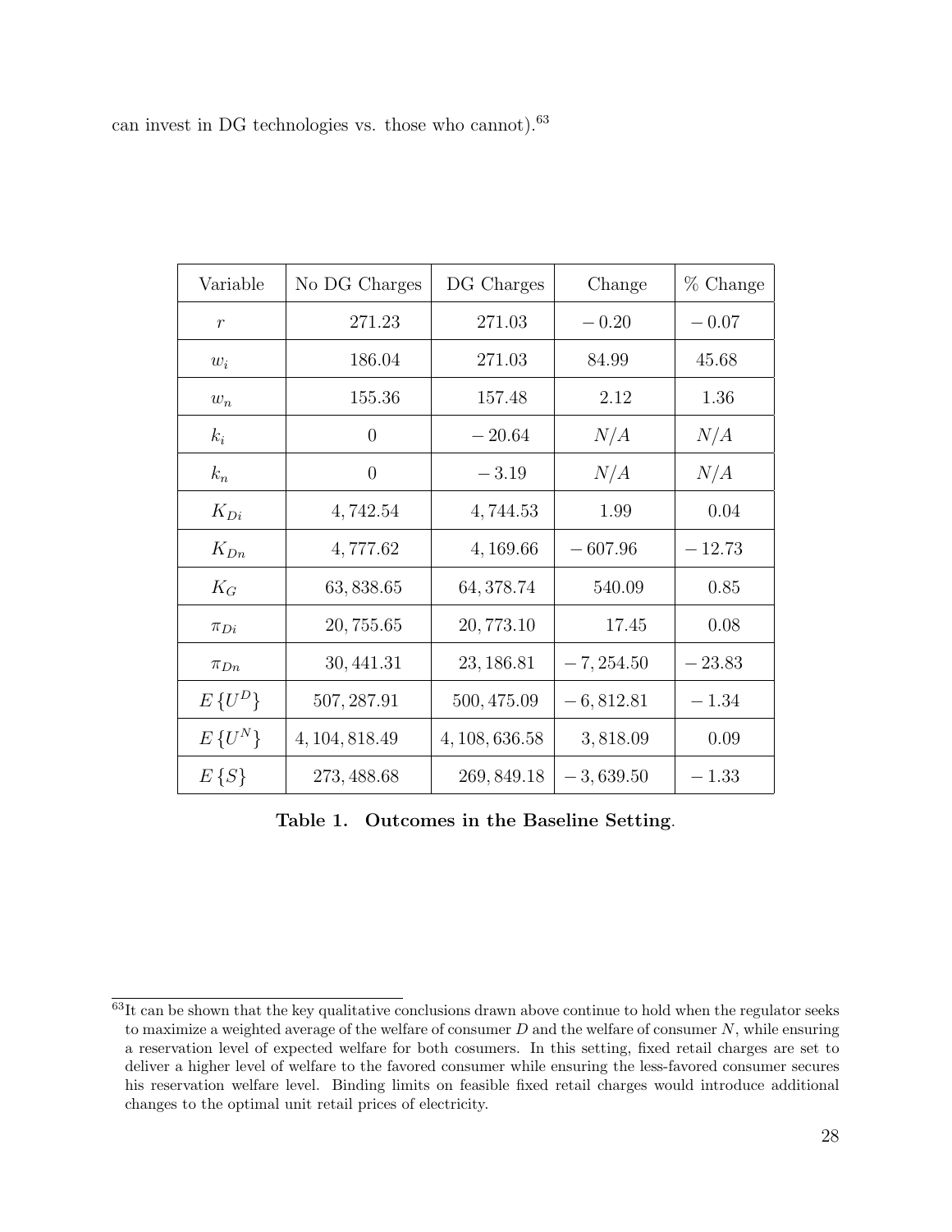can invest in DG technologies vs. those who cannot).[63]

| Variable | No DG Charges | DG Charges | Change | % Change |
|---|---|---|---|---|
| $r$ | 271.23 | 271.03 | $-0.20$ | $-0.07$ |
| $w_i$ | 186.04 | 271.03 | 84.99 | 45.68 |
| $w_n$ | 155.36 | 157.48 | 2.12 | 1.36 |
| $k_i$ | 0 | $-20.64$ | $N/A$ | $N/A$ |
| $k_n$ | 0 | $-3.19$ | $N/A$ | $N/A$ |
| $K_{Di}$ | 4,742.54 | 4,744.53 | 1.99 | 0.04 |
| $K_{Dn}$ | 4,777.62 | 4,169.66 | $-607.96$ | $-12.73$ |
| $K_G$ | 63,838.65 | 64,378.74 | 540.09 | 0.85 |
| $\pi_{Di}$ | 20,755.65 | 20,773.10 | 17.45 | 0.08 |
| $\pi_{Dn}$ | 30,441.31 | 23,186.81 | $-7,254.50$ | $-23.83$ |
| $E\{U^D\}$ | 507,287.91 | 500,475.09 | $-6,812.81$ | $-1.34$ |
| $E\{U^N\}$ | 4,104,818.49 | 4,108,636.58 | 3,818.09 | 0.09 |
| $E\{S\}$ | 273,488.68 | 269,849.18 | $-3,639.50$ | $-1.33$ |

**Table 1. Outcomes in the Baseline Setting**.

[63] It can be shown that the key qualitative conclusions drawn above continue to hold when the regulator seeks to maximize a weighted average of the welfare of consumer $D$ and the welfare of consumer $N$, while ensuring a reservation level of expected welfare for both cosumers. In this setting, fixed retail charges are set to deliver a higher level of welfare to the favored consumer while ensuring the less-favored consumer secures his reservation welfare level. Binding limits on feasible fixed retail charges would introduce additional changes to the optimal unit retail prices of electricity.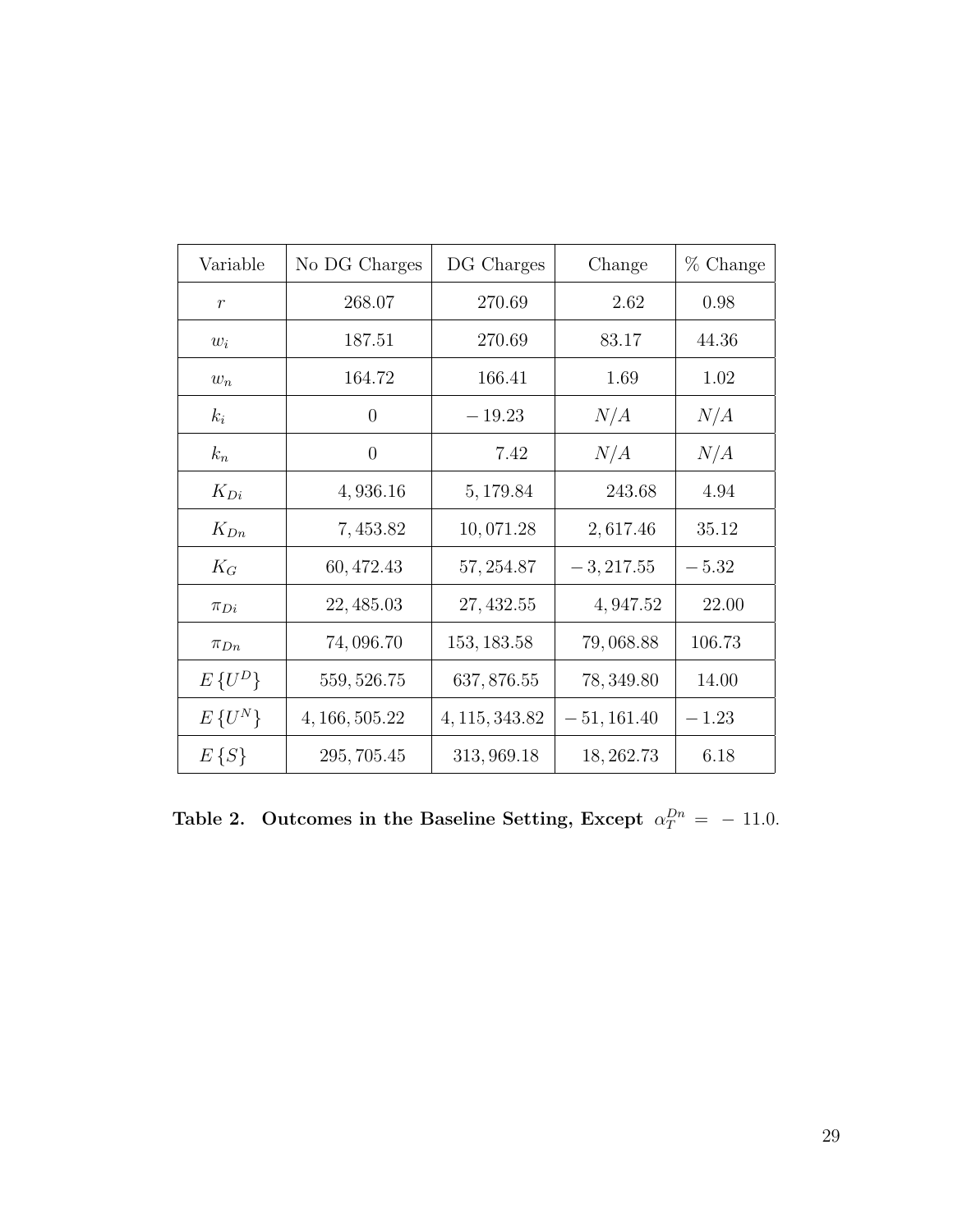| Variable | No DG Charges | DG Charges | Change | % Change |
|---|---|---|---|---|
| $r$ | 268.07 | 270.69 | 2.62 | 0.98 |
| $w_i$ | 187.51 | 270.69 | 83.17 | 44.36 |
| $w_n$ | 164.72 | 166.41 | 1.69 | 1.02 |
| $k_i$ | 0 | $-19.23$ | $N/A$ | $N/A$ |
| $k_n$ | 0 | 7.42 | $N/A$ | $N/A$ |
| $K_{Di}$ | 4,936.16 | 5,179.84 | 243.68 | 4.94 |
| $K_{Dn}$ | 7,453.82 | 10,071.28 | 2,617.46 | 35.12 |
| $K_G$ | 60,472.43 | 57,254.87 | $-3,217.55$ | $-5.32$ |
| $\pi_{Di}$ | 22,485.03 | 27,432.55 | 4,947.52 | 22.00 |
| $\pi_{Dn}$ | 74,096.70 | 153,183.58 | 79,068.88 | 106.73 |
| $E\{U^D\}$ | 559,526.75 | 637,876.55 | 78,349.80 | 14.00 |
| $E\{U^N\}$ | 4,166,505.22 | 4,115,343.82 | $-51,161.40$ | $-1.23$ |
| $E\{S\}$ | 295,705.45 | 313,969.18 | 18,262.73 | 6.18 |

**Table 2. Outcomes in the Baseline Setting, Except $\alpha_T^{Dn} = -11.0$.**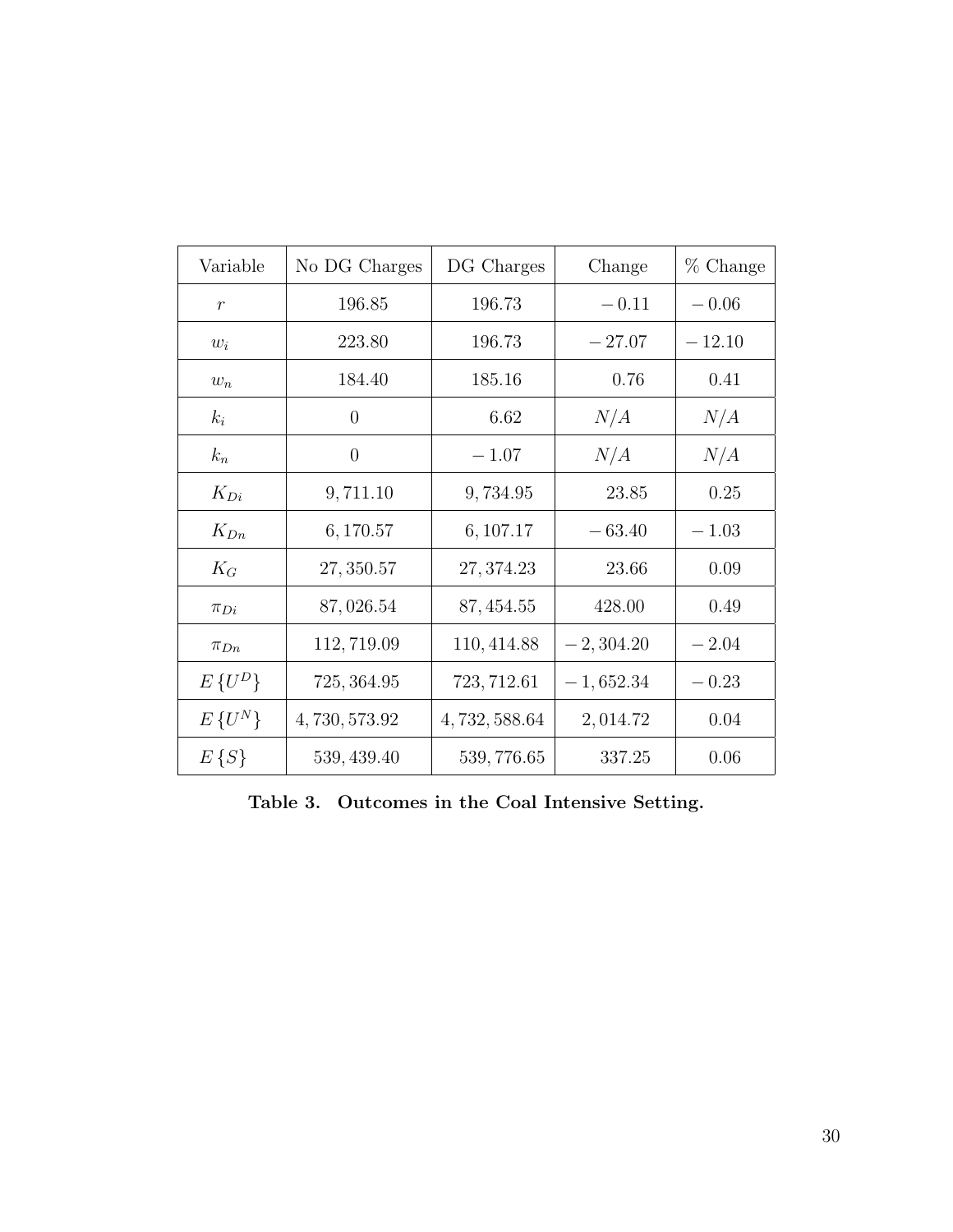| Variable | No DG Charges | DG Charges | Change | % Change |
|---|---|---|---|---|
| $r$ | 196.85 | 196.73 | $-0.11$ | $-0.06$ |
| $w_i$ | 223.80 | 196.73 | $-27.07$ | $-12.10$ |
| $w_n$ | 184.40 | 185.16 | 0.76 | 0.41 |
| $k_i$ | 0 | 6.62 | $N/A$ | $N/A$ |
| $k_n$ | 0 | $-1.07$ | $N/A$ | $N/A$ |
| $K_{Di}$ | 9,711.10 | 9,734.95 | 23.85 | 0.25 |
| $K_{Dn}$ | 6,170.57 | 6,107.17 | $-63.40$ | $-1.03$ |
| $K_G$ | 27,350.57 | 27,374.23 | 23.66 | 0.09 |
| $\pi_{Di}$ | 87,026.54 | 87,454.55 | 428.00 | 0.49 |
| $\pi_{Dn}$ | 112,719.09 | 110,414.88 | $-2,304.20$ | $-2.04$ |
| $E\{U^D\}$ | 725,364.95 | 723,712.61 | $-1,652.34$ | $-0.23$ |
| $E\{U^N\}$ | 4,730,573.92 | 4,732,588.64 | 2,014.72 | 0.04 |
| $E\{S\}$ | 539,439.40 | 539,776.65 | 337.25 | 0.06 |

**Table 3. Outcomes in the Coal Intensive Setting.**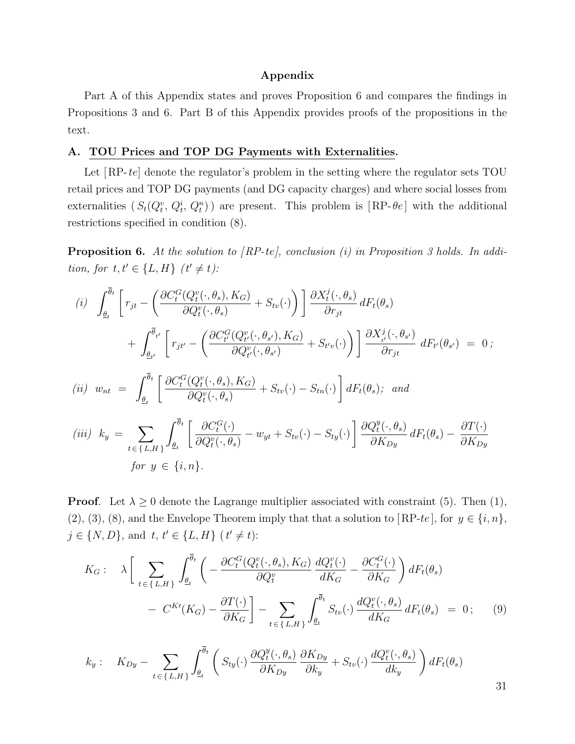## Appendix

Part A of this Appendix states and proves Proposition 6 and compares the findings in Propositions 3 and 6. Part B of this Appendix provides proofs of the propositions in the text.

### A. TOU Prices and TOP DG Payments with Externalities.

Let [RP-$te$] denote the regulator's problem in the setting where the regulator sets TOU retail prices and TOP DG payments (and DG capacity charges) and where social losses from externalities ( $S_t(Q_t^v, Q_t^i, Q_t^n)$ ) are present. This problem is [RP-$\theta e$] with the additional restrictions specified in condition (8).

**Proposition 6.** *At the solution to [RP-te], conclusion (i) in Proposition 3 holds. In addition, for $t, t' \in \{L, H\}$ ($t' \neq t$):*

$$(i)\quad \int_{\underline{\theta}_t}^{\overline{\theta}_t} \left[ r_{jt} - \left( \frac{\partial C_t^G(Q_t^v(\cdot, \theta_s), K_G)}{\partial Q_t^v(\cdot, \theta_s)} + S_{tv}(\cdot) \right) \right] \frac{\partial X_t^j(\cdot, \theta_s)}{\partial r_{jt}} \, dF_t(\theta_s)$$

$$+ \int_{\underline{\theta}_{t'}}^{\overline{\theta}_{t'}} \left[ r_{jt'} - \left( \frac{\partial C_{t'}^G(Q_{t'}^v(\cdot, \theta_{s'}), K_G)}{\partial Q_{t'}^v(\cdot, \theta_{s'})} + S_{t'v}(\cdot) \right) \right] \frac{\partial X_{t'}^j(\cdot, \theta_{s'})}{\partial r_{jt}} \, dF_{t'}(\theta_{s'}) \;=\; 0\,;$$

$$(ii)\quad w_{nt} \;=\; \int_{\underline{\theta}_t}^{\overline{\theta}_t} \left[ \frac{\partial C_t^G(Q_t^v(\cdot, \theta_s), K_G)}{\partial Q_t^v(\cdot, \theta_s)} + S_{tv}(\cdot) - S_{tn}(\cdot) \right] dF_t(\theta_s); \;\; \textit{and}$$

$$(iii)\quad k_y \;=\; \sum_{t \in \{L,H\}} \int_{\underline{\theta}_t}^{\overline{\theta}_t} \left[ \frac{\partial C_t^G(\cdot)}{\partial Q_t^v(\cdot, \theta_s)} - w_{yt} + S_{tv}(\cdot) - S_{ty}(\cdot) \right] \frac{\partial Q_t^y(\cdot, \theta_s)}{\partial K_{Dy}} \, dF_t(\theta_s) - \frac{\partial T(\cdot)}{\partial K_{Dy}}$$

*for $y \in \{i, n\}$.*

**Proof**. Let $\lambda \geq 0$ denote the Lagrange multiplier associated with constraint (5). Then (1), (2), (3), (8), and the Envelope Theorem imply that that a solution to [RP-$te$], for $y \in \{i, n\}$, $j \in \{N, D\}$, and $t, t' \in \{L, H\}$ ($t' \neq t$):

$$K_G: \quad \lambda \left[ \sum_{t \in \{L,H\}} \int_{\underline{\theta}_t}^{\overline{\theta}_t} \left( - \frac{\partial C_t^G(Q_t^v(\cdot, \theta_s), K_G)}{\partial Q_t^v} \frac{dQ_t^v(\cdot)}{dK_G} - \frac{\partial C_t^G(\cdot)}{\partial K_G} \right) dF_t(\theta_s) \right.$$

$$\left. - \; C^{K\prime}(K_G) - \frac{\partial T(\cdot)}{\partial K_G} \right] - \sum_{t \in \{L,H\}} \int_{\underline{\theta}_t}^{\overline{\theta}_t} S_{tv}(\cdot) \frac{dQ_t^v(\cdot, \theta_s)}{dK_G} \, dF_t(\theta_s) \;=\; 0\,; \qquad (9)$$

$$k_y: \quad K_{Dy} - \sum_{t \in \{L,H\}} \int_{\underline{\theta}_t}^{\overline{\theta}_t} \left( S_{ty}(\cdot) \frac{\partial Q_t^y(\cdot, \theta_s)}{\partial K_{Dy}} \frac{\partial K_{Dy}}{\partial k_y} + S_{tv}(\cdot) \frac{dQ_t^v(\cdot, \theta_s)}{dk_y} \right) dF_t(\theta_s)$$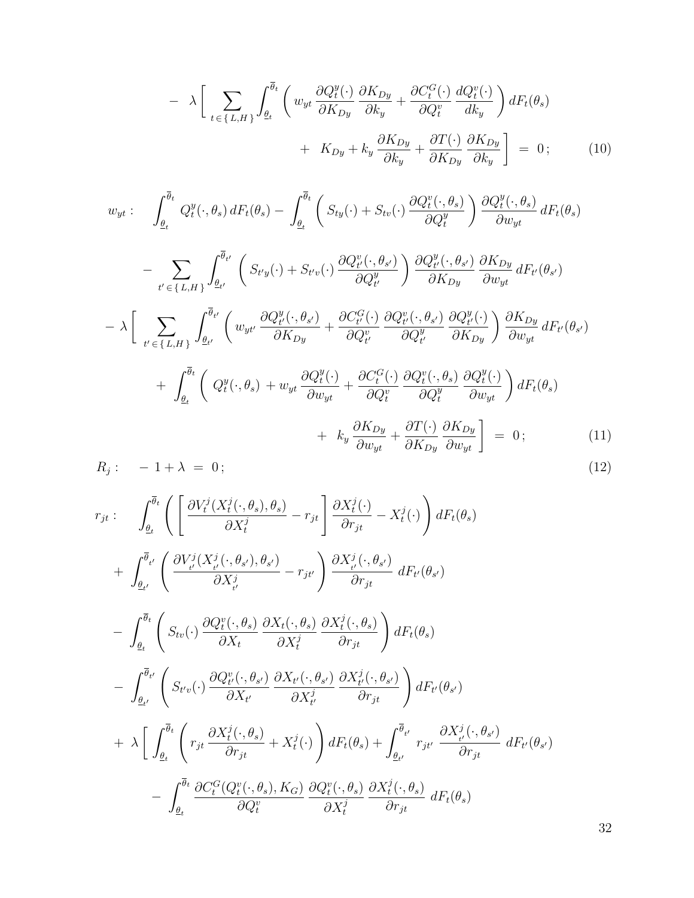$$
\begin{aligned}
& - \;\; \lambda \Bigg[ \sum_{t \,\in\, \{\, L,H \,\}} \int_{\underline{\theta}_t}^{\overline{\theta}_t} \Bigg( w_{yt}\, \frac{\partial Q_t^y(\cdot)}{\partial K_{Dy}}\, \frac{\partial K_{Dy}}{\partial k_y} + \frac{\partial C_t^G(\cdot)}{\partial Q_t^v}\, \frac{d Q_t^v(\cdot)}{d k_y} \Bigg)\, dF_t(\theta_s) \\
& \qquad\qquad + \;\; K_{Dy} + k_y\, \frac{\partial K_{Dy}}{\partial k_y} + \frac{\partial T(\cdot)}{\partial K_{Dy}}\, \frac{\partial K_{Dy}}{\partial k_y} \Bigg] \;=\; 0\,; \qquad (10)
\end{aligned}
$$

$$
\begin{aligned}
w_{yt}: \quad & \int_{\underline{\theta}_t}^{\overline{\theta}_t} Q_t^y(\cdot,\theta_s)\, dF_t(\theta_s) - \int_{\underline{\theta}_t}^{\overline{\theta}_t} \Bigg( S_{ty}(\cdot) + S_{tv}(\cdot)\, \frac{\partial Q_t^v(\cdot,\theta_s)}{\partial Q_t^y} \Bigg)\, \frac{\partial Q_t^y(\cdot,\theta_s)}{\partial w_{yt}}\, dF_t(\theta_s) \\
& - \sum_{t' \,\in\, \{\, L,H \,\}} \int_{\underline{\theta}_{t'}}^{\overline{\theta}_{t'}} \Bigg( S_{t'y}(\cdot) + S_{t'v}(\cdot)\, \frac{\partial Q_{t'}^v(\cdot,\theta_{s'})}{\partial Q_{t'}^y} \Bigg)\, \frac{\partial Q_{t'}^y(\cdot,\theta_{s'})}{\partial K_{Dy}}\, \frac{\partial K_{Dy}}{\partial w_{yt}}\, dF_{t'}(\theta_{s'}) \\
& - \lambda \Bigg[ \sum_{t' \,\in\, \{\, L,H \,\}} \int_{\underline{\theta}_{t'}}^{\overline{\theta}_{t'}} \Bigg( w_{yt'}\, \frac{\partial Q_{t'}^y(\cdot,\theta_{s'})}{\partial K_{Dy}} + \frac{\partial C_{t'}^G(\cdot)}{\partial Q_{t'}^v}\, \frac{\partial Q_{t'}^v(\cdot,\theta_{s'})}{\partial Q_{t'}^y}\, \frac{\partial Q_{t'}^y(\cdot)}{\partial K_{Dy}} \Bigg)\, \frac{\partial K_{Dy}}{\partial w_{yt}}\, dF_{t'}(\theta_{s'}) \\
& \qquad + \int_{\underline{\theta}_t}^{\overline{\theta}_t} \Bigg( Q_t^y(\cdot,\theta_s) + w_{yt}\, \frac{\partial Q_t^y(\cdot)}{\partial w_{yt}} + \frac{\partial C_t^G(\cdot)}{\partial Q_t^v}\, \frac{\partial Q_t^v(\cdot,\theta_s)}{\partial Q_t^y}\, \frac{\partial Q_t^y(\cdot)}{\partial w_{yt}} \Bigg)\, dF_t(\theta_s) \\
& \qquad\qquad + \;\; k_y\, \frac{\partial K_{Dy}}{\partial w_{yt}} + \frac{\partial T(\cdot)}{\partial K_{Dy}}\, \frac{\partial K_{Dy}}{\partial w_{yt}} \Bigg] \;=\; 0\,; \qquad (11)
\end{aligned}
$$

$$
R_j: \quad -\,1 + \lambda \;=\; 0\,; \qquad (12)
$$

$$
\begin{aligned}
r_{jt}: \quad & \int_{\underline{\theta}_t}^{\overline{\theta}_t} \Bigg( \Bigg[ \frac{\partial V_t^j(X_t^j(\cdot,\theta_s),\theta_s)}{\partial X_t^j} - r_{jt} \Bigg]\, \frac{\partial X_t^j(\cdot)}{\partial r_{jt}} - X_t^j(\cdot) \Bigg)\, dF_t(\theta_s) \\
& + \int_{\underline{\theta}_{t'}}^{\overline{\theta}_{t'}} \Bigg( \frac{\partial V_{t'}^j(X_{t'}^j(\cdot,\theta_{s'}),\theta_{s'})}{\partial X_{t'}^j} - r_{jt'} \Bigg)\, \frac{\partial X_{t'}^j(\cdot,\theta_{s'})}{\partial r_{jt}}\; dF_{t'}(\theta_{s'}) \\
& - \int_{\underline{\theta}_t}^{\overline{\theta}_t} \Bigg( S_{tv}(\cdot)\, \frac{\partial Q_t^v(\cdot,\theta_s)}{\partial X_t}\, \frac{\partial X_t(\cdot,\theta_s)}{\partial X_t^j}\, \frac{\partial X_t^j(\cdot,\theta_s)}{\partial r_{jt}} \Bigg)\, dF_t(\theta_s) \\
& - \int_{\underline{\theta}_{t'}}^{\overline{\theta}_{t'}} \Bigg( S_{t'v}(\cdot)\, \frac{\partial Q_{t'}^v(\cdot,\theta_{s'})}{\partial X_{t'}}\, \frac{\partial X_{t'}(\cdot,\theta_{s'})}{\partial X_{t'}^j}\, \frac{\partial X_{t'}^j(\cdot,\theta_{s'})}{\partial r_{jt}} \Bigg)\, dF_{t'}(\theta_{s'}) \\
& + \lambda \Bigg[ \int_{\underline{\theta}_t}^{\overline{\theta}_t} \Bigg( r_{jt}\, \frac{\partial X_t^j(\cdot,\theta_s)}{\partial r_{jt}} + X_t^j(\cdot) \Bigg)\, dF_t(\theta_s) + \int_{\underline{\theta}_{t'}}^{\overline{\theta}_{t'}} r_{jt'}\; \frac{\partial X_{t'}^j(\cdot,\theta_{s'})}{\partial r_{jt}}\; dF_{t'}(\theta_{s'}) \\
& \qquad - \int_{\underline{\theta}_t}^{\overline{\theta}_t} \frac{\partial C_t^G(Q_t^v(\cdot,\theta_s),K_G)}{\partial Q_t^v}\, \frac{\partial Q_t^v(\cdot,\theta_s)}{\partial X_t^j}\, \frac{\partial X_t^j(\cdot,\theta_s)}{\partial r_{jt}}\; dF_t(\theta_s)
\end{aligned}
$$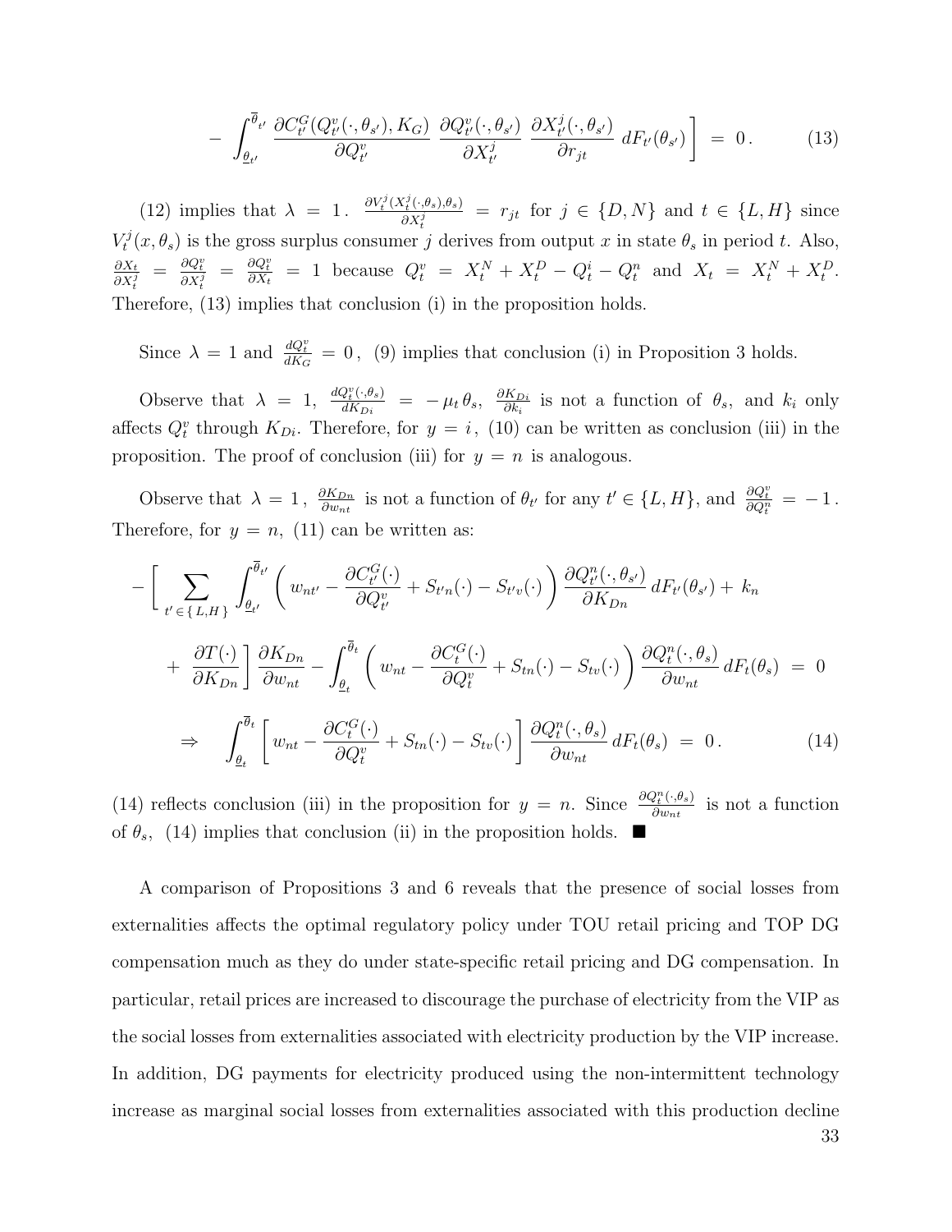$$- \int_{\underline{\theta}_{t'}}^{\overline{\theta}_{t'}} \frac{\partial C_{t'}^G(Q_{t'}^v(\cdot, \theta_{s'}), K_G)}{\partial Q_{t'}^v} \, \frac{\partial Q_{t'}^v(\cdot, \theta_{s'})}{\partial X_{t'}^j} \, \frac{\partial X_{t'}^j(\cdot, \theta_{s'})}{\partial r_{jt}} \, dF_{t'}(\theta_{s'}) \Bigg] \; = \; 0 \, . \tag{13}$$

(12) implies that $\lambda = 1$. $\frac{\partial V_t^j(X_t^j(\cdot,\theta_s),\theta_s)}{\partial X_t^j} = r_{jt}$ for $j \in \{D, N\}$ and $t \in \{L, H\}$ since $V_t^j(x, \theta_s)$ is the gross surplus consumer $j$ derives from output $x$ in state $\theta_s$ in period $t$. Also, $\frac{\partial X_t}{\partial X_t^j} = \frac{\partial Q_t^v}{\partial X_t^j} = \frac{\partial Q_t^v}{\partial X_t} = 1$ because $Q_t^v = X_t^N + X_t^D - Q_t^i - Q_t^n$ and $X_t = X_t^N + X_t^D$. Therefore, (13) implies that conclusion (i) in the proposition holds.

Since $\lambda = 1$ and $\frac{dQ_t^v}{dK_G} = 0$, (9) implies that conclusion (i) in Proposition 3 holds.

Observe that $\lambda = 1$, $\frac{dQ_t^v(\cdot,\theta_s)}{dK_{Di}} = -\mu_t \, \theta_s$, $\frac{\partial K_{Di}}{\partial k_i}$ is not a function of $\theta_s$, and $k_i$ only affects $Q_t^v$ through $K_{Di}$. Therefore, for $y = i$, (10) can be written as conclusion (iii) in the proposition. The proof of conclusion (iii) for $y = n$ is analogous.

Observe that $\lambda = 1$, $\frac{\partial K_{Dn}}{\partial w_{nt}}$ is not a function of $\theta_{t'}$ for any $t' \in \{L, H\}$, and $\frac{\partial Q_t^v}{\partial Q_t^n} = -1$. Therefore, for $y = n$, (11) can be written as:

$$- \Bigg[ \sum_{t' \in \{L,H\}} \int_{\underline{\theta}_{t'}}^{\overline{\theta}_{t'}} \left( w_{nt'} - \frac{\partial C_{t'}^G(\cdot)}{\partial Q_{t'}^v} + S_{t'n}(\cdot) - S_{t'v}(\cdot) \right) \frac{\partial Q_{t'}^n(\cdot, \theta_{s'})}{\partial K_{Dn}} \, dF_{t'}(\theta_{s'}) + \, k_n$$

$$+ \; \frac{\partial T(\cdot)}{\partial K_{Dn}} \Bigg] \frac{\partial K_{Dn}}{\partial w_{nt}} - \int_{\underline{\theta}_t}^{\overline{\theta}_t} \left( w_{nt} - \frac{\partial C_t^G(\cdot)}{\partial Q_t^v} + S_{tn}(\cdot) - S_{tv}(\cdot) \right) \frac{\partial Q_t^n(\cdot, \theta_s)}{\partial w_{nt}} \, dF_t(\theta_s) \; = \; 0$$

$$\Rightarrow \quad \int_{\underline{\theta}_t}^{\overline{\theta}_t} \left[ w_{nt} - \frac{\partial C_t^G(\cdot)}{\partial Q_t^v} + S_{tn}(\cdot) - S_{tv}(\cdot) \right] \frac{\partial Q_t^n(\cdot, \theta_s)}{\partial w_{nt}} \, dF_t(\theta_s) \; = \; 0 \, . \tag{14}$$

(14) reflects conclusion (iii) in the proposition for $y = n$. Since $\frac{\partial Q_t^n(\cdot,\theta_s)}{\partial w_{nt}}$ is not a function of $\theta_s$, (14) implies that conclusion (ii) in the proposition holds. ■

A comparison of Propositions 3 and 6 reveals that the presence of social losses from externalities affects the optimal regulatory policy under TOU retail pricing and TOP DG compensation much as they do under state-specific retail pricing and DG compensation. In particular, retail prices are increased to discourage the purchase of electricity from the VIP as the social losses from externalities associated with electricity production by the VIP increase. In addition, DG payments for electricity produced using the non-intermittent technology increase as marginal social losses from externalities associated with this production decline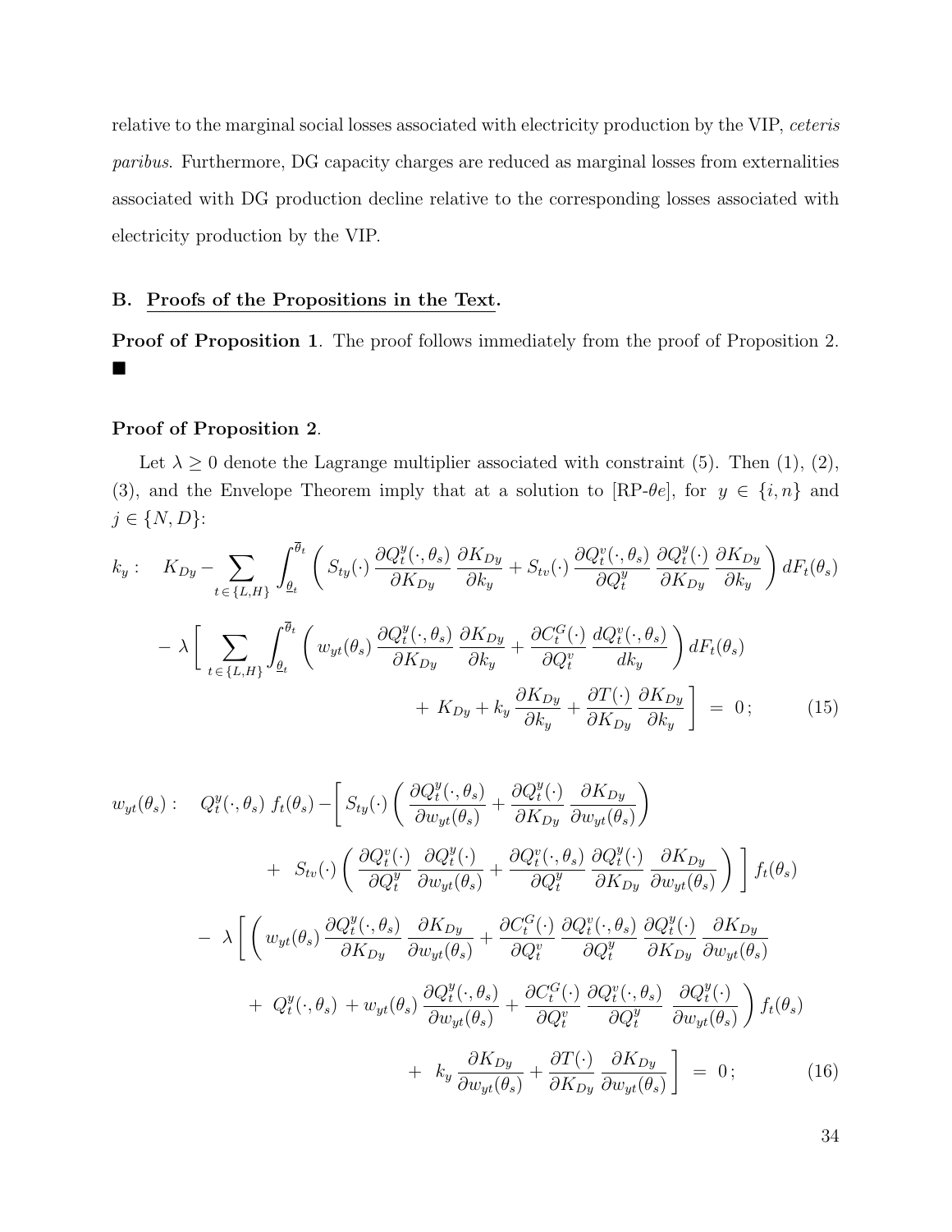relative to the marginal social losses associated with electricity production by the VIP, *ceteris paribus*. Furthermore, DG capacity charges are reduced as marginal losses from externalities associated with DG production decline relative to the corresponding losses associated with electricity production by the VIP.

## B. Proofs of the Propositions in the Text.

**Proof of Proposition 1**. The proof follows immediately from the proof of Proposition 2. ■

**Proof of Proposition 2**.

Let $\lambda \geq 0$ denote the Lagrange multiplier associated with constraint (5). Then (1), (2), (3), and the Envelope Theorem imply that at a solution to [RP-$\theta e$], for $y \in \{i, n\}$ and $j \in \{N, D\}$:

$$
\begin{aligned}
k_y : \quad & K_{Dy} - \sum_{t \in \{L,H\}} \int_{\underline{\theta}_t}^{\overline{\theta}_t} \left( S_{ty}(\cdot) \, \frac{\partial Q_t^y(\cdot, \theta_s)}{\partial K_{Dy}} \, \frac{\partial K_{Dy}}{\partial k_y} + S_{tv}(\cdot) \, \frac{\partial Q_t^v(\cdot, \theta_s)}{\partial Q_t^y} \, \frac{\partial Q_t^y(\cdot)}{\partial K_{Dy}} \, \frac{\partial K_{Dy}}{\partial k_y} \right) dF_t(\theta_s) \\
& - \lambda \Bigg[ \sum_{t \in \{L,H\}} \int_{\underline{\theta}_t}^{\overline{\theta}_t} \left( w_{yt}(\theta_s) \, \frac{\partial Q_t^y(\cdot, \theta_s)}{\partial K_{Dy}} \, \frac{\partial K_{Dy}}{\partial k_y} + \frac{\partial C_t^G(\cdot)}{\partial Q_t^v} \, \frac{d Q_t^v(\cdot, \theta_s)}{d k_y} \right) dF_t(\theta_s) \\
& \qquad + K_{Dy} + k_y \, \frac{\partial K_{Dy}}{\partial k_y} + \frac{\partial T(\cdot)}{\partial K_{Dy}} \, \frac{\partial K_{Dy}}{\partial k_y} \Bigg] \; = \; 0 \, ;
\end{aligned}
\tag{15}
$$

$$
\begin{aligned}
w_{yt}(\theta_s) : \quad & Q_t^y(\cdot, \theta_s) \; f_t(\theta_s) - \Bigg[ S_{ty}(\cdot) \left( \frac{\partial Q_t^y(\cdot, \theta_s)}{\partial w_{yt}(\theta_s)} + \frac{\partial Q_t^y(\cdot)}{\partial K_{Dy}} \, \frac{\partial K_{Dy}}{\partial w_{yt}(\theta_s)} \right) \\
& + \; S_{tv}(\cdot) \left( \frac{\partial Q_t^v(\cdot)}{\partial Q_t^y} \, \frac{\partial Q_t^y(\cdot)}{\partial w_{yt}(\theta_s)} + \frac{\partial Q_t^v(\cdot, \theta_s)}{\partial Q_t^y} \, \frac{\partial Q_t^y(\cdot)}{\partial K_{Dy}} \, \frac{\partial K_{Dy}}{\partial w_{yt}(\theta_s)} \right) \Bigg] f_t(\theta_s) \\
& - \; \lambda \Bigg[ \Bigg( w_{yt}(\theta_s) \, \frac{\partial Q_t^y(\cdot, \theta_s)}{\partial K_{Dy}} \, \frac{\partial K_{Dy}}{\partial w_{yt}(\theta_s)} + \frac{\partial C_t^G(\cdot)}{\partial Q_t^v} \, \frac{\partial Q_t^v(\cdot, \theta_s)}{\partial Q_t^y} \, \frac{\partial Q_t^y(\cdot)}{\partial K_{Dy}} \, \frac{\partial K_{Dy}}{\partial w_{yt}(\theta_s)} \\
& + \; Q_t^y(\cdot, \theta_s) \; + w_{yt}(\theta_s) \, \frac{\partial Q_t^y(\cdot, \theta_s)}{\partial w_{yt}(\theta_s)} + \frac{\partial C_t^G(\cdot)}{\partial Q_t^v} \, \frac{\partial Q_t^v(\cdot, \theta_s)}{\partial Q_t^y} \, \frac{\partial Q_t^y(\cdot)}{\partial w_{yt}(\theta_s)} \Bigg) f_t(\theta_s) \\
& + \; k_y \, \frac{\partial K_{Dy}}{\partial w_{yt}(\theta_s)} + \frac{\partial T(\cdot)}{\partial K_{Dy}} \, \frac{\partial K_{Dy}}{\partial w_{yt}(\theta_s)} \Bigg] \; = \; 0 \, ;
\end{aligned}
\tag{16}
$$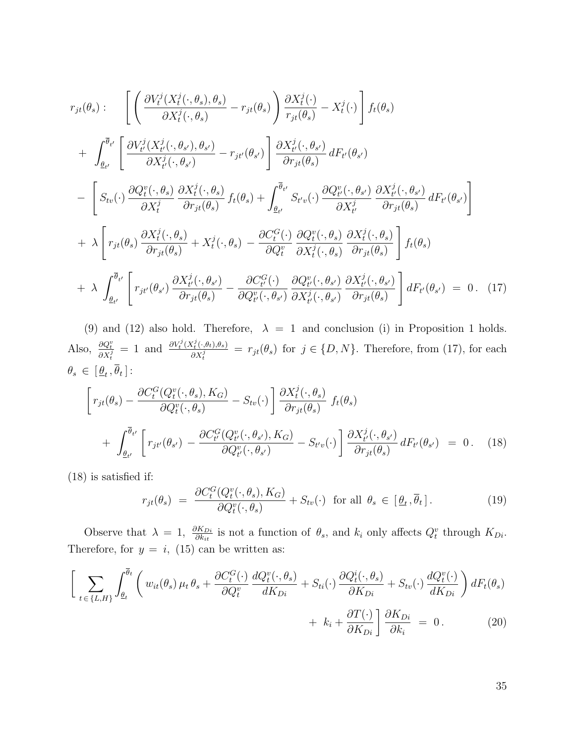$$
\begin{aligned}
r_{jt}(\theta_s): \quad & \left[ \left( \frac{\partial V_t^j(X_t^j(\cdot,\theta_s),\theta_s)}{\partial X_t^j(\cdot,\theta_s)} - r_{jt}(\theta_s) \right) \frac{\partial X_t^j(\cdot)}{r_{jt}(\theta_s)} - X_t^j(\cdot) \right] f_t(\theta_s) \\
& + \int_{\underline{\theta}_{t'}}^{\overline{\theta}_{t'}} \left[ \frac{\partial V_{t'}^j(X_{t'}^j(\cdot,\theta_{s'}),\theta_{s'})}{\partial X_{t'}^j(\cdot,\theta_{s'})} - r_{jt'}(\theta_{s'}) \right] \frac{\partial X_{t'}^j(\cdot,\theta_{s'})}{\partial r_{jt}(\theta_s)} \, dF_{t'}(\theta_{s'}) \\
& - \left[ S_{tv}(\cdot) \frac{\partial Q_t^v(\cdot,\theta_s)}{\partial X_t^j} \frac{\partial X_t^j(\cdot,\theta_s)}{\partial r_{jt}(\theta_s)} f_t(\theta_s) + \int_{\underline{\theta}_{t'}}^{\overline{\theta}_{t'}} S_{t'v}(\cdot) \frac{\partial Q_{t'}^v(\cdot,\theta_{s'})}{\partial X_{t'}^j} \frac{\partial X_{t'}^j(\cdot,\theta_{s'})}{\partial r_{jt}(\theta_s)} \, dF_{t'}(\theta_{s'}) \right] \\
& + \lambda \left[ r_{jt}(\theta_s) \frac{\partial X_t^j(\cdot,\theta_s)}{\partial r_{jt}(\theta_s)} + X_t^j(\cdot,\theta_s) - \frac{\partial C_t^G(\cdot)}{\partial Q_t^v} \frac{\partial Q_t^v(\cdot,\theta_s)}{\partial X_t^j(\cdot,\theta_s)} \frac{\partial X_t^j(\cdot,\theta_s)}{\partial r_{jt}(\theta_s)} \right] f_t(\theta_s) \\
& + \lambda \int_{\underline{\theta}_{t'}}^{\overline{\theta}_{t'}} \left[ r_{jt'}(\theta_{s'}) \frac{\partial X_{t'}^j(\cdot,\theta_{s'})}{\partial r_{jt}(\theta_s)} - \frac{\partial C_{t'}^G(\cdot)}{\partial Q_{t'}^v(\cdot,\theta_{s'})} \frac{\partial Q_{t'}^v(\cdot,\theta_{s'})}{\partial X_{t'}^j(\cdot,\theta_{s'})} \frac{\partial X_{t'}^j(\cdot,\theta_{s'})}{\partial r_{jt}(\theta_s)} \right] dF_{t'}(\theta_{s'}) \; = \; 0\,. \quad (17)
\end{aligned}
$$

(9) and (12) also hold. Therefore, $\lambda = 1$ and conclusion (i) in Proposition 1 holds. Also, $\frac{\partial Q_t^v}{\partial X_t^j} = 1$ and $\frac{\partial V_t^j(X_t^j(\cdot,\theta_t),\theta_s)}{\partial X_t^j} = r_{jt}(\theta_s)$ for $j \in \{D, N\}$. Therefore, from (17), for each $\theta_s \in [\,\underline{\theta}_t\,, \overline{\theta}_t\,]$:

$$
\begin{aligned}
& \left[ r_{jt}(\theta_s) - \frac{\partial C_t^G(Q_t^v(\cdot,\theta_s),K_G)}{\partial Q_t^v(\cdot,\theta_s)} - S_{tv}(\cdot) \right] \frac{\partial X_t^j(\cdot,\theta_s)}{\partial r_{jt}(\theta_s)} \; f_t(\theta_s) \\
& \quad + \int_{\underline{\theta}_{t'}}^{\overline{\theta}_{t'}} \left[ r_{jt'}(\theta_{s'}) - \frac{\partial C_{t'}^G(Q_{t'}^v(\cdot,\theta_{s'}),K_G)}{\partial Q_{t'}^v(\cdot,\theta_{s'})} - S_{t'v}(\cdot) \right] \frac{\partial X_{t'}^j(\cdot,\theta_{s'})}{\partial r_{jt}(\theta_s)} \, dF_{t'}(\theta_{s'}) \; = \; 0\,. \quad (18)
\end{aligned}
$$

(18) is satisfied if:

$$
r_{jt}(\theta_s) \; = \; \frac{\partial C_t^G(Q_t^v(\cdot,\theta_s),K_G)}{\partial Q_t^v(\cdot,\theta_s)} + S_{tv}(\cdot) \;\; \text{for all} \;\; \theta_s \in [\,\underline{\theta}_t\,, \overline{\theta}_t\,]\,. \quad (19)
$$

Observe that $\lambda = 1$, $\frac{\partial K_{Di}}{\partial k_{it}}$ is not a function of $\theta_s$, and $k_i$ only affects $Q_t^v$ through $K_{Di}$. Therefore, for $y = i$, (15) can be written as:

$$
\begin{aligned}
\Bigg[ \sum_{t \in \{L,H\}} \int_{\underline{\theta}_t}^{\overline{\theta}_t} \Bigg( & w_{it}(\theta_s)\,\mu_t\,\theta_s + \frac{\partial C_t^G(\cdot)}{\partial Q_t^v} \frac{dQ_t^v(\cdot,\theta_s)}{dK_{Di}} + S_{ti}(\cdot) \frac{\partial Q_t^i(\cdot,\theta_s)}{\partial K_{Di}} + S_{tv}(\cdot) \frac{dQ_t^v(\cdot)}{dK_{Di}} \Bigg) dF_t(\theta_s) \\
& + \; k_i + \frac{\partial T(\cdot)}{\partial K_{Di}} \Bigg] \frac{\partial K_{Di}}{\partial k_i} \; = \; 0\,. \quad (20)
\end{aligned}
$$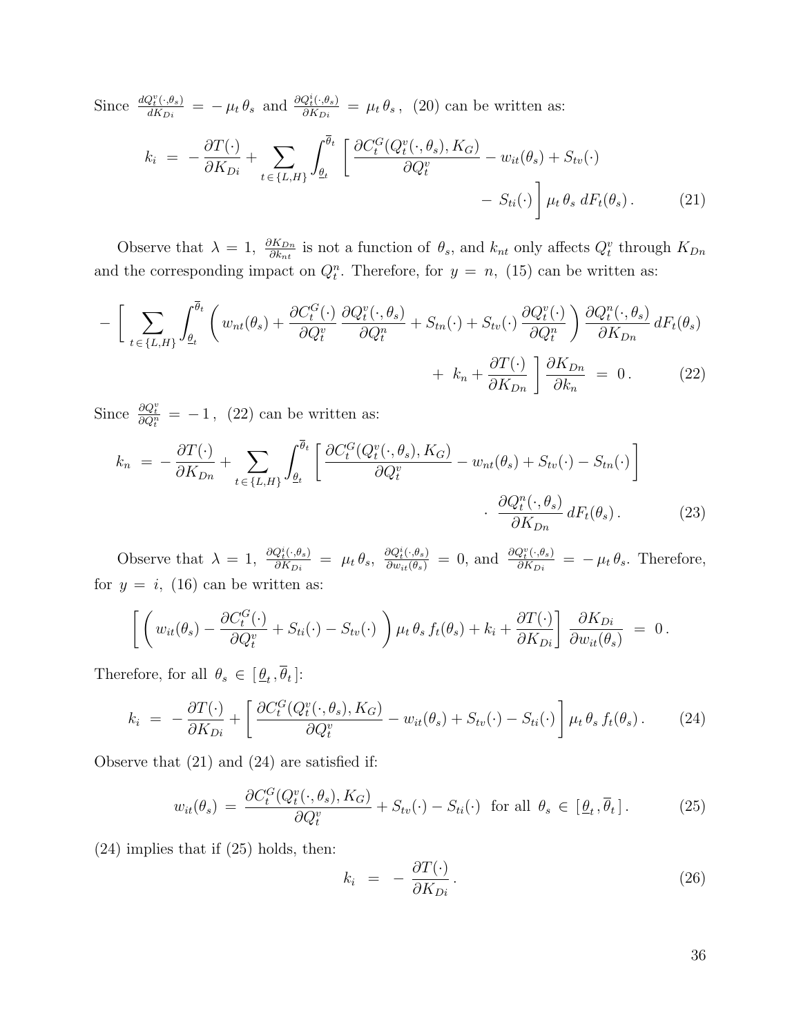Since $\frac{dQ_t^v(\cdot,\theta_s)}{dK_{Di}} = -\mu_t\,\theta_s$ and $\frac{\partial Q_t^i(\cdot,\theta_s)}{\partial K_{Di}} = \mu_t\,\theta_s$, (20) can be written as:

$$
k_i \;=\; -\frac{\partial T(\cdot)}{\partial K_{Di}} + \sum_{t\,\in\,\{L,H\}} \int_{\underline{\theta}_t}^{\overline{\theta}_t} \left[ \frac{\partial C_t^G(Q_t^v(\cdot,\theta_s),K_G)}{\partial Q_t^v} - w_{it}(\theta_s) + S_{tv}(\cdot) - S_{ti}(\cdot) \right] \mu_t\,\theta_s\,dF_t(\theta_s)\,. \tag{21}
$$

Observe that $\lambda = 1$, $\frac{\partial K_{Dn}}{\partial k_{nt}}$ is not a function of $\theta_s$, and $k_{nt}$ only affects $Q_t^v$ through $K_{Dn}$ and the corresponding impact on $Q_t^n$. Therefore, for $y = n$, (15) can be written as:

$$
-\left[\, \sum_{t\,\in\,\{L,H\}} \int_{\underline{\theta}_t}^{\overline{\theta}_t} \left( w_{nt}(\theta_s) + \frac{\partial C_t^G(\cdot)}{\partial Q_t^v}\,\frac{\partial Q_t^v(\cdot,\theta_s)}{\partial Q_t^n} + S_{tn}(\cdot) + S_{tv}(\cdot)\,\frac{\partial Q_t^v(\cdot)}{\partial Q_t^n} \right) \frac{\partial Q_t^n(\cdot,\theta_s)}{\partial K_{Dn}}\,dF_t(\theta_s) + k_n + \frac{\partial T(\cdot)}{\partial K_{Dn}} \right] \frac{\partial K_{Dn}}{\partial k_n} \;=\; 0\,. \tag{22}
$$

Since $\frac{\partial Q_t^v}{\partial Q_t^n} = -1$, (22) can be written as:

$$
k_n \;=\; -\frac{\partial T(\cdot)}{\partial K_{Dn}} + \sum_{t\,\in\,\{L,H\}} \int_{\underline{\theta}_t}^{\overline{\theta}_t} \left[ \frac{\partial C_t^G(Q_t^v(\cdot,\theta_s),K_G)}{\partial Q_t^v} - w_{nt}(\theta_s) + S_{tv}(\cdot) - S_{tn}(\cdot) \right] \cdot\; \frac{\partial Q_t^n(\cdot,\theta_s)}{\partial K_{Dn}}\,dF_t(\theta_s)\,. \tag{23}
$$

Observe that $\lambda = 1$, $\frac{\partial Q_t^i(\cdot,\theta_s)}{\partial K_{Di}} = \mu_t\,\theta_s$, $\frac{\partial Q_t^i(\cdot,\theta_s)}{\partial w_{it}(\theta_s)} = 0$, and $\frac{\partial Q_t^v(\cdot,\theta_s)}{\partial K_{Di}} = -\mu_t\,\theta_s$. Therefore, for $y = i$, (16) can be written as:

$$
\left[ \left( w_{it}(\theta_s) - \frac{\partial C_t^G(\cdot)}{\partial Q_t^v} + S_{ti}(\cdot) - S_{tv}(\cdot) \right) \mu_t\,\theta_s\,f_t(\theta_s) + k_i + \frac{\partial T(\cdot)}{\partial K_{Di}} \right] \frac{\partial K_{Di}}{\partial w_{it}(\theta_s)} \;=\; 0\,.
$$

Therefore, for all $\theta_s \in [\,\underline{\theta}_t\,,\overline{\theta}_t\,]$:

$$
k_i \;=\; -\frac{\partial T(\cdot)}{\partial K_{Di}} + \left[ \frac{\partial C_t^G(Q_t^v(\cdot,\theta_s),K_G)}{\partial Q_t^v} - w_{it}(\theta_s) + S_{tv}(\cdot) - S_{ti}(\cdot) \right] \mu_t\,\theta_s\,f_t(\theta_s)\,. \tag{24}
$$

Observe that (21) and (24) are satisfied if:

$$
w_{it}(\theta_s) \;=\; \frac{\partial C_t^G(Q_t^v(\cdot,\theta_s),K_G)}{\partial Q_t^v} + S_{tv}(\cdot) - S_{ti}(\cdot) \quad \text{for all } \theta_s \in [\,\underline{\theta}_t\,,\overline{\theta}_t\,]\,. \tag{25}
$$

(24) implies that if (25) holds, then:

$$
k_i \;=\; -\,\frac{\partial T(\cdot)}{\partial K_{Di}}\,. \tag{26}
$$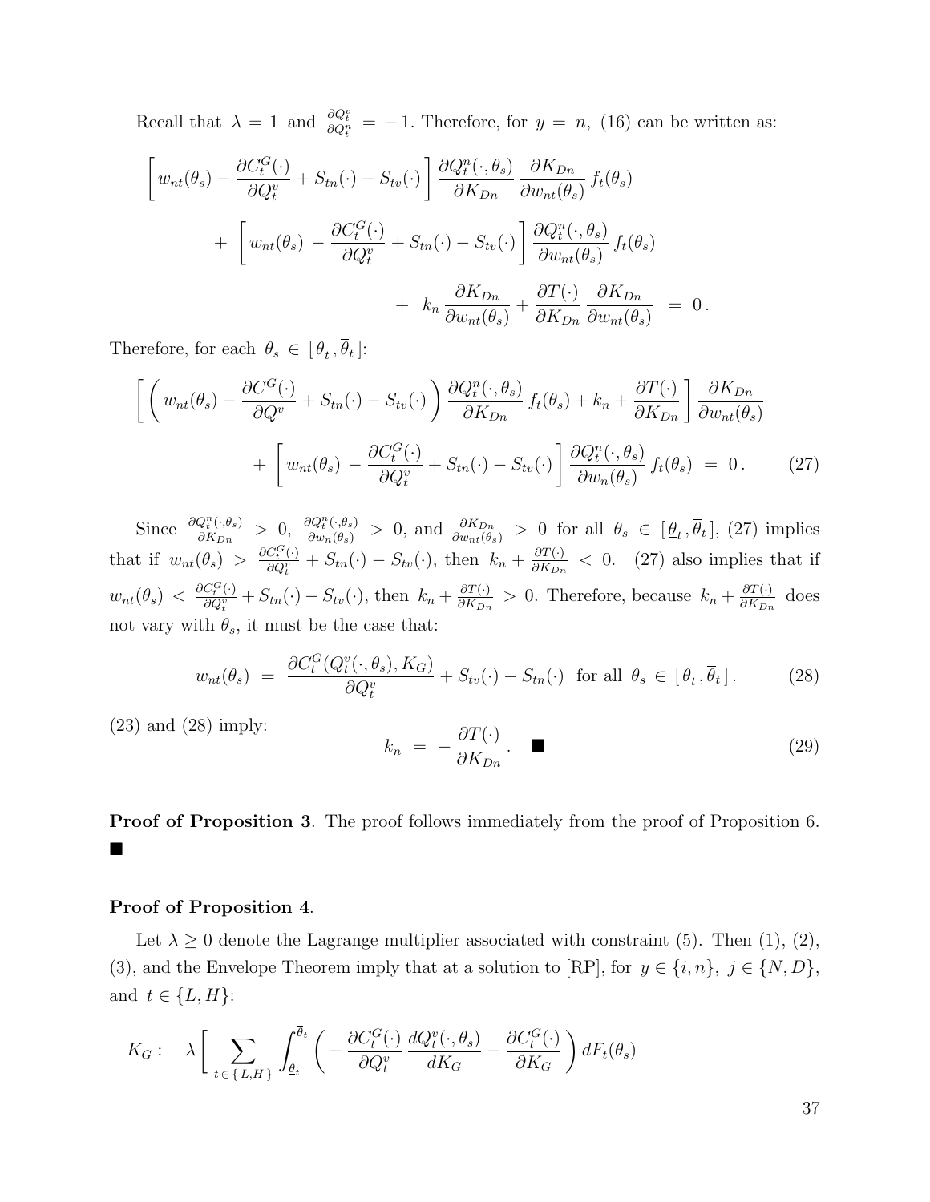Recall that $\lambda = 1$ and $\frac{\partial Q_t^v}{\partial Q_t^n} = -1$. Therefore, for $y = n$, (16) can be written as:

$$\left[ w_{nt}(\theta_s) - \frac{\partial C_t^G(\cdot)}{\partial Q_t^v} + S_{tn}(\cdot) - S_{tv}(\cdot) \right] \frac{\partial Q_t^n(\cdot, \theta_s)}{\partial K_{Dn}} \frac{\partial K_{Dn}}{\partial w_{nt}(\theta_s)} f_t(\theta_s)$$

$$+ \left[ w_{nt}(\theta_s) - \frac{\partial C_t^G(\cdot)}{\partial Q_t^v} + S_{tn}(\cdot) - S_{tv}(\cdot) \right] \frac{\partial Q_t^n(\cdot, \theta_s)}{\partial w_{nt}(\theta_s)} f_t(\theta_s)$$

$$+ \; k_n \frac{\partial K_{Dn}}{\partial w_{nt}(\theta_s)} + \frac{\partial T(\cdot)}{\partial K_{Dn}} \frac{\partial K_{Dn}}{\partial w_{nt}(\theta_s)} = 0 \, .$$

Therefore, for each $\theta_s \in [\underline{\theta}_t, \overline{\theta}_t]$:

$$\left[ \left( w_{nt}(\theta_s) - \frac{\partial C^G(\cdot)}{\partial Q^v} + S_{tn}(\cdot) - S_{tv}(\cdot) \right) \frac{\partial Q_t^n(\cdot, \theta_s)}{\partial K_{Dn}} f_t(\theta_s) + k_n + \frac{\partial T(\cdot)}{\partial K_{Dn}} \right] \frac{\partial K_{Dn}}{\partial w_{nt}(\theta_s)}$$

$$+ \left[ w_{nt}(\theta_s) - \frac{\partial C_t^G(\cdot)}{\partial Q_t^v} + S_{tn}(\cdot) - S_{tv}(\cdot) \right] \frac{\partial Q_t^n(\cdot, \theta_s)}{\partial w_n(\theta_s)} f_t(\theta_s) = 0 \, . \tag{27}$$

Since $\frac{\partial Q_t^n(\cdot, \theta_s)}{\partial K_{Dn}} > 0$, $\frac{\partial Q_t^n(\cdot, \theta_s)}{\partial w_n(\theta_s)} > 0$, and $\frac{\partial K_{Dn}}{\partial w_{nt}(\theta_s)} > 0$ for all $\theta_s \in [\underline{\theta}_t, \overline{\theta}_t]$, (27) implies that if $w_{nt}(\theta_s) > \frac{\partial C_t^G(\cdot)}{\partial Q_t^v} + S_{tn}(\cdot) - S_{tv}(\cdot)$, then $k_n + \frac{\partial T(\cdot)}{\partial K_{Dn}} < 0$. (27) also implies that if $w_{nt}(\theta_s) < \frac{\partial C_t^G(\cdot)}{\partial Q_t^v} + S_{tn}(\cdot) - S_{tv}(\cdot)$, then $k_n + \frac{\partial T(\cdot)}{\partial K_{Dn}} > 0$. Therefore, because $k_n + \frac{\partial T(\cdot)}{\partial K_{Dn}}$ does not vary with $\theta_s$, it must be the case that:

$$w_{nt}(\theta_s) = \frac{\partial C_t^G(Q_t^v(\cdot, \theta_s), K_G)}{\partial Q_t^v} + S_{tv}(\cdot) - S_{tn}(\cdot) \;\; \text{for all } \theta_s \in [\underline{\theta}_t, \overline{\theta}_t] \, . \tag{28}$$

(23) and (28) imply:

$$k_n = -\frac{\partial T(\cdot)}{\partial K_{Dn}} \, . \quad \blacksquare \tag{29}$$

**Proof of Proposition 3**. The proof follows immediately from the proof of Proposition 6. $\blacksquare$

**Proof of Proposition 4**.

Let $\lambda \geq 0$ denote the Lagrange multiplier associated with constraint (5). Then (1), (2), (3), and the Envelope Theorem imply that at a solution to [RP], for $y \in \{i, n\}$, $j \in \{N, D\}$, and $t \in \{L, H\}$:

$$K_G : \quad \lambda \left[ \sum_{t \in \{L,H\}} \int_{\underline{\theta}_t}^{\overline{\theta}_t} \left( - \frac{\partial C_t^G(\cdot)}{\partial Q_t^v} \frac{d Q_t^v(\cdot, \theta_s)}{d K_G} - \frac{\partial C_t^G(\cdot)}{\partial K_G} \right) dF_t(\theta_s) \right.$$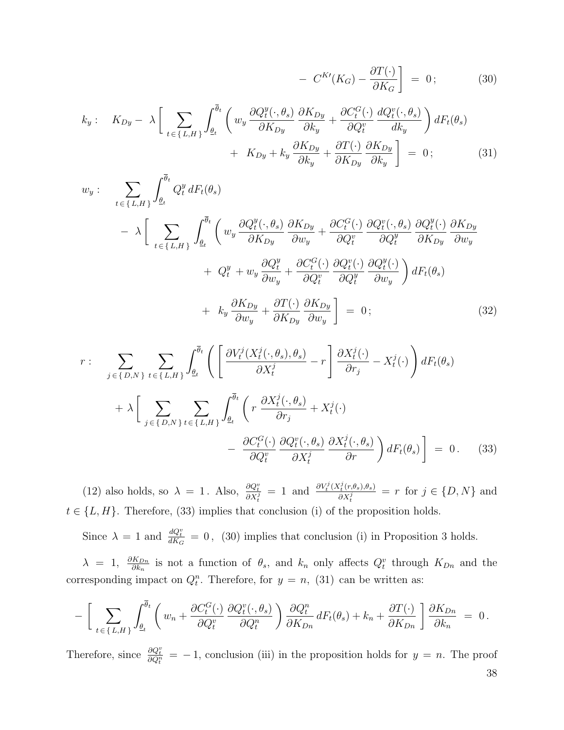$$- \; C^{K\prime}(K_G) - \frac{\partial T(\cdot)}{\partial K_G} \Bigg] \; = \; 0 \, ; \tag{30}$$

$$k_y : \quad K_{Dy} - \; \lambda \Bigg[ \sum_{t \in \{ L,H \}} \int_{\underline{\theta}_t}^{\overline{\theta}_t} \left( w_y \, \frac{\partial Q_t^y(\cdot, \theta_s)}{\partial K_{Dy}} \, \frac{\partial K_{Dy}}{\partial k_y} + \frac{\partial C_t^G(\cdot)}{\partial Q_t^v} \, \frac{d Q_t^v(\cdot, \theta_s)}{d k_y} \right) dF_t(\theta_s)$$
$$+ \; K_{Dy} + k_y \, \frac{\partial K_{Dy}}{\partial k_y} + \frac{\partial T(\cdot)}{\partial K_{Dy}} \, \frac{\partial K_{Dy}}{\partial k_y} \Bigg] \; = \; 0 \, ; \tag{31}$$

$$w_y : \quad \sum_{t \in \{ L,H \}} \int_{\underline{\theta}_t}^{\overline{\theta}_t} Q_t^y \, dF_t(\theta_s)$$
$$- \; \lambda \Bigg[ \sum_{t \in \{ L,H \}} \int_{\underline{\theta}_t}^{\overline{\theta}_t} \left( w_y \, \frac{\partial Q_t^y(\cdot, \theta_s)}{\partial K_{Dy}} \, \frac{\partial K_{Dy}}{\partial w_y} + \frac{\partial C_t^G(\cdot)}{\partial Q_t^v} \, \frac{\partial Q_t^v(\cdot, \theta_s)}{\partial Q_t^y} \, \frac{\partial Q_t^y(\cdot)}{\partial K_{Dy}} \, \frac{\partial K_{Dy}}{\partial w_y} \right.$$
$$\left. + \; Q_t^y + w_y \, \frac{\partial Q_t^y}{\partial w_y} + \frac{\partial C_t^G(\cdot)}{\partial Q_t^v} \, \frac{\partial Q_t^v(\cdot)}{\partial Q_t^y} \, \frac{\partial Q_t^y(\cdot)}{\partial w_y} \right) dF_t(\theta_s)$$
$$+ \; k_y \, \frac{\partial K_{Dy}}{\partial w_y} + \frac{\partial T(\cdot)}{\partial K_{Dy}} \, \frac{\partial K_{Dy}}{\partial w_y} \Bigg] \; = \; 0 \, ; \tag{32}$$

$$r : \quad \sum_{j \in \{ D,N \}} \sum_{t \in \{ L,H \}} \int_{\underline{\theta}_t}^{\overline{\theta}_t} \left( \left[ \frac{\partial V_t^j(X_t^j(\cdot, \theta_s), \theta_s)}{\partial X_t^j} - r \right] \frac{\partial X_t^j(\cdot)}{\partial r_j} - X_t^j(\cdot) \right) dF_t(\theta_s)$$
$$+ \; \lambda \Bigg[ \sum_{j \in \{ D,N \}} \sum_{t \in \{ L,H \}} \int_{\underline{\theta}_t}^{\overline{\theta}_t} \left( r \, \frac{\partial X_t^j(\cdot, \theta_s)}{\partial r_j} + X_t^j(\cdot) \right.$$
$$\left. - \; \frac{\partial C_t^G(\cdot)}{\partial Q_t^v} \, \frac{\partial Q_t^v(\cdot, \theta_s)}{\partial X_t^j} \, \frac{\partial X_t^j(\cdot, \theta_s)}{\partial r} \right) dF_t(\theta_s) \Bigg] \; = \; 0 \, . \tag{33}$$

(12) also holds, so $\lambda = 1$. Also, $\frac{\partial Q_t^v}{\partial X_t^j} = 1$ and $\frac{\partial V_t^j(X_t^j(r,\theta_s),\theta_s)}{\partial X_t^j} = r$ for $j \in \{D, N\}$ and $t \in \{L, H\}$. Therefore, (33) implies that conclusion (i) of the proposition holds.

Since $\lambda = 1$ and $\frac{dQ_t^v}{dK_G} = 0$, (30) implies that conclusion (i) in Proposition 3 holds.

$\lambda = 1$, $\frac{\partial K_{Dn}}{\partial k_n}$ is not a function of $\theta_s$, and $k_n$ only affects $Q_t^v$ through $K_{Dn}$ and the corresponding impact on $Q_t^n$. Therefore, for $y = n$, (31) can be written as:

$$- \Bigg[ \sum_{t \in \{ L,H \}} \int_{\underline{\theta}_t}^{\overline{\theta}_t} \left( w_n + \frac{\partial C_t^G(\cdot)}{\partial Q_t^v} \, \frac{\partial Q_t^v(\cdot, \theta_s)}{\partial Q_t^n} \right) \frac{\partial Q_t^n}{\partial K_{Dn}} \, dF_t(\theta_s) + k_n + \frac{\partial T(\cdot)}{\partial K_{Dn}} \Bigg] \frac{\partial K_{Dn}}{\partial k_n} \; = \; 0 \, .$$

Therefore, since $\frac{\partial Q_t^v}{\partial Q_t^n} = -1$, conclusion (iii) in the proposition holds for $y = n$. The proof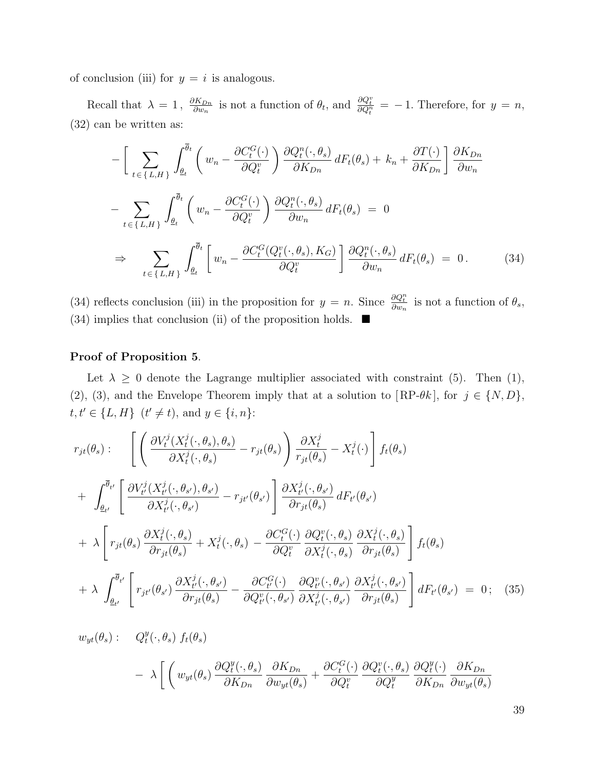of conclusion (iii) for $y = i$ is analogous.

Recall that $\lambda = 1$, $\frac{\partial K_{Dn}}{\partial w_n}$ is not a function of $\theta_t$, and $\frac{\partial Q_t^v}{\partial Q_t^n} = -1$. Therefore, for $y = n$, (32) can be written as:

$$
- \left[ \sum_{t \in \{L,H\}} \int_{\underline{\theta}_t}^{\overline{\theta}_t} \left( w_n - \frac{\partial C_t^G(\cdot)}{\partial Q_t^v} \right) \frac{\partial Q_t^n(\cdot, \theta_s)}{\partial K_{Dn}} \, dF_t(\theta_s) + k_n + \frac{\partial T(\cdot)}{\partial K_{Dn}} \right] \frac{\partial K_{Dn}}{\partial w_n}
$$

$$
- \sum_{t \in \{L,H\}} \int_{\underline{\theta}_t}^{\overline{\theta}_t} \left( w_n - \frac{\partial C_t^G(\cdot)}{\partial Q_t^v} \right) \frac{\partial Q_t^n(\cdot, \theta_s)}{\partial w_n} \, dF_t(\theta_s) = 0
$$

$$
\Rightarrow \quad \sum_{t \in \{L,H\}} \int_{\underline{\theta}_t}^{\overline{\theta}_t} \left[ w_n - \frac{\partial C_t^G(Q_t^v(\cdot, \theta_s), K_G)}{\partial Q_t^v} \right] \frac{\partial Q_t^n(\cdot, \theta_s)}{\partial w_n} \, dF_t(\theta_s) = 0 \, . \tag{34}
$$

(34) reflects conclusion (iii) in the proposition for $y = n$. Since $\frac{\partial Q_t^n}{\partial w_n}$ is not a function of $\theta_s$, (34) implies that conclusion (ii) of the proposition holds. ■

**Proof of Proposition 5**.

Let $\lambda \geq 0$ denote the Lagrange multiplier associated with constraint (5). Then (1), (2), (3), and the Envelope Theorem imply that at a solution to [RP-$\theta k$], for $j \in \{N, D\}$, $t, t' \in \{L, H\}$ $(t' \neq t)$, and $y \in \{i, n\}$:

$$
r_{jt}(\theta_s): \quad \left[ \left( \frac{\partial V_t^j(X_t^j(\cdot, \theta_s), \theta_s)}{\partial X_t^j(\cdot, \theta_s)} - r_{jt}(\theta_s) \right) \frac{\partial X_t^j}{r_{jt}(\theta_s)} - X_t^j(\cdot) \right] f_t(\theta_s)
$$

$$
+ \int_{\underline{\theta}_{t'}}^{\overline{\theta}_{t'}} \left[ \frac{\partial V_{t'}^j(X_{t'}^j(\cdot, \theta_{s'}), \theta_{s'})}{\partial X_{t'}^j(\cdot, \theta_{s'})} - r_{jt'}(\theta_{s'}) \right] \frac{\partial X_{t'}^j(\cdot, \theta_{s'})}{\partial r_{jt}(\theta_s)} \, dF_{t'}(\theta_{s'})
$$

$$
+ \lambda \left[ r_{jt}(\theta_s) \frac{\partial X_t^j(\cdot, \theta_s)}{\partial r_{jt}(\theta_s)} + X_t^j(\cdot, \theta_s) - \frac{\partial C_t^G(\cdot)}{\partial Q_t^v} \frac{\partial Q_t^v(\cdot, \theta_s)}{\partial X_t^j(\cdot, \theta_s)} \frac{\partial X_t^j(\cdot, \theta_s)}{\partial r_{jt}(\theta_s)} \right] f_t(\theta_s)
$$

$$
+ \lambda \int_{\underline{\theta}_{t'}}^{\overline{\theta}_{t'}} \left[ r_{jt'}(\theta_{s'}) \frac{\partial X_{t'}^j(\cdot, \theta_{s'})}{\partial r_{jt}(\theta_s)} - \frac{\partial C_{t'}^G(\cdot)}{\partial Q_{t'}^v(\cdot, \theta_{s'})} \frac{\partial Q_{t'}^v(\cdot, \theta_{s'})}{\partial X_{t'}^j(\cdot, \theta_{s'})} \frac{\partial X_{t'}^j(\cdot, \theta_{s'})}{\partial r_{jt}(\theta_s)} \right] dF_{t'}(\theta_{s'}) = 0 \, ; \tag{35}
$$

$$
w_{yt}(\theta_s): \quad Q_t^y(\cdot, \theta_s) \, f_t(\theta_s)
$$

$$
- \lambda \left[ \left( w_{yt}(\theta_s) \frac{\partial Q_t^y(\cdot, \theta_s)}{\partial K_{Dn}} \frac{\partial K_{Dn}}{\partial w_{yt}(\theta_s)} + \frac{\partial C_t^G(\cdot)}{\partial Q_t^v} \frac{\partial Q_t^v(\cdot, \theta_s)}{\partial Q_t^y} \frac{\partial Q_t^y(\cdot)}{\partial K_{Dn}} \frac{\partial K_{Dn}}{\partial w_{yt}(\theta_s)} \right.\right.
$$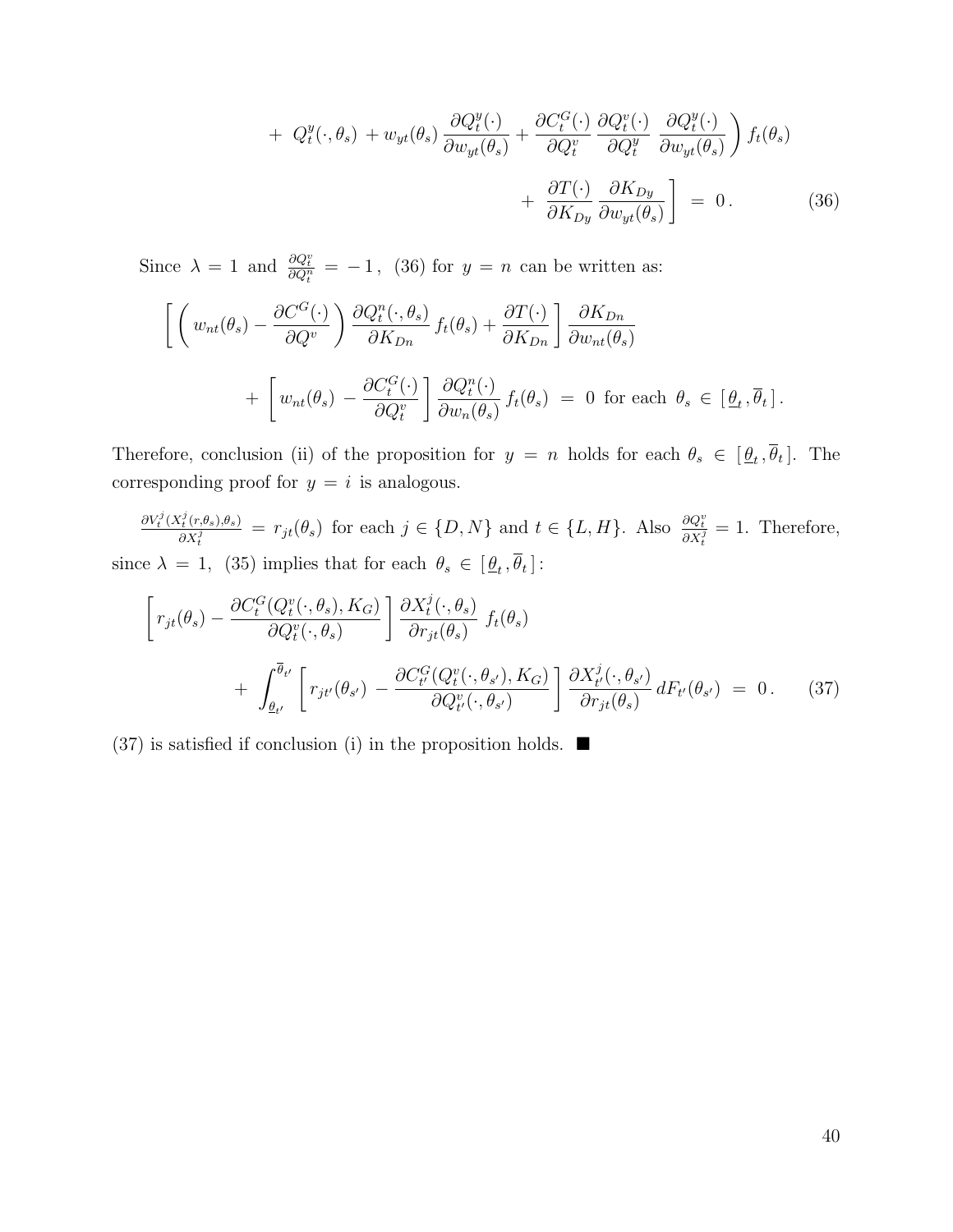$$
+ \; Q_t^y(\cdot, \theta_s) \; + w_{yt}(\theta_s) \, \frac{\partial Q_t^y(\cdot)}{\partial w_{yt}(\theta_s)} + \frac{\partial C_t^G(\cdot)}{\partial Q_t^v} \, \frac{\partial Q_t^v(\cdot)}{\partial Q_t^y} \; \frac{\partial Q_t^y(\cdot)}{\partial w_{yt}(\theta_s)} \Bigg) \, f_t(\theta_s)
$$

$$
+ \; \frac{\partial T(\cdot)}{\partial K_{Dy}} \, \frac{\partial K_{Dy}}{\partial w_{yt}(\theta_s)} \Bigg] \; = \; 0 \, . \tag{36}
$$

Since $\lambda = 1$ and $\frac{\partial Q_t^v}{\partial Q_t^n} = -1$, (36) for $y = n$ can be written as:

$$
\left[ \left( w_{nt}(\theta_s) - \frac{\partial C^G(\cdot)}{\partial Q^v} \right) \frac{\partial Q_t^n(\cdot, \theta_s)}{\partial K_{Dn}} \, f_t(\theta_s) + \frac{\partial T(\cdot)}{\partial K_{Dn}} \right] \frac{\partial K_{Dn}}{\partial w_{nt}(\theta_s)}
$$

$$
+ \left[ w_{nt}(\theta_s) \; - \frac{\partial C_t^G(\cdot)}{\partial Q_t^v} \right] \frac{\partial Q_t^n(\cdot)}{\partial w_n(\theta_s)} \, f_t(\theta_s) \; = \; 0 \; \text{ for each } \; \theta_s \, \in \, [\, \underline{\theta}_t \, , \overline{\theta}_t \,] \, .
$$

Therefore, conclusion (ii) of the proposition for $y = n$ holds for each $\theta_s \in [\underline{\theta}_t, \overline{\theta}_t]$. The corresponding proof for $y = i$ is analogous.

$\frac{\partial V_t^j(X_t^j(r, \theta_s), \theta_s)}{\partial X_t^j} = r_{jt}(\theta_s)$ for each $j \in \{D, N\}$ and $t \in \{L, H\}$. Also $\frac{\partial Q_t^v}{\partial X_t^j} = 1$. Therefore, since $\lambda = 1$, (35) implies that for each $\theta_s \in [\,\underline{\theta}_t\,, \overline{\theta}_t\,]$:

$$
\left[ r_{jt}(\theta_s) - \frac{\partial C_t^G(Q_t^v(\cdot, \theta_s), K_G)}{\partial Q_t^v(\cdot, \theta_s)} \right] \frac{\partial X_t^j(\cdot, \theta_s)}{\partial r_{jt}(\theta_s)} \; f_t(\theta_s)
$$

$$
+ \; \int_{\underline{\theta}_{t'}}^{\overline{\theta}_{t'}} \left[ r_{jt'}(\theta_{s'}) \; - \frac{\partial C_{t'}^G(Q_t^v(\cdot, \theta_{s'}), K_G)}{\partial Q_{t'}^v(\cdot, \theta_{s'})} \right] \frac{\partial X_{t'}^j(\cdot, \theta_{s'})}{\partial r_{jt}(\theta_s)} \, dF_{t'}(\theta_{s'}) \; = \; 0 \, . \tag{37}
$$

(37) is satisfied if conclusion (i) in the proposition holds. ■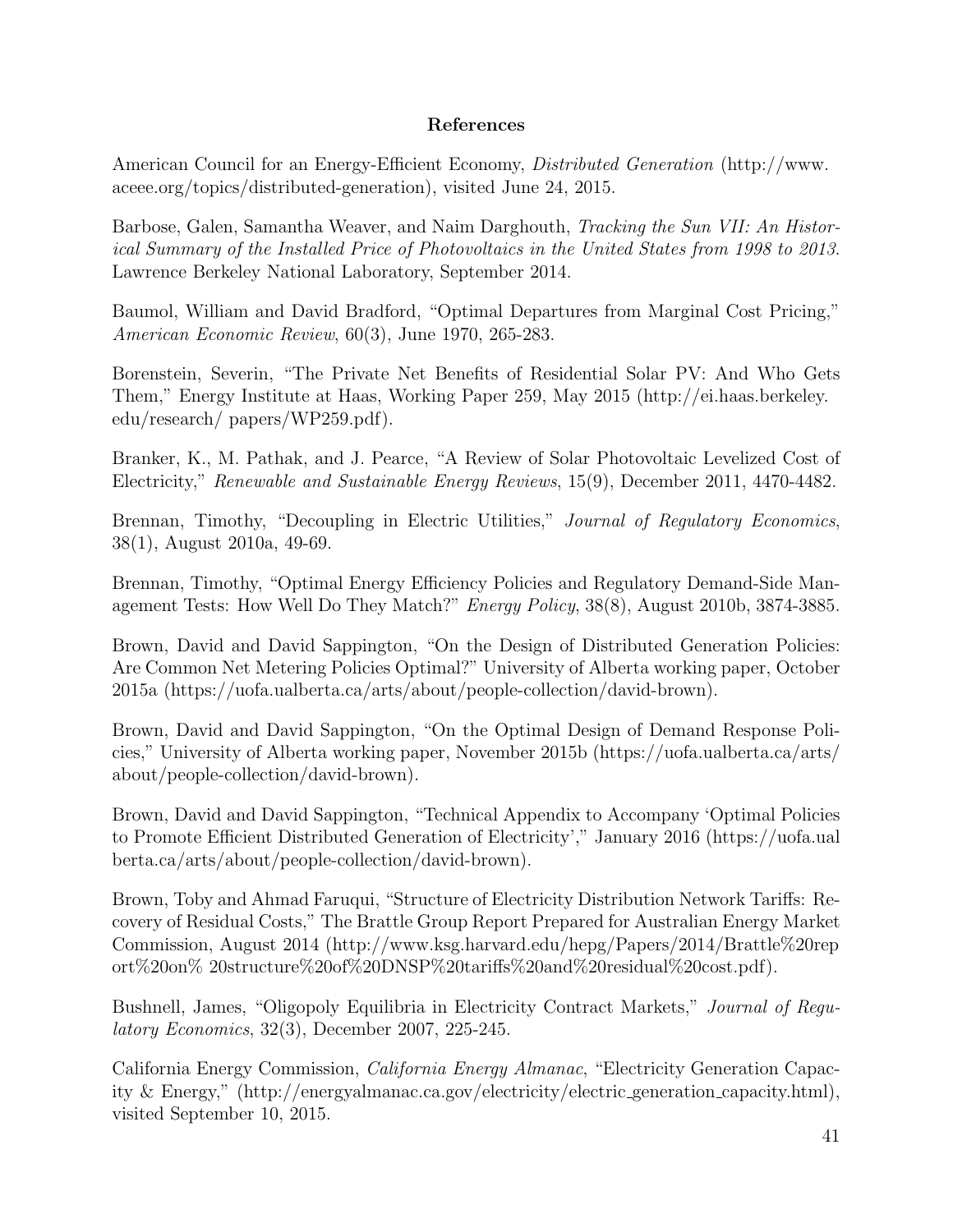## References

American Council for an Energy-Efficient Economy, *Distributed Generation* (http://www.aceee.org/topics/distributed-generation), visited June 24, 2015.

Barbose, Galen, Samantha Weaver, and Naim Darghouth, *Tracking the Sun VII: An Historical Summary of the Installed Price of Photovoltaics in the United States from 1998 to 2013*. Lawrence Berkeley National Laboratory, September 2014.

Baumol, William and David Bradford, "Optimal Departures from Marginal Cost Pricing," *American Economic Review*, 60(3), June 1970, 265-283.

Borenstein, Severin, "The Private Net Benefits of Residential Solar PV: And Who Gets Them," Energy Institute at Haas, Working Paper 259, May 2015 (http://ei.haas.berkeley.edu/research/ papers/WP259.pdf).

Branker, K., M. Pathak, and J. Pearce, "A Review of Solar Photovoltaic Levelized Cost of Electricity," *Renewable and Sustainable Energy Reviews*, 15(9), December 2011, 4470-4482.

Brennan, Timothy, "Decoupling in Electric Utilities," *Journal of Regulatory Economics*, 38(1), August 2010a, 49-69.

Brennan, Timothy, "Optimal Energy Efficiency Policies and Regulatory Demand-Side Management Tests: How Well Do They Match?" *Energy Policy*, 38(8), August 2010b, 3874-3885.

Brown, David and David Sappington, "On the Design of Distributed Generation Policies: Are Common Net Metering Policies Optimal?" University of Alberta working paper, October 2015a (https://uofa.ualberta.ca/arts/about/people-collection/david-brown).

Brown, David and David Sappington, "On the Optimal Design of Demand Response Policies," University of Alberta working paper, November 2015b (https://uofa.ualberta.ca/arts/about/people-collection/david-brown).

Brown, David and David Sappington, "Technical Appendix to Accompany 'Optimal Policies to Promote Efficient Distributed Generation of Electricity'," January 2016 (https://uofa.ualberta.ca/arts/about/people-collection/david-brown).

Brown, Toby and Ahmad Faruqui, "Structure of Electricity Distribution Network Tariffs: Recovery of Residual Costs," The Brattle Group Report Prepared for Australian Energy Market Commission, August 2014 (http://www.ksg.harvard.edu/hepg/Papers/2014/Brattle%20report%20on% 20structure%20of%20DNSP%20tariffs%20and%20residual%20cost.pdf).

Bushnell, James, "Oligopoly Equilibria in Electricity Contract Markets," *Journal of Regulatory Economics*, 32(3), December 2007, 225-245.

California Energy Commission, *California Energy Almanac*, "Electricity Generation Capacity & Energy," (http://energyalmanac.ca.gov/electricity/electric_generation_capacity.html), visited September 10, 2015.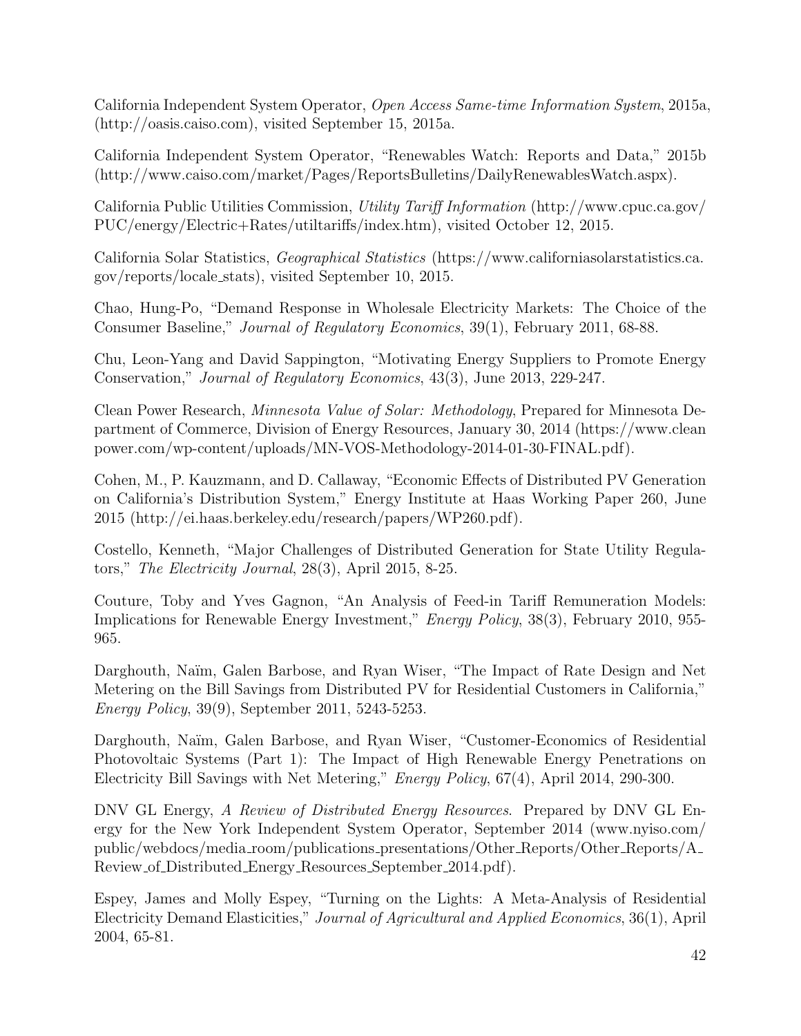California Independent System Operator, *Open Access Same-time Information System*, 2015a, (http://oasis.caiso.com), visited September 15, 2015a.

California Independent System Operator, "Renewables Watch: Reports and Data," 2015b (http://www.caiso.com/market/Pages/ReportsBulletins/DailyRenewablesWatch.aspx).

California Public Utilities Commission, *Utility Tariff Information* (http://www.cpuc.ca.gov/PUC/energy/Electric+Rates/utiltariffs/index.htm), visited October 12, 2015.

California Solar Statistics, *Geographical Statistics* (https://www.californiasolarstatistics.ca.gov/reports/locale_stats), visited September 10, 2015.

Chao, Hung-Po, "Demand Response in Wholesale Electricity Markets: The Choice of the Consumer Baseline," *Journal of Regulatory Economics*, 39(1), February 2011, 68-88.

Chu, Leon-Yang and David Sappington, "Motivating Energy Suppliers to Promote Energy Conservation," *Journal of Regulatory Economics*, 43(3), June 2013, 229-247.

Clean Power Research, *Minnesota Value of Solar: Methodology*, Prepared for Minnesota Department of Commerce, Division of Energy Resources, January 30, 2014 (https://www.cleanpower.com/wp-content/uploads/MN-VOS-Methodology-2014-01-30-FINAL.pdf).

Cohen, M., P. Kauzmann, and D. Callaway, "Economic Effects of Distributed PV Generation on California's Distribution System," Energy Institute at Haas Working Paper 260, June 2015 (http://ei.haas.berkeley.edu/research/papers/WP260.pdf).

Costello, Kenneth, "Major Challenges of Distributed Generation for State Utility Regulators," *The Electricity Journal*, 28(3), April 2015, 8-25.

Couture, Toby and Yves Gagnon, "An Analysis of Feed-in Tariff Remuneration Models: Implications for Renewable Energy Investment," *Energy Policy*, 38(3), February 2010, 955-965.

Darghouth, Naïm, Galen Barbose, and Ryan Wiser, "The Impact of Rate Design and Net Metering on the Bill Savings from Distributed PV for Residential Customers in California," *Energy Policy*, 39(9), September 2011, 5243-5253.

Darghouth, Naïm, Galen Barbose, and Ryan Wiser, "Customer-Economics of Residential Photovoltaic Systems (Part 1): The Impact of High Renewable Energy Penetrations on Electricity Bill Savings with Net Metering," *Energy Policy*, 67(4), April 2014, 290-300.

DNV GL Energy, *A Review of Distributed Energy Resources*. Prepared by DNV GL Energy for the New York Independent System Operator, September 2014 (www.nyiso.com/public/webdocs/media_room/publications_presentations/Other_Reports/Other_Reports/A_Review_of_Distributed_Energy_Resources_September_2014.pdf).

Espey, James and Molly Espey, "Turning on the Lights: A Meta-Analysis of Residential Electricity Demand Elasticities," *Journal of Agricultural and Applied Economics*, 36(1), April 2004, 65-81.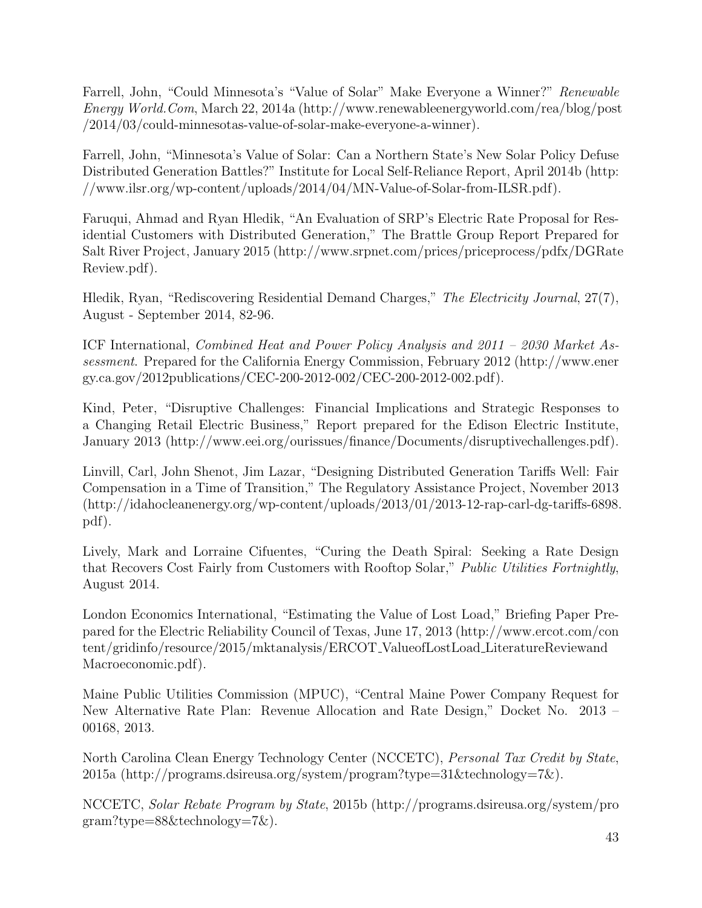Farrell, John, "Could Minnesota's "Value of Solar" Make Everyone a Winner?" *Renewable Energy World.Com*, March 22, 2014a (http://www.renewableenergyworld.com/rea/blog/post/2014/03/could-minnesotas-value-of-solar-make-everyone-a-winner).

Farrell, John, "Minnesota's Value of Solar: Can a Northern State's New Solar Policy Defuse Distributed Generation Battles?" Institute for Local Self-Reliance Report, April 2014b (http://www.ilsr.org/wp-content/uploads/2014/04/MN-Value-of-Solar-from-ILSR.pdf).

Faruqui, Ahmad and Ryan Hledik, "An Evaluation of SRP's Electric Rate Proposal for Residential Customers with Distributed Generation," The Brattle Group Report Prepared for Salt River Project, January 2015 (http://www.srpnet.com/prices/priceprocess/pdfx/DGRateReview.pdf).

Hledik, Ryan, "Rediscovering Residential Demand Charges," *The Electricity Journal*, 27(7), August - September 2014, 82-96.

ICF International, *Combined Heat and Power Policy Analysis and 2011 – 2030 Market Assessment*. Prepared for the California Energy Commission, February 2012 (http://www.energy.ca.gov/2012publications/CEC-200-2012-002/CEC-200-2012-002.pdf).

Kind, Peter, "Disruptive Challenges: Financial Implications and Strategic Responses to a Changing Retail Electric Business," Report prepared for the Edison Electric Institute, January 2013 (http://www.eei.org/ourissues/finance/Documents/disruptivechallenges.pdf).

Linvill, Carl, John Shenot, Jim Lazar, "Designing Distributed Generation Tariffs Well: Fair Compensation in a Time of Transition," The Regulatory Assistance Project, November 2013 (http://idahocleanenergy.org/wp-content/uploads/2013/01/2013-12-rap-carl-dg-tariffs-6898.pdf).

Lively, Mark and Lorraine Cifuentes, "Curing the Death Spiral: Seeking a Rate Design that Recovers Cost Fairly from Customers with Rooftop Solar," *Public Utilities Fortnightly*, August 2014.

London Economics International, "Estimating the Value of Lost Load," Briefing Paper Prepared for the Electric Reliability Council of Texas, June 17, 2013 (http://www.ercot.com/content/gridinfo/resource/2015/mktanalysis/ERCOT_ValueofLostLoad_LiteratureReviewandMacroeconomic.pdf).

Maine Public Utilities Commission (MPUC), "Central Maine Power Company Request for New Alternative Rate Plan: Revenue Allocation and Rate Design," Docket No. 2013 – 00168, 2013.

North Carolina Clean Energy Technology Center (NCCETC), *Personal Tax Credit by State*, 2015a (http://programs.dsireusa.org/system/program?type=31&technology=7&).

NCCETC, *Solar Rebate Program by State*, 2015b (http://programs.dsireusa.org/system/program?type=88&technology=7&).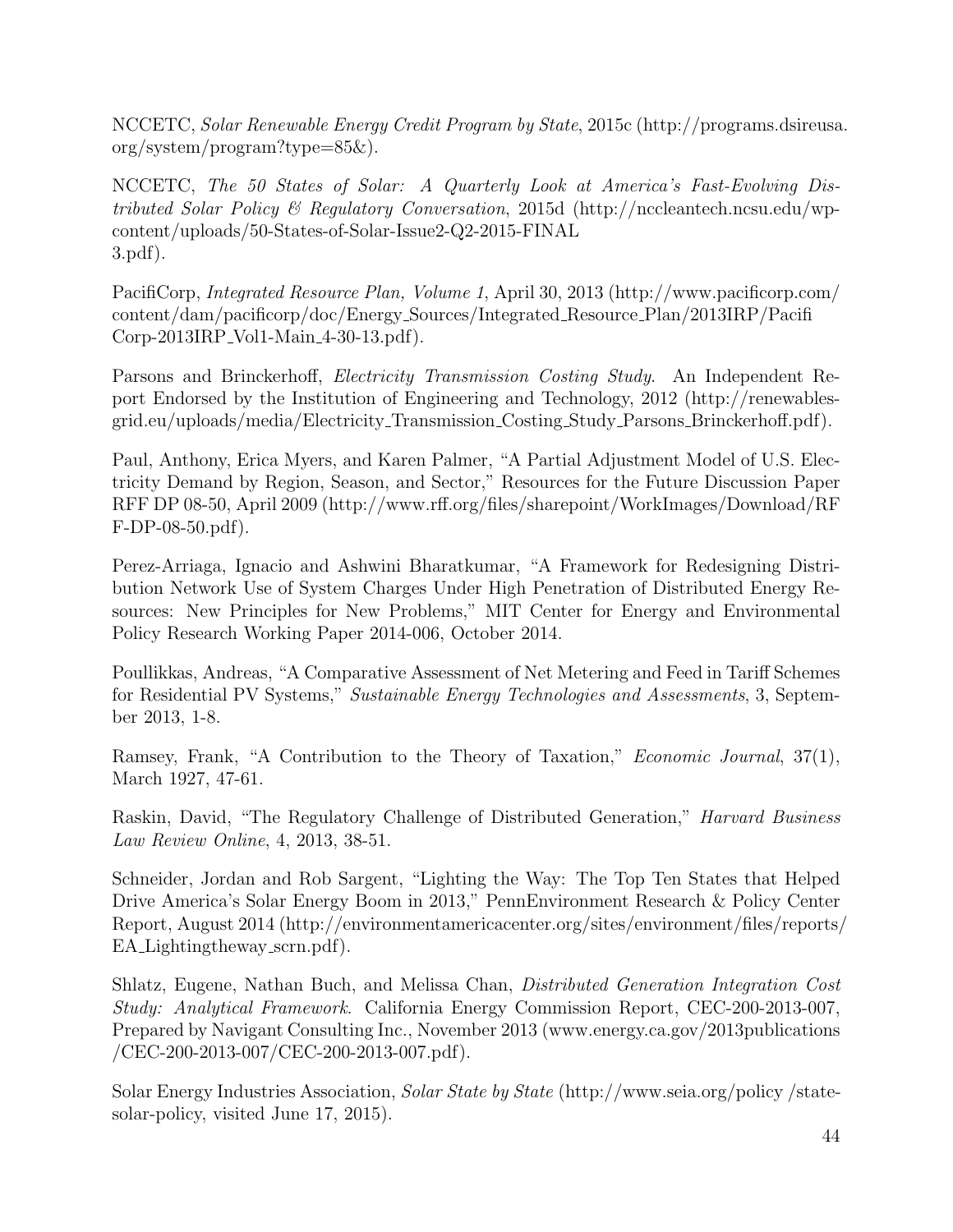NCCETC, *Solar Renewable Energy Credit Program by State*, 2015c (http://programs.dsireusa.org/system/program?type=85&).

NCCETC, *The 50 States of Solar: A Quarterly Look at America's Fast-Evolving Distributed Solar Policy & Regulatory Conversation*, 2015d (http://nccleantech.ncsu.edu/wp-content/uploads/50-States-of-Solar-Issue2-Q2-2015-FINAL 3.pdf).

PacifiCorp, *Integrated Resource Plan, Volume 1*, April 30, 2013 (http://www.pacificorp.com/content/dam/pacificorp/doc/Energy_Sources/Integrated_Resource_Plan/2013IRP/PacifiCorp-2013IRP_Vol1-Main_4-30-13.pdf).

Parsons and Brinckerhoff, *Electricity Transmission Costing Study*. An Independent Report Endorsed by the Institution of Engineering and Technology, 2012 (http://renewables-grid.eu/uploads/media/Electricity_Transmission_Costing_Study_Parsons_Brinckerhoff.pdf).

Paul, Anthony, Erica Myers, and Karen Palmer, "A Partial Adjustment Model of U.S. Electricity Demand by Region, Season, and Sector," Resources for the Future Discussion Paper RFF DP 08-50, April 2009 (http://www.rff.org/files/sharepoint/WorkImages/Download/RFF-DP-08-50.pdf).

Perez-Arriaga, Ignacio and Ashwini Bharatkumar, "A Framework for Redesigning Distribution Network Use of System Charges Under High Penetration of Distributed Energy Resources: New Principles for New Problems," MIT Center for Energy and Environmental Policy Research Working Paper 2014-006, October 2014.

Poullikkas, Andreas, "A Comparative Assessment of Net Metering and Feed in Tariff Schemes for Residential PV Systems," *Sustainable Energy Technologies and Assessments*, 3, September 2013, 1-8.

Ramsey, Frank, "A Contribution to the Theory of Taxation," *Economic Journal*, 37(1), March 1927, 47-61.

Raskin, David, "The Regulatory Challenge of Distributed Generation," *Harvard Business Law Review Online*, 4, 2013, 38-51.

Schneider, Jordan and Rob Sargent, "Lighting the Way: The Top Ten States that Helped Drive America's Solar Energy Boom in 2013," PennEnvironment Research & Policy Center Report, August 2014 (http://environmentamericacenter.org/sites/environment/files/reports/EA_Lightingtheway_scrn.pdf).

Shlatz, Eugene, Nathan Buch, and Melissa Chan, *Distributed Generation Integration Cost Study: Analytical Framework*. California Energy Commission Report, CEC-200-2013-007, Prepared by Navigant Consulting Inc., November 2013 (www.energy.ca.gov/2013publications/CEC-200-2013-007/CEC-200-2013-007.pdf).

Solar Energy Industries Association, *Solar State by State* (http://www.seia.org/policy/state-solar-policy, visited June 17, 2015).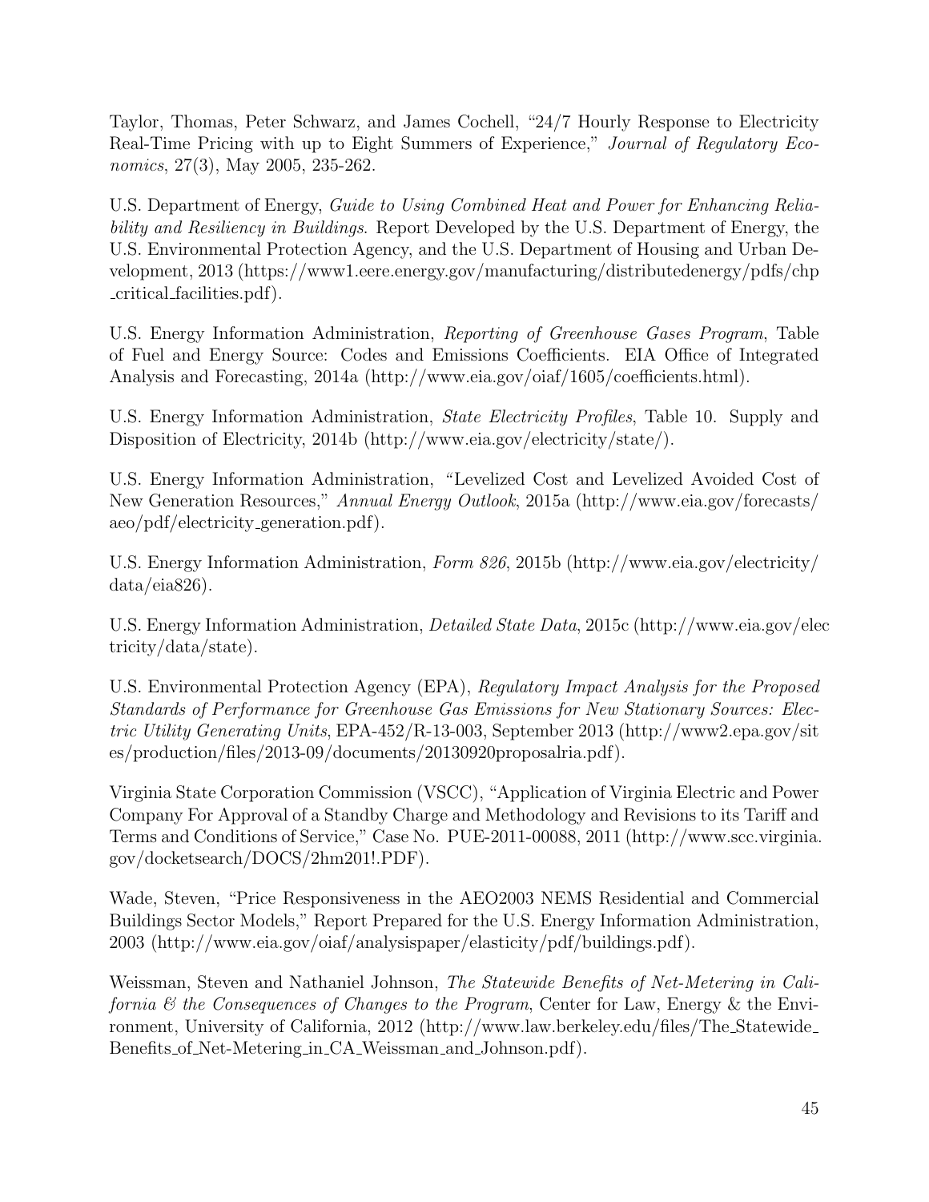Taylor, Thomas, Peter Schwarz, and James Cochell, "24/7 Hourly Response to Electricity Real-Time Pricing with up to Eight Summers of Experience," *Journal of Regulatory Economics*, 27(3), May 2005, 235-262.

U.S. Department of Energy, *Guide to Using Combined Heat and Power for Enhancing Reliability and Resiliency in Buildings*. Report Developed by the U.S. Department of Energy, the U.S. Environmental Protection Agency, and the U.S. Department of Housing and Urban Development, 2013 (https://www1.eere.energy.gov/manufacturing/distributedenergy/pdfs/chp_critical_facilities.pdf).

U.S. Energy Information Administration, *Reporting of Greenhouse Gases Program*, Table of Fuel and Energy Source: Codes and Emissions Coefficients. EIA Office of Integrated Analysis and Forecasting, 2014a (http://www.eia.gov/oiaf/1605/coefficients.html).

U.S. Energy Information Administration, *State Electricity Profiles*, Table 10. Supply and Disposition of Electricity, 2014b (http://www.eia.gov/electricity/state/).

U.S. Energy Information Administration, "Levelized Cost and Levelized Avoided Cost of New Generation Resources," *Annual Energy Outlook*, 2015a (http://www.eia.gov/forecasts/aeo/pdf/electricity_generation.pdf).

U.S. Energy Information Administration, *Form 826*, 2015b (http://www.eia.gov/electricity/data/eia826).

U.S. Energy Information Administration, *Detailed State Data*, 2015c (http://www.eia.gov/electricity/data/state).

U.S. Environmental Protection Agency (EPA), *Regulatory Impact Analysis for the Proposed Standards of Performance for Greenhouse Gas Emissions for New Stationary Sources: Electric Utility Generating Units*, EPA-452/R-13-003, September 2013 (http://www2.epa.gov/sites/production/files/2013-09/documents/20130920proposalria.pdf).

Virginia State Corporation Commission (VSCC), "Application of Virginia Electric and Power Company For Approval of a Standby Charge and Methodology and Revisions to its Tariff and Terms and Conditions of Service," Case No. PUE-2011-00088, 2011 (http://www.scc.virginia.gov/docketsearch/DOCS/2hm201!.PDF).

Wade, Steven, "Price Responsiveness in the AEO2003 NEMS Residential and Commercial Buildings Sector Models," Report Prepared for the U.S. Energy Information Administration, 2003 (http://www.eia.gov/oiaf/analysispaper/elasticity/pdf/buildings.pdf).

Weissman, Steven and Nathaniel Johnson, *The Statewide Benefits of Net-Metering in California & the Consequences of Changes to the Program*, Center for Law, Energy & the Environment, University of California, 2012 (http://www.law.berkeley.edu/files/The_Statewide_Benefits_of_Net-Metering_in_CA_Weissman_and_Johnson.pdf).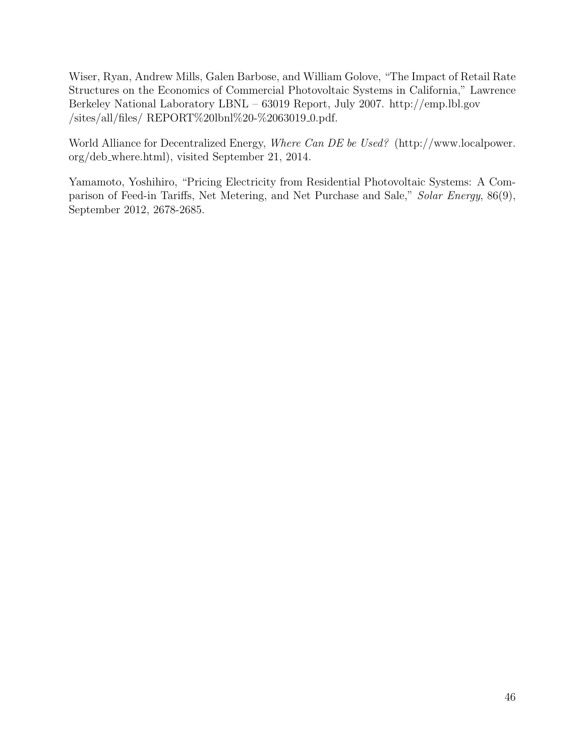Wiser, Ryan, Andrew Mills, Galen Barbose, and William Golove, "The Impact of Retail Rate Structures on the Economics of Commercial Photovoltaic Systems in California," Lawrence Berkeley National Laboratory LBNL – 63019 Report, July 2007. http://emp.lbl.gov /sites/all/files/ REPORT%20lbnl%20-%2063019_0.pdf.

World Alliance for Decentralized Energy, *Where Can DE be Used?* (http://www.localpower.org/deb_where.html), visited September 21, 2014.

Yamamoto, Yoshihiro, "Pricing Electricity from Residential Photovoltaic Systems: A Comparison of Feed-in Tariffs, Net Metering, and Net Purchase and Sale," *Solar Energy*, 86(9), September 2012, 2678-2685.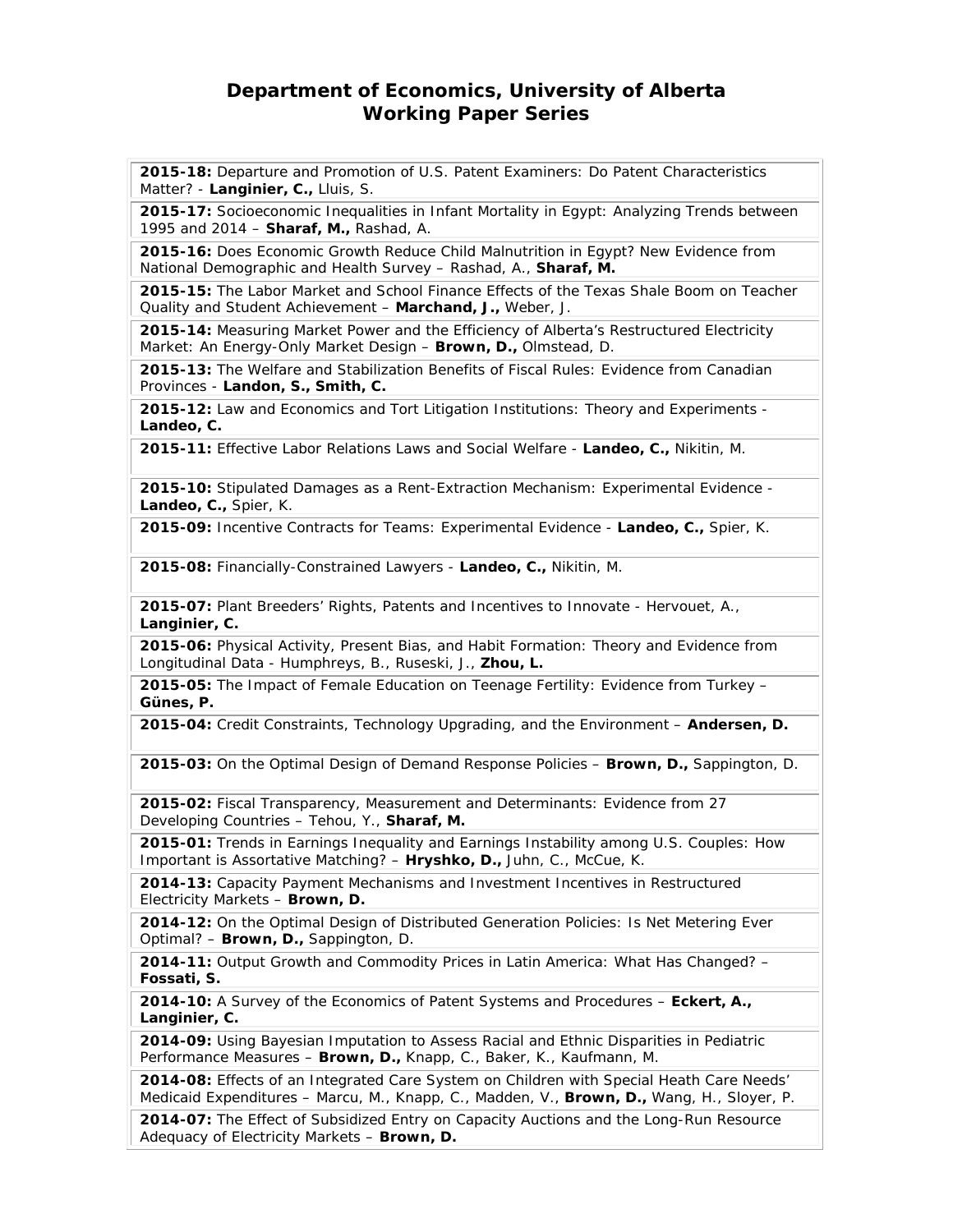# Department of Economics, University of Alberta
# Working Paper Series

**2015-18:** Departure and Promotion of U.S. Patent Examiners: Do Patent Characteristics Matter? - **Langinier, C.,** Lluis, S.

**2015-17:** Socioeconomic Inequalities in Infant Mortality in Egypt: Analyzing Trends between 1995 and 2014 – **Sharaf, M.,** Rashad, A.

**2015-16:** Does Economic Growth Reduce Child Malnutrition in Egypt? New Evidence from National Demographic and Health Survey – Rashad, A., **Sharaf, M.**

**2015-15:** The Labor Market and School Finance Effects of the Texas Shale Boom on Teacher Quality and Student Achievement – **Marchand, J.,** Weber, J.

**2015-14:** Measuring Market Power and the Efficiency of Alberta's Restructured Electricity Market: An Energy-Only Market Design – **Brown, D.,** Olmstead, D.

**2015-13:** The Welfare and Stabilization Benefits of Fiscal Rules: Evidence from Canadian Provinces - **Landon, S., Smith, C.**

**2015-12:** Law and Economics and Tort Litigation Institutions: Theory and Experiments - **Landeo, C.**

**2015-11:** Effective Labor Relations Laws and Social Welfare - **Landeo, C.,** Nikitin, M.

**2015-10:** Stipulated Damages as a Rent-Extraction Mechanism: Experimental Evidence - **Landeo, C.,** Spier, K.

**2015-09:** Incentive Contracts for Teams: Experimental Evidence - **Landeo, C.,** Spier, K.

**2015-08:** Financially-Constrained Lawyers - **Landeo, C.,** Nikitin, M.

**2015-07:** Plant Breeders' Rights, Patents and Incentives to Innovate - Hervouet, A., **Langinier, C.**

**2015-06:** Physical Activity, Present Bias, and Habit Formation: Theory and Evidence from Longitudinal Data - Humphreys, B., Ruseski, J., **Zhou, L.**

**2015-05:** The Impact of Female Education on Teenage Fertility: Evidence from Turkey – **Günes, P.**

**2015-04:** Credit Constraints, Technology Upgrading, and the Environment – **Andersen, D.**

**2015-03:** On the Optimal Design of Demand Response Policies – **Brown, D.,** Sappington, D.

**2015-02:** Fiscal Transparency, Measurement and Determinants: Evidence from 27 Developing Countries – Tehou, Y., **Sharaf, M.**

**2015-01:** Trends in Earnings Inequality and Earnings Instability among U.S. Couples: How Important is Assortative Matching? – **Hryshko, D.,** Juhn, C., McCue, K.

**2014-13:** Capacity Payment Mechanisms and Investment Incentives in Restructured Electricity Markets – **Brown, D.**

**2014-12:** On the Optimal Design of Distributed Generation Policies: Is Net Metering Ever Optimal? – **Brown, D.,** Sappington, D.

**2014-11:** Output Growth and Commodity Prices in Latin America: What Has Changed? – **Fossati, S.**

**2014-10:** A Survey of the Economics of Patent Systems and Procedures – **Eckert, A., Langinier, C.**

**2014-09:** Using Bayesian Imputation to Assess Racial and Ethnic Disparities in Pediatric Performance Measures – **Brown, D.,** Knapp, C., Baker, K., Kaufmann, M.

**2014-08:** Effects of an Integrated Care System on Children with Special Heath Care Needs' Medicaid Expenditures – Marcu, M., Knapp, C., Madden, V., **Brown, D.,** Wang, H., Sloyer, P.

**2014-07:** The Effect of Subsidized Entry on Capacity Auctions and the Long-Run Resource Adequacy of Electricity Markets – **Brown, D.**